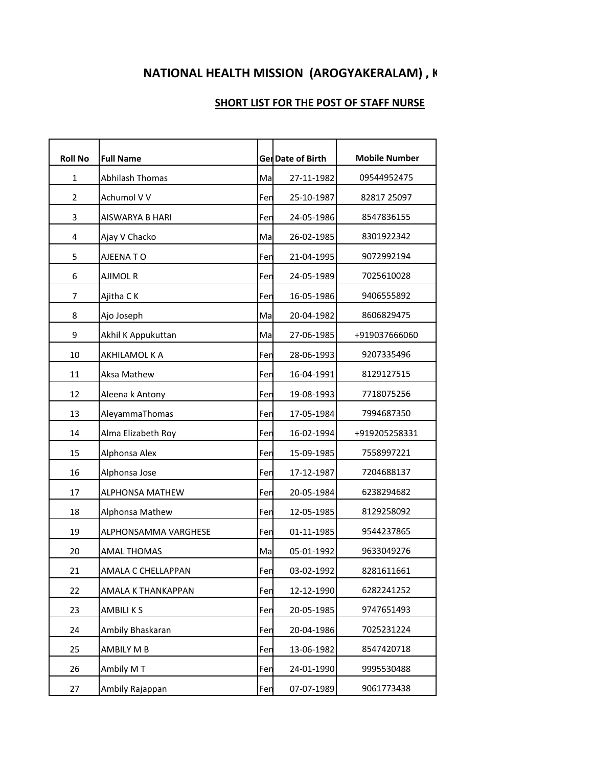# NATIONAL HEALTH MISSION (AROGYAKERALAM) , K

## SHORT LIST FOR THE POST OF STAFF NURSE

| Roll No | Full Name | Ger | Date of Birth | Mobile Number |
|---|---|---|---|---|
| 1 | Abhilash Thomas | Ma | 27-11-1982 | 09544952475 |
| 2 | Achumol V V | Fen | 25-10-1987 | 82817 25097 |
| 3 | AISWARYA B HARI | Fen | 24-05-1986 | 8547836155 |
| 4 | Ajay V Chacko | Ma | 26-02-1985 | 8301922342 |
| 5 | AJEENA T O | Fen | 21-04-1995 | 9072992194 |
| 6 | AJIMOL R | Fen | 24-05-1989 | 7025610028 |
| 7 | Ajitha C K | Fen | 16-05-1986 | 9406555892 |
| 8 | Ajo Joseph | Ma | 20-04-1982 | 8606829475 |
| 9 | Akhil K Appukuttan | Ma | 27-06-1985 | +919037666060 |
| 10 | AKHILAMOL K A | Fen | 28-06-1993 | 9207335496 |
| 11 | Aksa Mathew | Fen | 16-04-1991 | 8129127515 |
| 12 | Aleena k Antony | Fen | 19-08-1993 | 7718075256 |
| 13 | AleyammaThomas | Fen | 17-05-1984 | 7994687350 |
| 14 | Alma Elizabeth Roy | Fen | 16-02-1994 | +919205258331 |
| 15 | Alphonsa Alex | Fen | 15-09-1985 | 7558997221 |
| 16 | Alphonsa Jose | Fen | 17-12-1987 | 7204688137 |
| 17 | ALPHONSA MATHEW | Fen | 20-05-1984 | 6238294682 |
| 18 | Alphonsa Mathew | Fen | 12-05-1985 | 8129258092 |
| 19 | ALPHONSAMMA VARGHESE | Fen | 01-11-1985 | 9544237865 |
| 20 | AMAL THOMAS | Ma | 05-01-1992 | 9633049276 |
| 21 | AMALA C CHELLAPPAN | Fen | 03-02-1992 | 8281611661 |
| 22 | AMALA K THANKAPPAN | Fen | 12-12-1990 | 6282241252 |
| 23 | AMBILI K S | Fen | 20-05-1985 | 9747651493 |
| 24 | Ambily Bhaskaran | Fen | 20-04-1986 | 7025231224 |
| 25 | AMBILY M B | Fen | 13-06-1982 | 8547420718 |
| 26 | Ambily M T | Fen | 24-01-1990 | 9995530488 |
| 27 | Ambily Rajappan | Fen | 07-07-1989 | 9061773438 |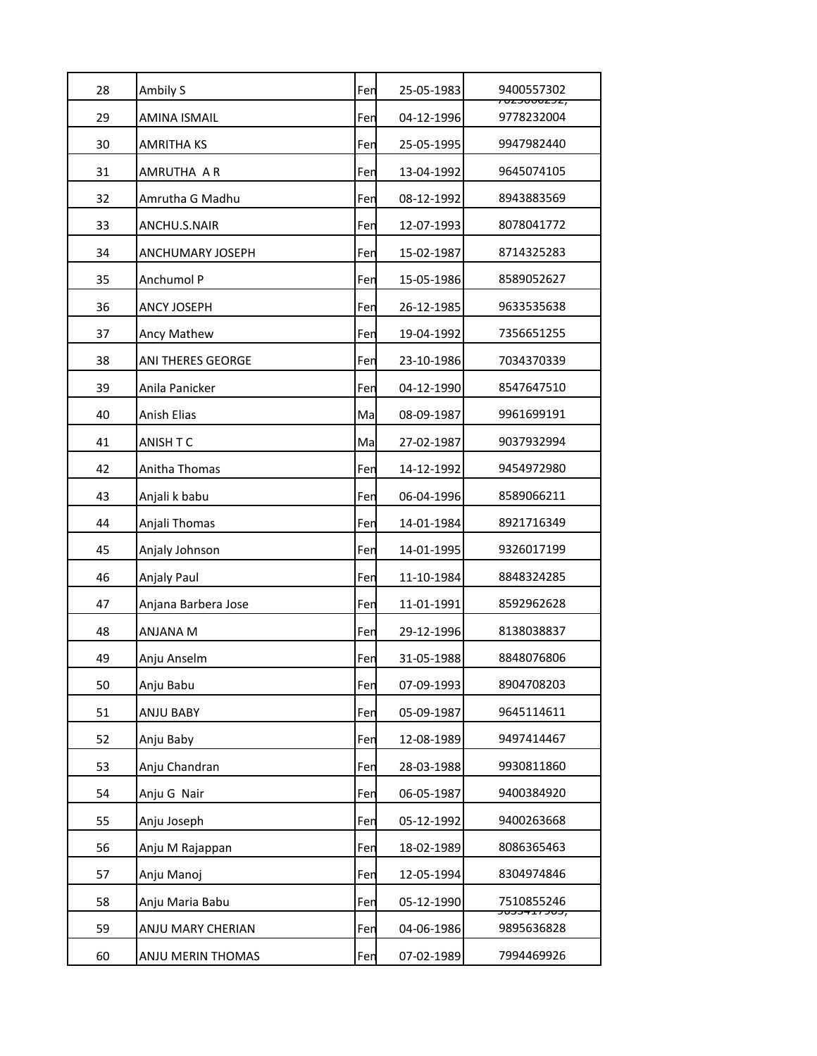| | | | | |
|---|---|---|---|---|
| 28 | Ambily S | Fen | 25-05-1983 | 9400557302 |
| 29 | AMINA ISMAIL | Fen | 04-12-1996 | 9778232004 |
| 30 | AMRITHA KS | Fen | 25-05-1995 | 9947982440 |
| 31 | AMRUTHA A R | Fen | 13-04-1992 | 9645074105 |
| 32 | Amrutha G Madhu | Fen | 08-12-1992 | 8943883569 |
| 33 | ANCHU.S.NAIR | Fen | 12-07-1993 | 8078041772 |
| 34 | ANCHUMARY JOSEPH | Fen | 15-02-1987 | 8714325283 |
| 35 | Anchumol P | Fen | 15-05-1986 | 8589052627 |
| 36 | ANCY JOSEPH | Fen | 26-12-1985 | 9633535638 |
| 37 | Ancy Mathew | Fen | 19-04-1992 | 7356651255 |
| 38 | ANI THERES GEORGE | Fen | 23-10-1986 | 7034370339 |
| 39 | Anila Panicker | Fen | 04-12-1990 | 8547647510 |
| 40 | Anish Elias | Ma | 08-09-1987 | 9961699191 |
| 41 | ANISH T C | Ma | 27-02-1987 | 9037932994 |
| 42 | Anitha Thomas | Fen | 14-12-1992 | 9454972980 |
| 43 | Anjali k babu | Fen | 06-04-1996 | 8589066211 |
| 44 | Anjali Thomas | Fen | 14-01-1984 | 8921716349 |
| 45 | Anjaly Johnson | Fen | 14-01-1995 | 9326017199 |
| 46 | Anjaly Paul | Fen | 11-10-1984 | 8848324285 |
| 47 | Anjana Barbera Jose | Fen | 11-01-1991 | 8592962628 |
| 48 | ANJANA M | Fen | 29-12-1996 | 8138038837 |
| 49 | Anju Anselm | Fen | 31-05-1988 | 8848076806 |
| 50 | Anju Babu | Fen | 07-09-1993 | 8904708203 |
| 51 | ANJU BABY | Fen | 05-09-1987 | 9645114611 |
| 52 | Anju Baby | Fen | 12-08-1989 | 9497414467 |
| 53 | Anju Chandran | Fen | 28-03-1988 | 9930811860 |
| 54 | Anju G Nair | Fen | 06-05-1987 | 9400384920 |
| 55 | Anju Joseph | Fen | 05-12-1992 | 9400263668 |
| 56 | Anju M Rajappan | Fen | 18-02-1989 | 8086365463 |
| 57 | Anju Manoj | Fen | 12-05-1994 | 8304974846 |
| 58 | Anju Maria Babu | Fen | 05-12-1990 | 7510855246 |
| 59 | ANJU MARY CHERIAN | Fen | 04-06-1986 | 9895636828 |
| 60 | ANJU MERIN THOMAS | Fen | 07-02-1989 | 7994469926 |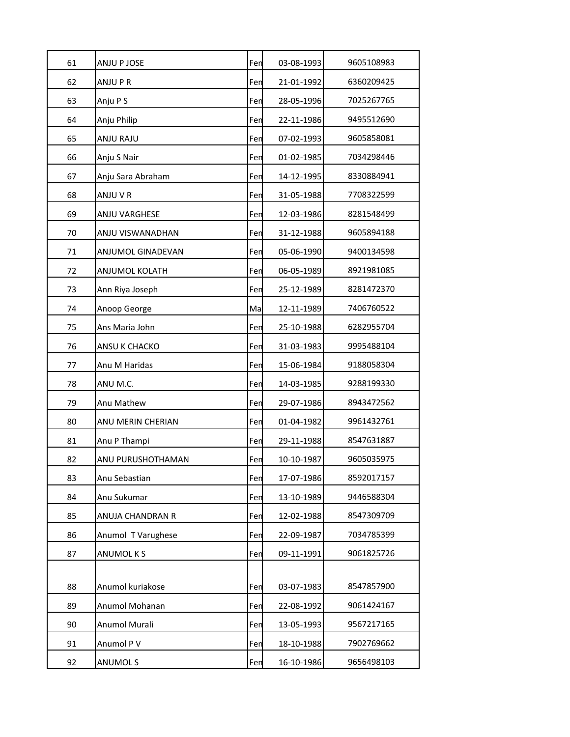| | | | | |
|---|---|---|---|---|
| 61 | ANJU P JOSE | Fen | 03-08-1993 | 9605108983 |
| 62 | ANJU P R | Fen | 21-01-1992 | 6360209425 |
| 63 | Anju P S | Fen | 28-05-1996 | 7025267765 |
| 64 | Anju Philip | Fen | 22-11-1986 | 9495512690 |
| 65 | ANJU RAJU | Fen | 07-02-1993 | 9605858081 |
| 66 | Anju S Nair | Fen | 01-02-1985 | 7034298446 |
| 67 | Anju Sara Abraham | Fen | 14-12-1995 | 8330884941 |
| 68 | ANJU V R | Fen | 31-05-1988 | 7708322599 |
| 69 | ANJU VARGHESE | Fen | 12-03-1986 | 8281548499 |
| 70 | ANJU VISWANADHAN | Fen | 31-12-1988 | 9605894188 |
| 71 | ANJUMOL GINADEVAN | Fen | 05-06-1990 | 9400134598 |
| 72 | ANJUMOL KOLATH | Fen | 06-05-1989 | 8921981085 |
| 73 | Ann Riya Joseph | Fen | 25-12-1989 | 8281472370 |
| 74 | Anoop George | Ma | 12-11-1989 | 7406760522 |
| 75 | Ans Maria John | Fen | 25-10-1988 | 6282955704 |
| 76 | ANSU K CHACKO | Fen | 31-03-1983 | 9995488104 |
| 77 | Anu M Haridas | Fen | 15-06-1984 | 9188058304 |
| 78 | ANU M.C. | Fen | 14-03-1985 | 9288199330 |
| 79 | Anu Mathew | Fen | 29-07-1986 | 8943472562 |
| 80 | ANU MERIN CHERIAN | Fen | 01-04-1982 | 9961432761 |
| 81 | Anu P Thampi | Fen | 29-11-1988 | 8547631887 |
| 82 | ANU PURUSHOTHAMAN | Fen | 10-10-1987 | 9605035975 |
| 83 | Anu Sebastian | Fen | 17-07-1986 | 8592017157 |
| 84 | Anu Sukumar | Fen | 13-10-1989 | 9446588304 |
| 85 | ANUJA CHANDRAN R | Fen | 12-02-1988 | 8547309709 |
| 86 | Anumol T Varughese | Fen | 22-09-1987 | 7034785399 |
| 87 | ANUMOL K S | Fen | 09-11-1991 | 9061825726 |
| 88 | Anumol kuriakose | Fen | 03-07-1983 | 8547857900 |
| 89 | Anumol Mohanan | Fen | 22-08-1992 | 9061424167 |
| 90 | Anumol Murali | Fen | 13-05-1993 | 9567217165 |
| 91 | Anumol P V | Fen | 18-10-1988 | 7902769662 |
| 92 | ANUMOL S | Fen | 16-10-1986 | 9656498103 |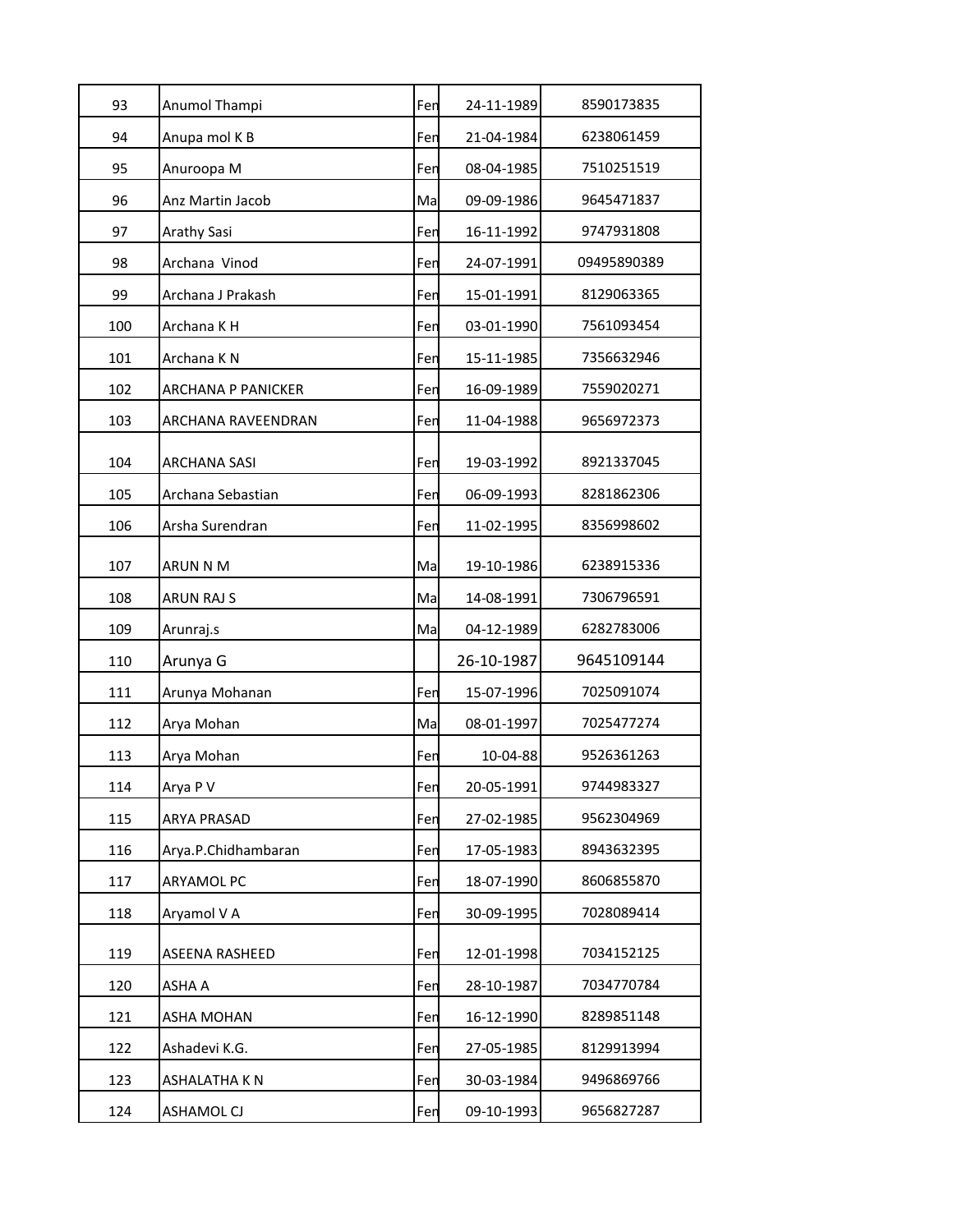| | | | | |
|---|---|---|---|---|
| 93 | Anumol Thampi | Fen | 24-11-1989 | 8590173835 |
| 94 | Anupa mol K B | Fen | 21-04-1984 | 6238061459 |
| 95 | Anuroopa M | Fen | 08-04-1985 | 7510251519 |
| 96 | Anz Martin Jacob | Ma | 09-09-1986 | 9645471837 |
| 97 | Arathy Sasi | Fen | 16-11-1992 | 9747931808 |
| 98 | Archana Vinod | Fen | 24-07-1991 | 09495890389 |
| 99 | Archana J Prakash | Fen | 15-01-1991 | 8129063365 |
| 100 | Archana K H | Fen | 03-01-1990 | 7561093454 |
| 101 | Archana K N | Fen | 15-11-1985 | 7356632946 |
| 102 | ARCHANA P PANICKER | Fen | 16-09-1989 | 7559020271 |
| 103 | ARCHANA RAVEENDRAN | Fen | 11-04-1988 | 9656972373 |
| 104 | ARCHANA SASI | Fen | 19-03-1992 | 8921337045 |
| 105 | Archana Sebastian | Fen | 06-09-1993 | 8281862306 |
| 106 | Arsha Surendran | Fen | 11-02-1995 | 8356998602 |
| 107 | ARUN N M | Ma | 19-10-1986 | 6238915336 |
| 108 | ARUN RAJ S | Ma | 14-08-1991 | 7306796591 |
| 109 | Arunraj.s | Ma | 04-12-1989 | 6282783006 |
| 110 | Arunya G | | 26-10-1987 | 9645109144 |
| 111 | Arunya Mohanan | Fen | 15-07-1996 | 7025091074 |
| 112 | Arya Mohan | Ma | 08-01-1997 | 7025477274 |
| 113 | Arya Mohan | Fen | 10-04-88 | 9526361263 |
| 114 | Arya P V | Fen | 20-05-1991 | 9744983327 |
| 115 | ARYA PRASAD | Fen | 27-02-1985 | 9562304969 |
| 116 | Arya.P.Chidhambaran | Fen | 17-05-1983 | 8943632395 |
| 117 | ARYAMOL PC | Fen | 18-07-1990 | 8606855870 |
| 118 | Aryamol V A | Fen | 30-09-1995 | 7028089414 |
| 119 | ASEENA RASHEED | Fen | 12-01-1998 | 7034152125 |
| 120 | ASHA A | Fen | 28-10-1987 | 7034770784 |
| 121 | ASHA MOHAN | Fen | 16-12-1990 | 8289851148 |
| 122 | Ashadevi K.G. | Fen | 27-05-1985 | 8129913994 |
| 123 | ASHALATHA K N | Fen | 30-03-1984 | 9496869766 |
| 124 | ASHAMOL CJ | Fen | 09-10-1993 | 9656827287 |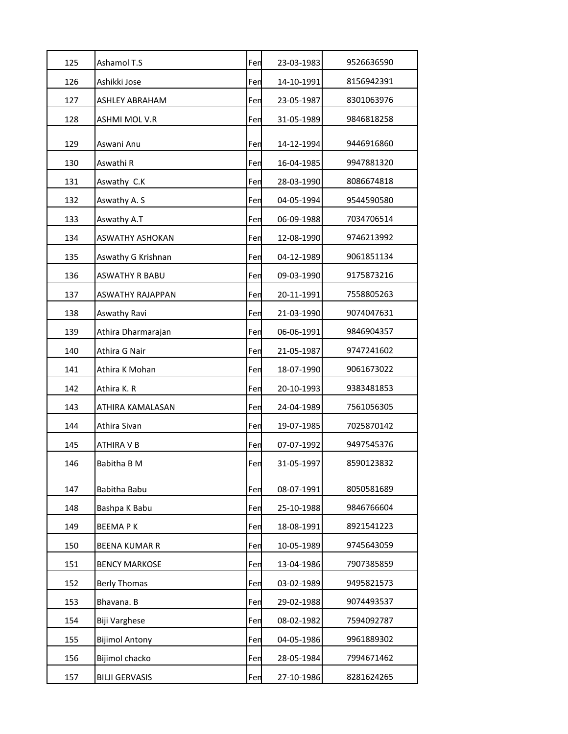| 125 | Ashamol T.S | Fen | 23-03-1983 | 9526636590 |
|---|---|---|---|---|
| 126 | Ashikki Jose | Fen | 14-10-1991 | 8156942391 |
| 127 | ASHLEY ABRAHAM | Fen | 23-05-1987 | 8301063976 |
| 128 | ASHMI MOL V.R | Fen | 31-05-1989 | 9846818258 |
| 129 | Aswani Anu | Fen | 14-12-1994 | 9446916860 |
| 130 | Aswathi R | Fen | 16-04-1985 | 9947881320 |
| 131 | Aswathy C.K | Fen | 28-03-1990 | 8086674818 |
| 132 | Aswathy A. S | Fen | 04-05-1994 | 9544590580 |
| 133 | Aswathy A.T | Fen | 06-09-1988 | 7034706514 |
| 134 | ASWATHY ASHOKAN | Fen | 12-08-1990 | 9746213992 |
| 135 | Aswathy G Krishnan | Fen | 04-12-1989 | 9061851134 |
| 136 | ASWATHY R BABU | Fen | 09-03-1990 | 9175873216 |
| 137 | ASWATHY RAJAPPAN | Fen | 20-11-1991 | 7558805263 |
| 138 | Aswathy Ravi | Fen | 21-03-1990 | 9074047631 |
| 139 | Athira Dharmarajan | Fen | 06-06-1991 | 9846904357 |
| 140 | Athira G Nair | Fen | 21-05-1987 | 9747241602 |
| 141 | Athira K Mohan | Fen | 18-07-1990 | 9061673022 |
| 142 | Athira K. R | Fen | 20-10-1993 | 9383481853 |
| 143 | ATHIRA KAMALASAN | Fen | 24-04-1989 | 7561056305 |
| 144 | Athira Sivan | Fen | 19-07-1985 | 7025870142 |
| 145 | ATHIRA V B | Fen | 07-07-1992 | 9497545376 |
| 146 | Babitha B M | Fen | 31-05-1997 | 8590123832 |
| 147 | Babitha Babu | Fen | 08-07-1991 | 8050581689 |
| 148 | Bashpa K Babu | Fen | 25-10-1988 | 9846766604 |
| 149 | BEEMA P K | Fen | 18-08-1991 | 8921541223 |
| 150 | BEENA KUMAR R | Fen | 10-05-1989 | 9745643059 |
| 151 | BENCY MARKOSE | Fen | 13-04-1986 | 7907385859 |
| 152 | Berly Thomas | Fen | 03-02-1989 | 9495821573 |
| 153 | Bhavana. B | Fen | 29-02-1988 | 9074493537 |
| 154 | Biji Varghese | Fen | 08-02-1982 | 7594092787 |
| 155 | Bijimol Antony | Fen | 04-05-1986 | 9961889302 |
| 156 | Bijimol chacko | Fen | 28-05-1984 | 7994671462 |
| 157 | BILJI GERVASIS | Fen | 27-10-1986 | 8281624265 |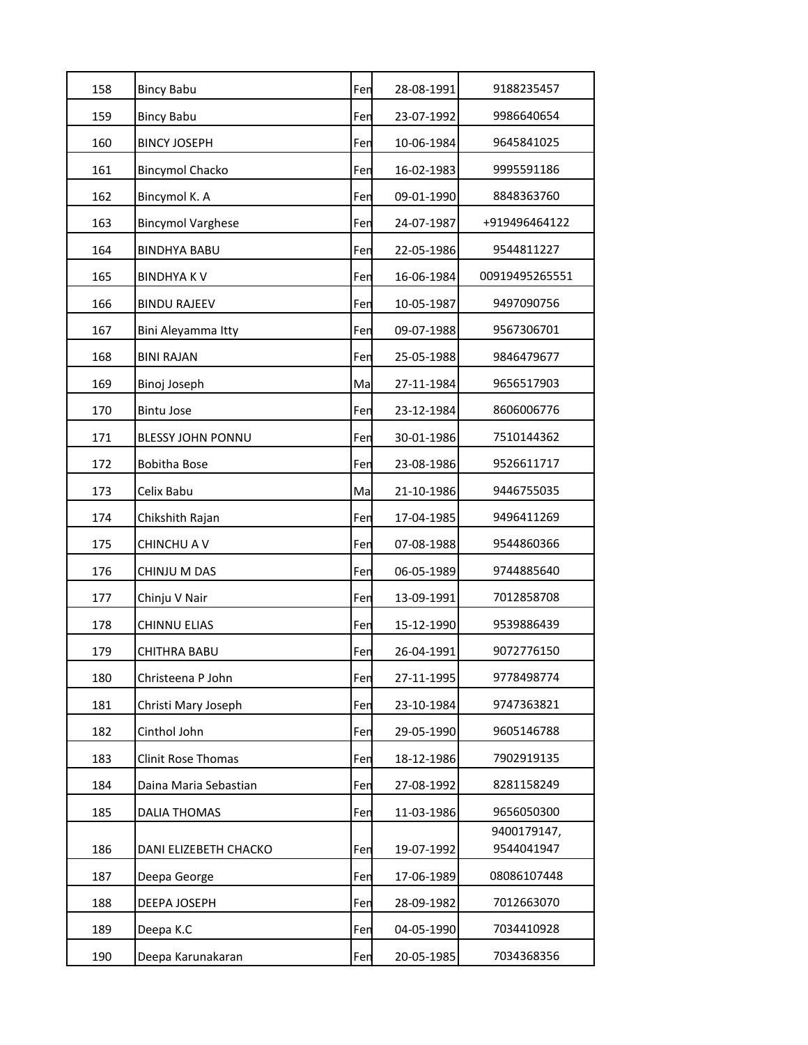| 158 | Bincy Babu | Fen | 28-08-1991 | 9188235457 |
|---|---|---|---|---|
| 159 | Bincy Babu | Fen | 23-07-1992 | 9986640654 |
| 160 | BINCY JOSEPH | Fen | 10-06-1984 | 9645841025 |
| 161 | Bincymol Chacko | Fen | 16-02-1983 | 9995591186 |
| 162 | Bincymol K. A | Fen | 09-01-1990 | 8848363760 |
| 163 | Bincymol Varghese | Fen | 24-07-1987 | +919496464122 |
| 164 | BINDHYA BABU | Fen | 22-05-1986 | 9544811227 |
| 165 | BINDHYA K V | Fen | 16-06-1984 | 00919495265551 |
| 166 | BINDU RAJEEV | Fen | 10-05-1987 | 9497090756 |
| 167 | Bini Aleyamma Itty | Fen | 09-07-1988 | 9567306701 |
| 168 | BINI RAJAN | Fen | 25-05-1988 | 9846479677 |
| 169 | Binoj Joseph | Ma | 27-11-1984 | 9656517903 |
| 170 | Bintu Jose | Fen | 23-12-1984 | 8606006776 |
| 171 | BLESSY JOHN PONNU | Fen | 30-01-1986 | 7510144362 |
| 172 | Bobitha Bose | Fen | 23-08-1986 | 9526611717 |
| 173 | Celix Babu | Ma | 21-10-1986 | 9446755035 |
| 174 | Chikshith Rajan | Fen | 17-04-1985 | 9496411269 |
| 175 | CHINCHU A V | Fen | 07-08-1988 | 9544860366 |
| 176 | CHINJU M DAS | Fen | 06-05-1989 | 9744885640 |
| 177 | Chinju V Nair | Fen | 13-09-1991 | 7012858708 |
| 178 | CHINNU ELIAS | Fen | 15-12-1990 | 9539886439 |
| 179 | CHITHRA BABU | Fen | 26-04-1991 | 9072776150 |
| 180 | Christeena P John | Fen | 27-11-1995 | 9778498774 |
| 181 | Christi Mary Joseph | Fen | 23-10-1984 | 9747363821 |
| 182 | Cinthol John | Fen | 29-05-1990 | 9605146788 |
| 183 | Clinit Rose Thomas | Fen | 18-12-1986 | 7902919135 |
| 184 | Daina Maria Sebastian | Fen | 27-08-1992 | 8281158249 |
| 185 | DALIA THOMAS | Fen | 11-03-1986 | 9656050300 |
| 186 | DANI ELIZEBETH CHACKO | Fen | 19-07-1992 | 9400179147, 9544041947 |
| 187 | Deepa George | Fen | 17-06-1989 | 08086107448 |
| 188 | DEEPA JOSEPH | Fen | 28-09-1982 | 7012663070 |
| 189 | Deepa K.C | Fen | 04-05-1990 | 7034410928 |
| 190 | Deepa Karunakaran | Fen | 20-05-1985 | 7034368356 |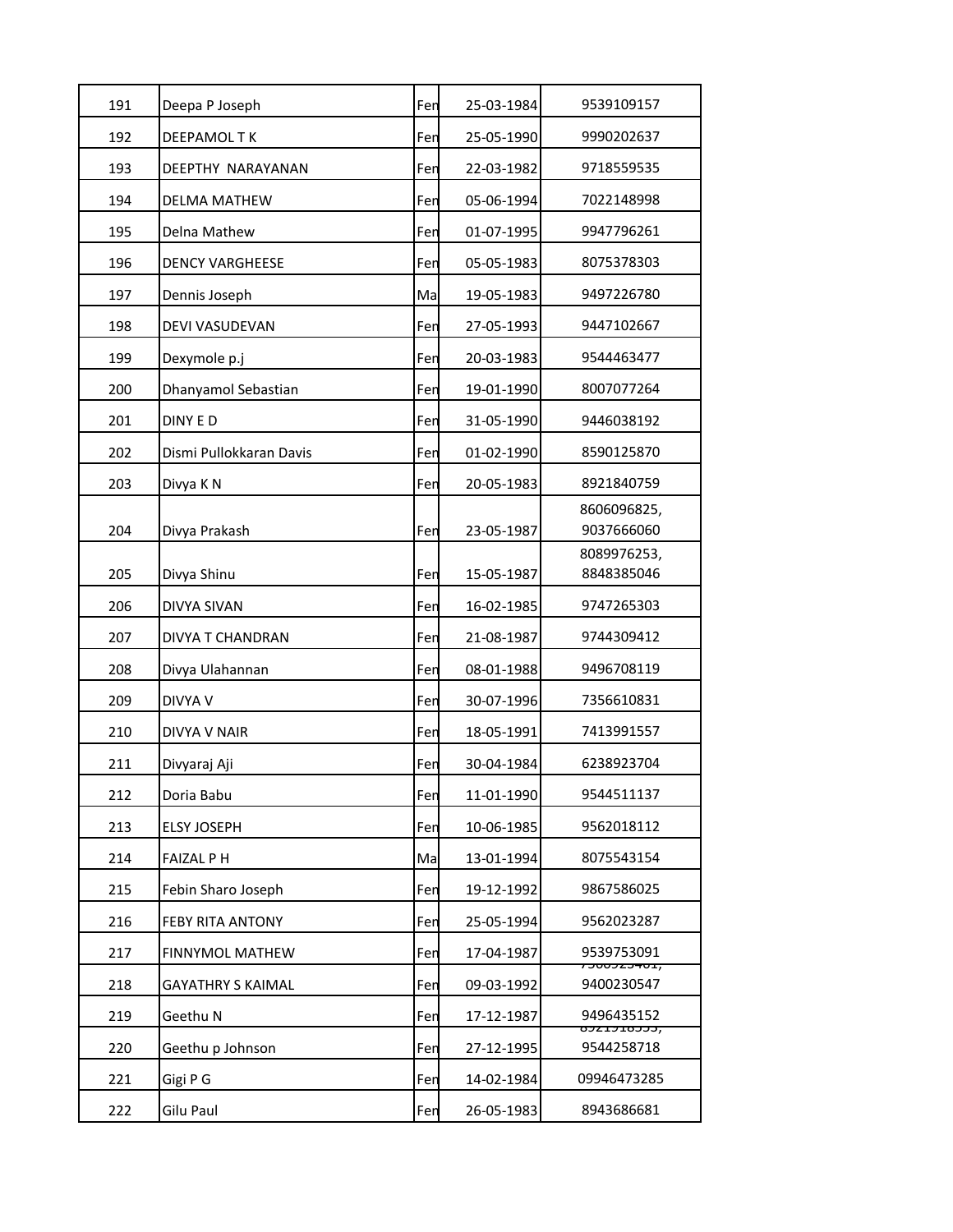| | | | | |
|---|---|---|---|---|
| 191 | Deepa P Joseph | Fen | 25-03-1984 | 9539109157 |
| 192 | DEEPAMOL T K | Fen | 25-05-1990 | 9990202637 |
| 193 | DEEPTHY NARAYANAN | Fen | 22-03-1982 | 9718559535 |
| 194 | DELMA MATHEW | Fen | 05-06-1994 | 7022148998 |
| 195 | Delna Mathew | Fen | 01-07-1995 | 9947796261 |
| 196 | DENCY VARGHEESE | Fen | 05-05-1983 | 8075378303 |
| 197 | Dennis Joseph | Ma | 19-05-1983 | 9497226780 |
| 198 | DEVI VASUDEVAN | Fen | 27-05-1993 | 9447102667 |
| 199 | Dexymole p.j | Fen | 20-03-1983 | 9544463477 |
| 200 | Dhanyamol Sebastian | Fen | 19-01-1990 | 8007077264 |
| 201 | DINY E D | Fen | 31-05-1990 | 9446038192 |
| 202 | Dismi Pullokkaran Davis | Fen | 01-02-1990 | 8590125870 |
| 203 | Divya K N | Fen | 20-05-1983 | 8921840759 |
| 204 | Divya Prakash | Fen | 23-05-1987 | 8606096825, 9037666060 |
| 205 | Divya Shinu | Fen | 15-05-1987 | 8089976253, 8848385046 |
| 206 | DIVYA SIVAN | Fen | 16-02-1985 | 9747265303 |
| 207 | DIVYA T CHANDRAN | Fen | 21-08-1987 | 9744309412 |
| 208 | Divya Ulahannan | Fen | 08-01-1988 | 9496708119 |
| 209 | DIVYA V | Fen | 30-07-1996 | 7356610831 |
| 210 | DIVYA V NAIR | Fen | 18-05-1991 | 7413991557 |
| 211 | Divyaraj Aji | Fen | 30-04-1984 | 6238923704 |
| 212 | Doria Babu | Fen | 11-01-1990 | 9544511137 |
| 213 | ELSY JOSEPH | Fen | 10-06-1985 | 9562018112 |
| 214 | FAIZAL P H | Ma | 13-01-1994 | 8075543154 |
| 215 | Febin Sharo Joseph | Fen | 19-12-1992 | 9867586025 |
| 216 | FEBY RITA ANTONY | Fen | 25-05-1994 | 9562023287 |
| 217 | FINNYMOL MATHEW | Fen | 17-04-1987 | 9539753091 |
| 218 | GAYATHRY S KAIMAL | Fen | 09-03-1992 | 9400230547 |
| 219 | Geethu N | Fen | 17-12-1987 | 9496435152 |
| 220 | Geethu p Johnson | Fen | 27-12-1995 | 9544258718 |
| 221 | Gigi P G | Fen | 14-02-1984 | 09946473285 |
| 222 | Gilu Paul | Fen | 26-05-1983 | 8943686681 |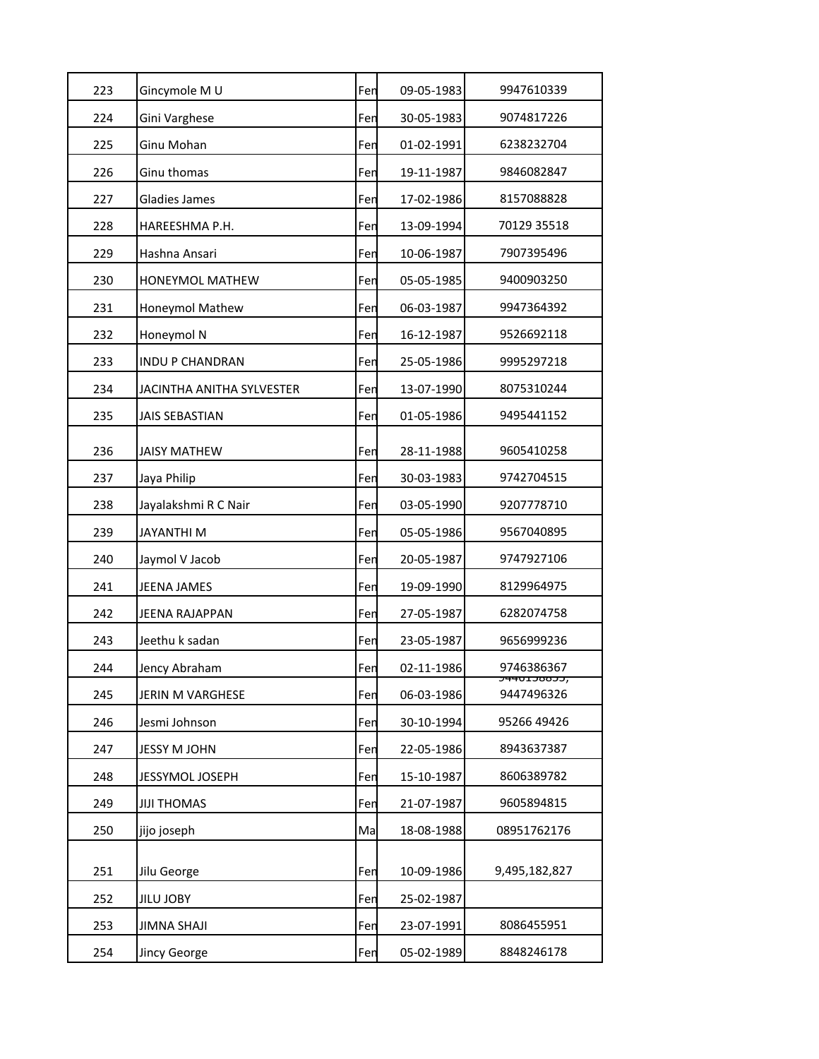| | | | | |
|---|---|---|---|---|
| 223 | Gincymole M U | Fen | 09-05-1983 | 9947610339 |
| 224 | Gini Varghese | Fen | 30-05-1983 | 9074817226 |
| 225 | Ginu Mohan | Fen | 01-02-1991 | 6238232704 |
| 226 | Ginu thomas | Fen | 19-11-1987 | 9846082847 |
| 227 | Gladies James | Fen | 17-02-1986 | 8157088828 |
| 228 | HAREESHMA P.H. | Fen | 13-09-1994 | 70129 35518 |
| 229 | Hashna Ansari | Fen | 10-06-1987 | 7907395496 |
| 230 | HONEYMOL MATHEW | Fen | 05-05-1985 | 9400903250 |
| 231 | Honeymol Mathew | Fen | 06-03-1987 | 9947364392 |
| 232 | Honeymol N | Fen | 16-12-1987 | 9526692118 |
| 233 | INDU P CHANDRAN | Fen | 25-05-1986 | 9995297218 |
| 234 | JACINTHA ANITHA SYLVESTER | Fen | 13-07-1990 | 8075310244 |
| 235 | JAIS SEBASTIAN | Fen | 01-05-1986 | 9495441152 |
| 236 | JAISY MATHEW | Fen | 28-11-1988 | 9605410258 |
| 237 | Jaya Philip | Fen | 30-03-1983 | 9742704515 |
| 238 | Jayalakshmi R C Nair | Fen | 03-05-1990 | 9207778710 |
| 239 | JAYANTHI M | Fen | 05-05-1986 | 9567040895 |
| 240 | Jaymol V Jacob | Fen | 20-05-1987 | 9747927106 |
| 241 | JEENA JAMES | Fen | 19-09-1990 | 8129964975 |
| 242 | JEENA RAJAPPAN | Fen | 27-05-1987 | 6282074758 |
| 243 | Jeethu k sadan | Fen | 23-05-1987 | 9656999236 |
| 244 | Jency Abraham | Fen | 02-11-1986 | 9746386367 |
| 245 | JERIN M VARGHESE | Fen | 06-03-1986 | 9446158855, 9447496326 |
| 246 | Jesmi Johnson | Fen | 30-10-1994 | 95266 49426 |
| 247 | JESSY M JOHN | Fen | 22-05-1986 | 8943637387 |
| 248 | JESSYMOL JOSEPH | Fen | 15-10-1987 | 8606389782 |
| 249 | JIJI THOMAS | Fen | 21-07-1987 | 9605894815 |
| 250 | jijo joseph | Ma | 18-08-1988 | 08951762176 |
| 251 | Jilu George | Fen | 10-09-1986 | 9,495,182,827 |
| 252 | JILU JOBY | Fen | 25-02-1987 | |
| 253 | JIMNA SHAJI | Fen | 23-07-1991 | 8086455951 |
| 254 | Jincy George | Fen | 05-02-1989 | 8848246178 |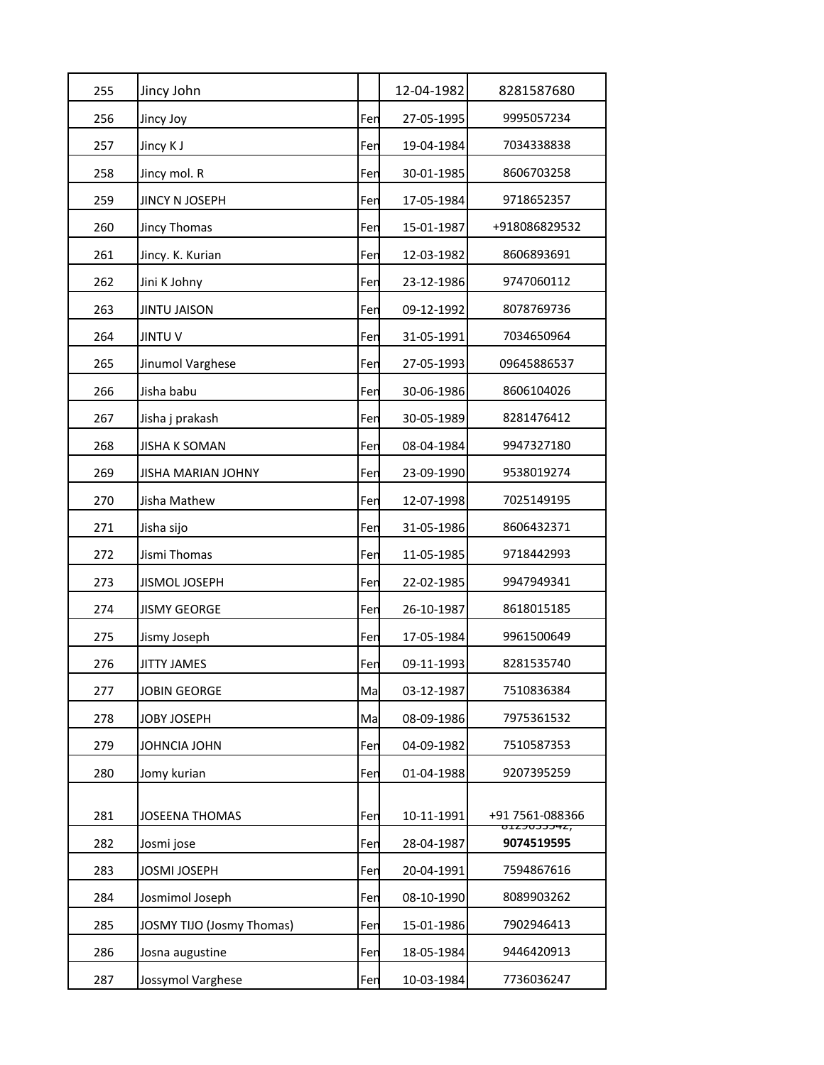| 255 | Jincy John | | 12-04-1982 | 8281587680 |
|---|---|---|---|---|
| 256 | Jincy Joy | Fen | 27-05-1995 | 9995057234 |
| 257 | Jincy K J | Fen | 19-04-1984 | 7034338838 |
| 258 | Jincy mol. R | Fen | 30-01-1985 | 8606703258 |
| 259 | JINCY N JOSEPH | Fen | 17-05-1984 | 9718652357 |
| 260 | Jincy Thomas | Fen | 15-01-1987 | +918086829532 |
| 261 | Jincy. K. Kurian | Fen | 12-03-1982 | 8606893691 |
| 262 | Jini K Johny | Fen | 23-12-1986 | 9747060112 |
| 263 | JINTU JAISON | Fen | 09-12-1992 | 8078769736 |
| 264 | JINTU V | Fen | 31-05-1991 | 7034650964 |
| 265 | Jinumol Varghese | Fen | 27-05-1993 | 09645886537 |
| 266 | Jisha babu | Fen | 30-06-1986 | 8606104026 |
| 267 | Jisha j prakash | Fen | 30-05-1989 | 8281476412 |
| 268 | JISHA K SOMAN | Fen | 08-04-1984 | 9947327180 |
| 269 | JISHA MARIAN JOHNY | Fen | 23-09-1990 | 9538019274 |
| 270 | Jisha Mathew | Fen | 12-07-1998 | 7025149195 |
| 271 | Jisha sijo | Fen | 31-05-1986 | 8606432371 |
| 272 | Jismi Thomas | Fen | 11-05-1985 | 9718442993 |
| 273 | JISMOL JOSEPH | Fen | 22-02-1985 | 9947949341 |
| 274 | JISMY GEORGE | Fen | 26-10-1987 | 8618015185 |
| 275 | Jismy Joseph | Fen | 17-05-1984 | 9961500649 |
| 276 | JITTY JAMES | Fen | 09-11-1993 | 8281535740 |
| 277 | JOBIN GEORGE | Ma | 03-12-1987 | 7510836384 |
| 278 | JOBY JOSEPH | Ma | 08-09-1986 | 7975361532 |
| 279 | JOHNCIA JOHN | Fen | 04-09-1982 | 7510587353 |
| 280 | Jomy kurian | Fen | 01-04-1988 | 9207395259 |
| 281 | JOSEENA THOMAS | Fen | 10-11-1991 | +91 7561-088366 |
| 282 | Josmi jose | Fen | 28-04-1987 | 8129033542, **9074519595** |
| 283 | JOSMI JOSEPH | Fen | 20-04-1991 | 7594867616 |
| 284 | Josmimol Joseph | Fen | 08-10-1990 | 8089903262 |
| 285 | JOSMY TIJO (Josmy Thomas) | Fen | 15-01-1986 | 7902946413 |
| 286 | Josna augustine | Fen | 18-05-1984 | 9446420913 |
| 287 | Jossymol Varghese | Fen | 10-03-1984 | 7736036247 |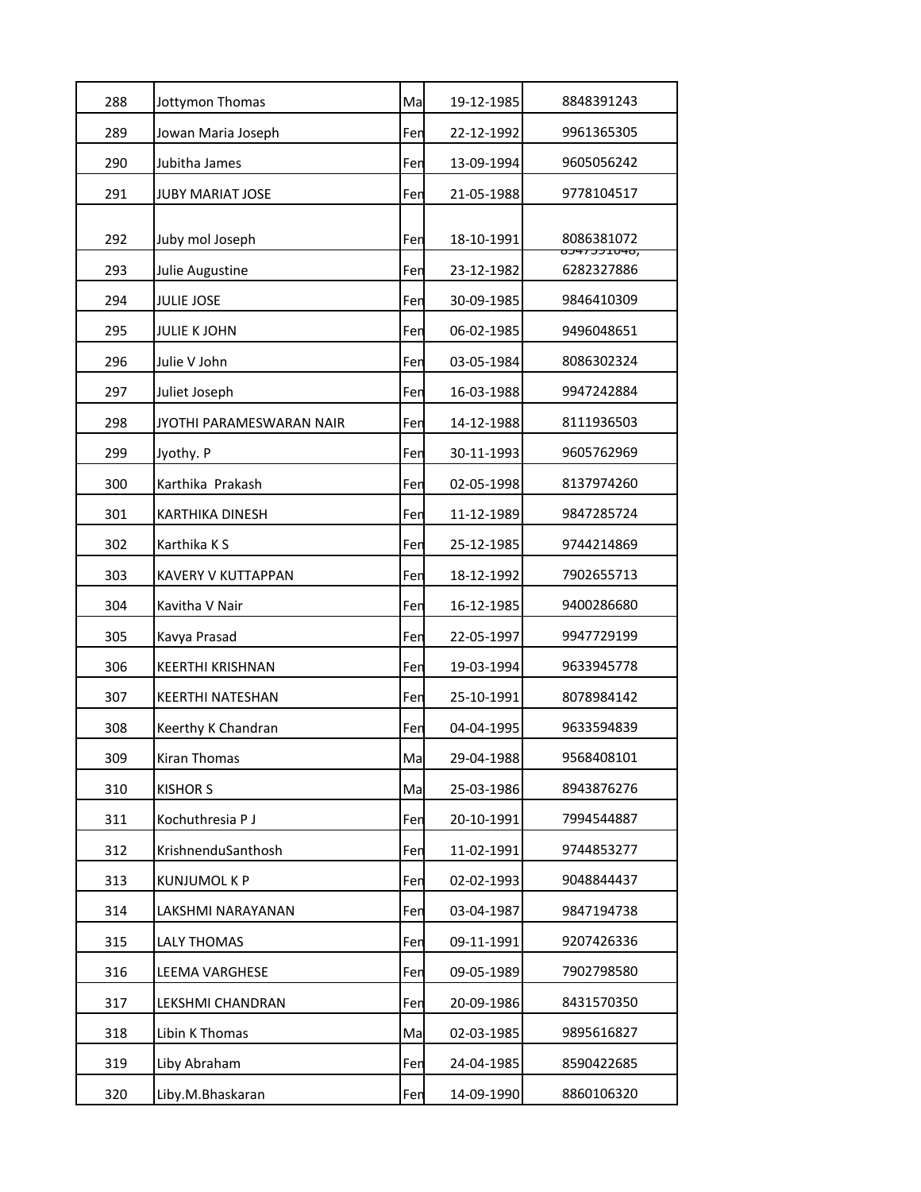| | | | | |
|---|---|---|---|---|
| 288 | Jottymon Thomas | Ma | 19-12-1985 | 8848391243 |
| 289 | Jowan Maria Joseph | Fen | 22-12-1992 | 9961365305 |
| 290 | Jubitha James | Fen | 13-09-1994 | 9605056242 |
| 291 | JUBY MARIAT JOSE | Fen | 21-05-1988 | 9778104517 |
| 292 | Juby mol Joseph | Fen | 18-10-1991 | 8086381072 |
| 293 | Julie Augustine | Fen | 23-12-1982 | 8547591048, 6282327886 |
| 294 | JULIE JOSE | Fen | 30-09-1985 | 9846410309 |
| 295 | JULIE K JOHN | Fen | 06-02-1985 | 9496048651 |
| 296 | Julie V John | Fen | 03-05-1984 | 8086302324 |
| 297 | Juliet Joseph | Fen | 16-03-1988 | 9947242884 |
| 298 | JYOTHI PARAMESWARAN NAIR | Fen | 14-12-1988 | 8111936503 |
| 299 | Jyothy. P | Fen | 30-11-1993 | 9605762969 |
| 300 | Karthika  Prakash | Fen | 02-05-1998 | 8137974260 |
| 301 | KARTHIKA DINESH | Fen | 11-12-1989 | 9847285724 |
| 302 | Karthika K S | Fen | 25-12-1985 | 9744214869 |
| 303 | KAVERY V KUTTAPPAN | Fen | 18-12-1992 | 7902655713 |
| 304 | Kavitha V Nair | Fen | 16-12-1985 | 9400286680 |
| 305 | Kavya Prasad | Fen | 22-05-1997 | 9947729199 |
| 306 | KEERTHI KRISHNAN | Fen | 19-03-1994 | 9633945778 |
| 307 | KEERTHI NATESHAN | Fen | 25-10-1991 | 8078984142 |
| 308 | Keerthy K Chandran | Fen | 04-04-1995 | 9633594839 |
| 309 | Kiran Thomas | Ma | 29-04-1988 | 9568408101 |
| 310 | KISHOR S | Ma | 25-03-1986 | 8943876276 |
| 311 | Kochuthresia P J | Fen | 20-10-1991 | 7994544887 |
| 312 | KrishnenduSanthosh | Fen | 11-02-1991 | 9744853277 |
| 313 | KUNJUMOL K P | Fen | 02-02-1993 | 9048844437 |
| 314 | LAKSHMI NARAYANAN | Fen | 03-04-1987 | 9847194738 |
| 315 | LALY THOMAS | Fen | 09-11-1991 | 9207426336 |
| 316 | LEEMA VARGHESE | Fen | 09-05-1989 | 7902798580 |
| 317 | LEKSHMI CHANDRAN | Fen | 20-09-1986 | 8431570350 |
| 318 | Libin K Thomas | Ma | 02-03-1985 | 9895616827 |
| 319 | Liby Abraham | Fen | 24-04-1985 | 8590422685 |
| 320 | Liby.M.Bhaskaran | Fen | 14-09-1990 | 8860106320 |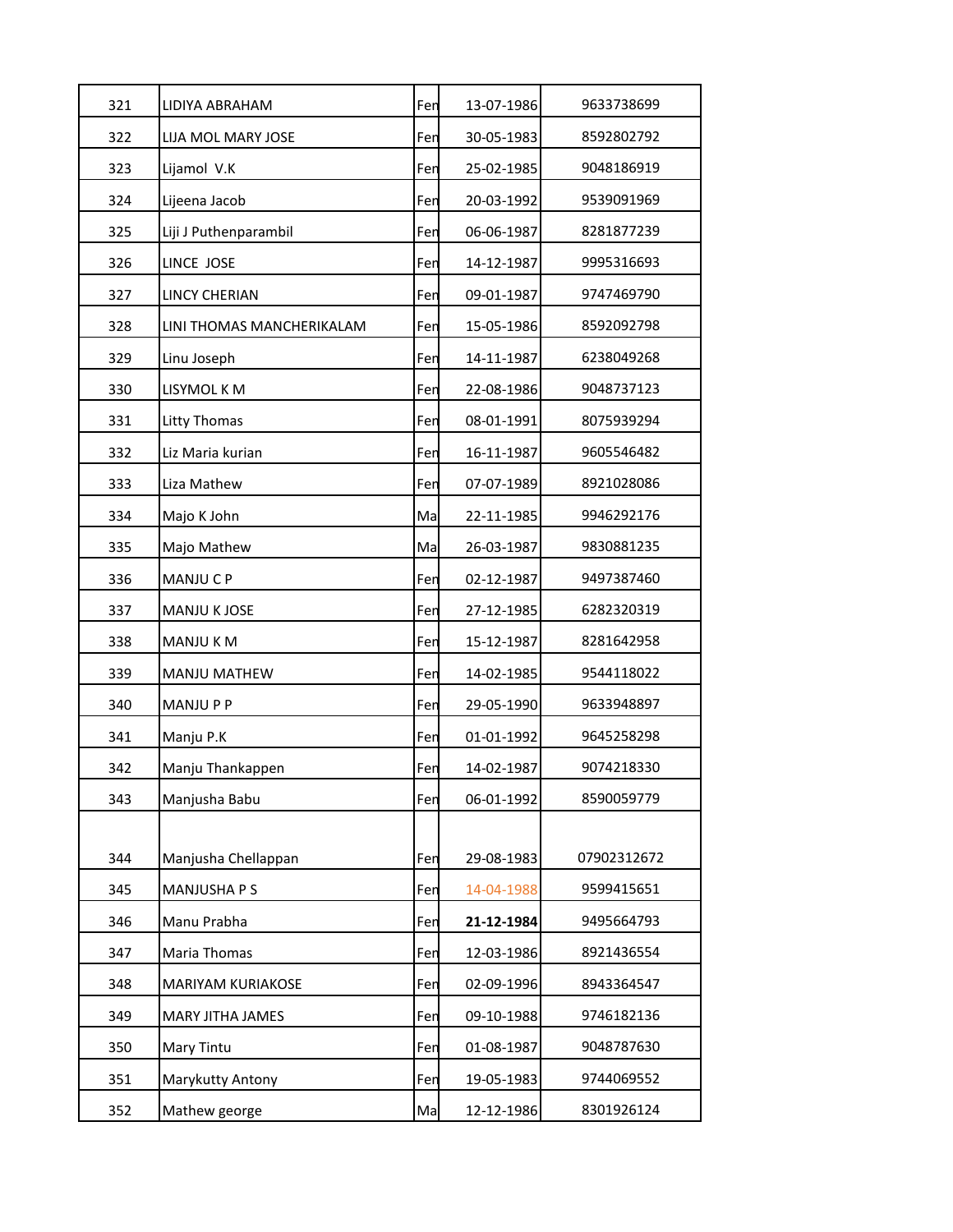| | | | | |
|---|---|---|---|---|
| 321 | LIDIYA ABRAHAM | Fen | 13-07-1986 | 9633738699 |
| 322 | LIJA MOL MARY JOSE | Fen | 30-05-1983 | 8592802792 |
| 323 | Lijamol V.K | Fen | 25-02-1985 | 9048186919 |
| 324 | Lijeena Jacob | Fen | 20-03-1992 | 9539091969 |
| 325 | Liji J Puthenparambil | Fen | 06-06-1987 | 8281877239 |
| 326 | LINCE JOSE | Fen | 14-12-1987 | 9995316693 |
| 327 | LINCY CHERIAN | Fen | 09-01-1987 | 9747469790 |
| 328 | LINI THOMAS MANCHERIKALAM | Fen | 15-05-1986 | 8592092798 |
| 329 | Linu Joseph | Fen | 14-11-1987 | 6238049268 |
| 330 | LISYMOL K M | Fen | 22-08-1986 | 9048737123 |
| 331 | Litty Thomas | Fen | 08-01-1991 | 8075939294 |
| 332 | Liz Maria kurian | Fen | 16-11-1987 | 9605546482 |
| 333 | Liza Mathew | Fen | 07-07-1989 | 8921028086 |
| 334 | Majo K John | Ma | 22-11-1985 | 9946292176 |
| 335 | Majo Mathew | Ma | 26-03-1987 | 9830881235 |
| 336 | MANJU C P | Fen | 02-12-1987 | 9497387460 |
| 337 | MANJU K JOSE | Fen | 27-12-1985 | 6282320319 |
| 338 | MANJU K M | Fen | 15-12-1987 | 8281642958 |
| 339 | MANJU MATHEW | Fen | 14-02-1985 | 9544118022 |
| 340 | MANJU P P | Fen | 29-05-1990 | 9633948897 |
| 341 | Manju P.K | Fen | 01-01-1992 | 9645258298 |
| 342 | Manju Thankappen | Fen | 14-02-1987 | 9074218330 |
| 343 | Manjusha Babu | Fen | 06-01-1992 | 8590059779 |
| 344 | Manjusha Chellappan | Fen | 29-08-1983 | 07902312672 |
| 345 | MANJUSHA P S | Fen | 14-04-1988 | 9599415651 |
| 346 | Manu Prabha | Fen | **21-12-1984** | 9495664793 |
| 347 | Maria Thomas | Fen | 12-03-1986 | 8921436554 |
| 348 | MARIYAM KURIAKOSE | Fen | 02-09-1996 | 8943364547 |
| 349 | MARY JITHA JAMES | Fen | 09-10-1988 | 9746182136 |
| 350 | Mary Tintu | Fen | 01-08-1987 | 9048787630 |
| 351 | Marykutty Antony | Fen | 19-05-1983 | 9744069552 |
| 352 | Mathew george | Ma | 12-12-1986 | 8301926124 |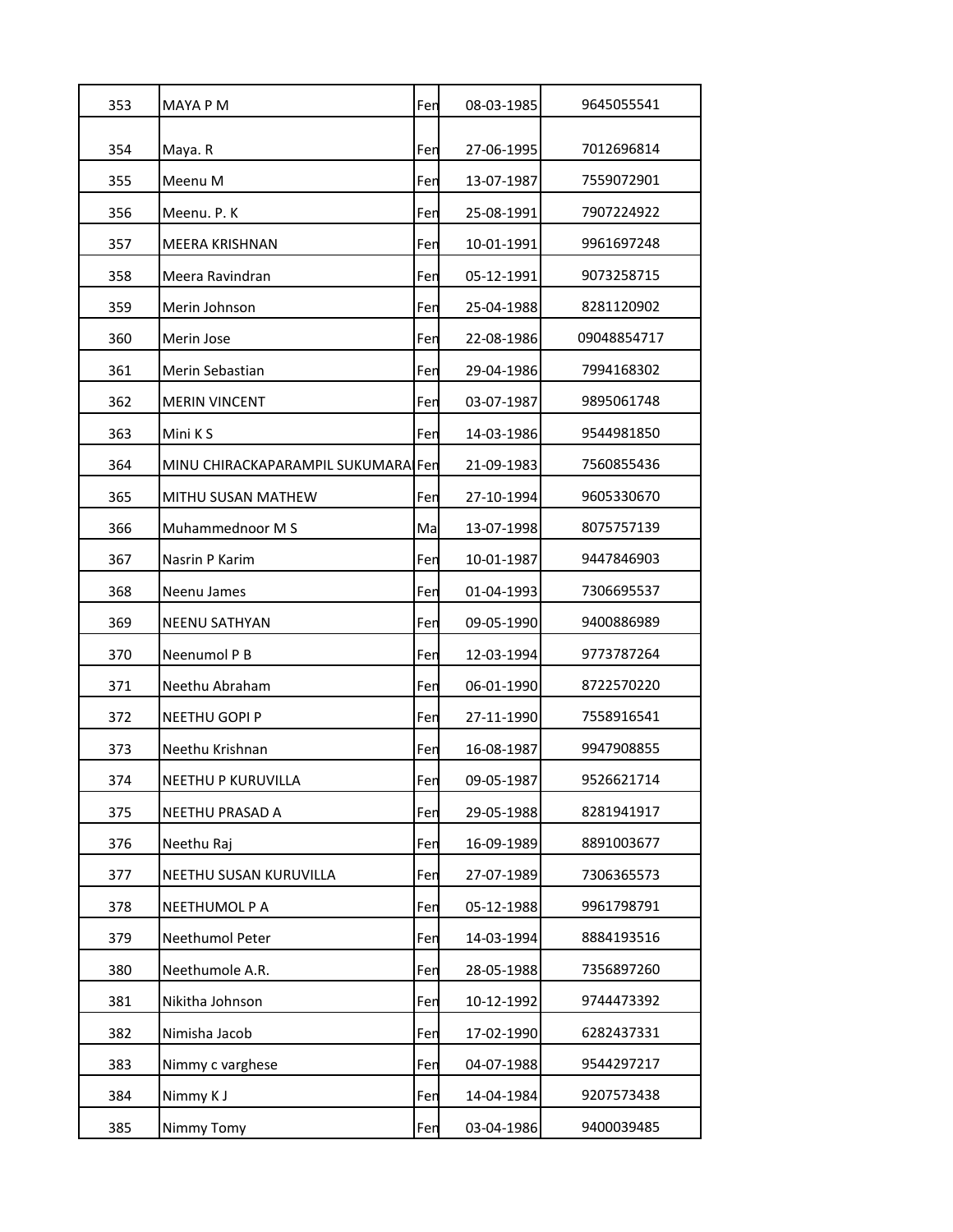| 353 | MAYA P M | Fen | 08-03-1985 | 9645055541 |
|---|---|---|---|---|
| 354 | Maya. R | Fen | 27-06-1995 | 7012696814 |
| 355 | Meenu M | Fen | 13-07-1987 | 7559072901 |
| 356 | Meenu. P. K | Fen | 25-08-1991 | 7907224922 |
| 357 | MEERA KRISHNAN | Fen | 10-01-1991 | 9961697248 |
| 358 | Meera Ravindran | Fen | 05-12-1991 | 9073258715 |
| 359 | Merin Johnson | Fen | 25-04-1988 | 8281120902 |
| 360 | Merin Jose | Fen | 22-08-1986 | 09048854717 |
| 361 | Merin Sebastian | Fen | 29-04-1986 | 7994168302 |
| 362 | MERIN VINCENT | Fen | 03-07-1987 | 9895061748 |
| 363 | Mini K S | Fen | 14-03-1986 | 9544981850 |
| 364 | MINU CHIRACKAPARAMPIL SUKUMARA | Fen | 21-09-1983 | 7560855436 |
| 365 | MITHU SUSAN MATHEW | Fen | 27-10-1994 | 9605330670 |
| 366 | Muhammednoor M S | Ma | 13-07-1998 | 8075757139 |
| 367 | Nasrin P Karim | Fen | 10-01-1987 | 9447846903 |
| 368 | Neenu James | Fen | 01-04-1993 | 7306695537 |
| 369 | NEENU SATHYAN | Fen | 09-05-1990 | 9400886989 |
| 370 | Neenumol P B | Fen | 12-03-1994 | 9773787264 |
| 371 | Neethu Abraham | Fen | 06-01-1990 | 8722570220 |
| 372 | NEETHU GOPI P | Fen | 27-11-1990 | 7558916541 |
| 373 | Neethu Krishnan | Fen | 16-08-1987 | 9947908855 |
| 374 | NEETHU P KURUVILLA | Fen | 09-05-1987 | 9526621714 |
| 375 | NEETHU PRASAD A | Fen | 29-05-1988 | 8281941917 |
| 376 | Neethu Raj | Fen | 16-09-1989 | 8891003677 |
| 377 | NEETHU SUSAN KURUVILLA | Fen | 27-07-1989 | 7306365573 |
| 378 | NEETHUMOL P A | Fen | 05-12-1988 | 9961798791 |
| 379 | Neethumol Peter | Fen | 14-03-1994 | 8884193516 |
| 380 | Neethumole A.R. | Fen | 28-05-1988 | 7356897260 |
| 381 | Nikitha Johnson | Fen | 10-12-1992 | 9744473392 |
| 382 | Nimisha Jacob | Fen | 17-02-1990 | 6282437331 |
| 383 | Nimmy c varghese | Fen | 04-07-1988 | 9544297217 |
| 384 | Nimmy K J | Fen | 14-04-1984 | 9207573438 |
| 385 | Nimmy Tomy | Fen | 03-04-1986 | 9400039485 |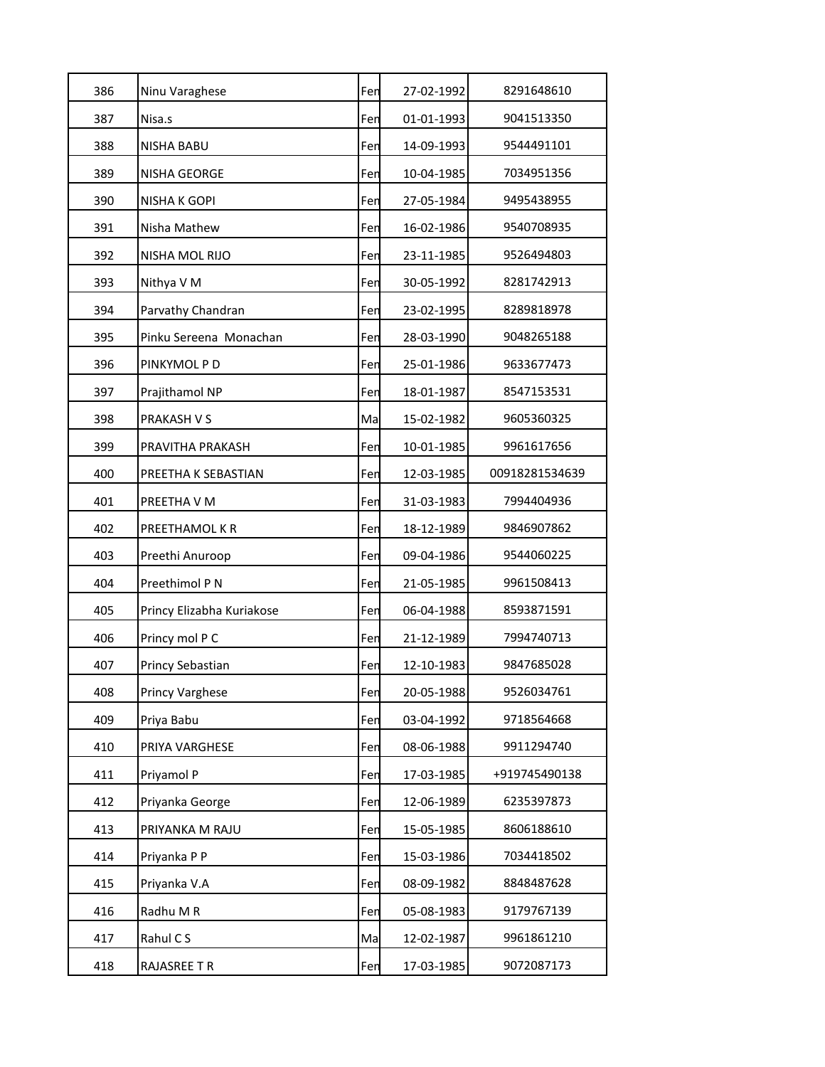| 386 | Ninu Varaghese | Fen | 27-02-1992 | 8291648610 |
|---|---|---|---|---|
| 387 | Nisa.s | Fen | 01-01-1993 | 9041513350 |
| 388 | NISHA BABU | Fen | 14-09-1993 | 9544491101 |
| 389 | NISHA GEORGE | Fen | 10-04-1985 | 7034951356 |
| 390 | NISHA K GOPI | Fen | 27-05-1984 | 9495438955 |
| 391 | Nisha Mathew | Fen | 16-02-1986 | 9540708935 |
| 392 | NISHA MOL RIJO | Fen | 23-11-1985 | 9526494803 |
| 393 | Nithya V M | Fen | 30-05-1992 | 8281742913 |
| 394 | Parvathy Chandran | Fen | 23-02-1995 | 8289818978 |
| 395 | Pinku Sereena Monachan | Fen | 28-03-1990 | 9048265188 |
| 396 | PINKYMOL P D | Fen | 25-01-1986 | 9633677473 |
| 397 | Prajithamol NP | Fen | 18-01-1987 | 8547153531 |
| 398 | PRAKASH V S | Ma | 15-02-1982 | 9605360325 |
| 399 | PRAVITHA PRAKASH | Fen | 10-01-1985 | 9961617656 |
| 400 | PREETHA K SEBASTIAN | Fen | 12-03-1985 | 00918281534639 |
| 401 | PREETHA V M | Fen | 31-03-1983 | 7994404936 |
| 402 | PREETHAMOL K R | Fen | 18-12-1989 | 9846907862 |
| 403 | Preethi Anuroop | Fen | 09-04-1986 | 9544060225 |
| 404 | Preethimol P N | Fen | 21-05-1985 | 9961508413 |
| 405 | Princy Elizabha Kuriakose | Fen | 06-04-1988 | 8593871591 |
| 406 | Princy mol P C | Fen | 21-12-1989 | 7994740713 |
| 407 | Princy Sebastian | Fen | 12-10-1983 | 9847685028 |
| 408 | Princy Varghese | Fen | 20-05-1988 | 9526034761 |
| 409 | Priya Babu | Fen | 03-04-1992 | 9718564668 |
| 410 | PRIYA VARGHESE | Fen | 08-06-1988 | 9911294740 |
| 411 | Priyamol P | Fen | 17-03-1985 | +919745490138 |
| 412 | Priyanka George | Fen | 12-06-1989 | 6235397873 |
| 413 | PRIYANKA M RAJU | Fen | 15-05-1985 | 8606188610 |
| 414 | Priyanka P P | Fen | 15-03-1986 | 7034418502 |
| 415 | Priyanka V.A | Fen | 08-09-1982 | 8848487628 |
| 416 | Radhu M R | Fen | 05-08-1983 | 9179767139 |
| 417 | Rahul C S | Ma | 12-02-1987 | 9961861210 |
| 418 | RAJASREE T R | Fen | 17-03-1985 | 9072087173 |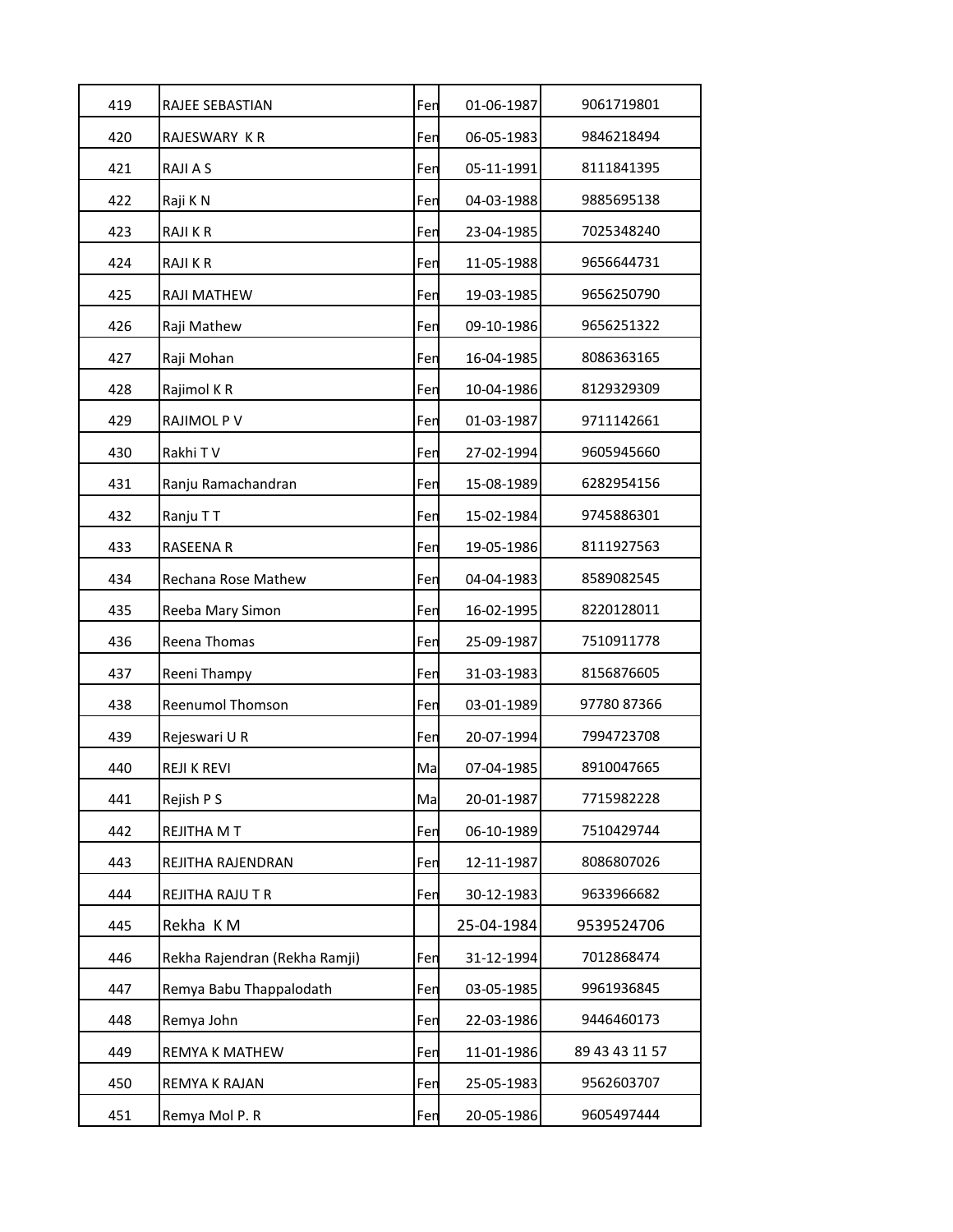| 419 | RAJEE SEBASTIAN | Fen | 01-06-1987 | 9061719801 |
|---|---|---|---|---|
| 420 | RAJESWARY K R | Fen | 06-05-1983 | 9846218494 |
| 421 | RAJI A S | Fen | 05-11-1991 | 8111841395 |
| 422 | Raji K N | Fen | 04-03-1988 | 9885695138 |
| 423 | RAJI K R | Fen | 23-04-1985 | 7025348240 |
| 424 | RAJI K R | Fen | 11-05-1988 | 9656644731 |
| 425 | RAJI MATHEW | Fen | 19-03-1985 | 9656250790 |
| 426 | Raji Mathew | Fen | 09-10-1986 | 9656251322 |
| 427 | Raji Mohan | Fen | 16-04-1985 | 8086363165 |
| 428 | Rajimol K R | Fen | 10-04-1986 | 8129329309 |
| 429 | RAJIMOL P V | Fen | 01-03-1987 | 9711142661 |
| 430 | Rakhi T V | Fen | 27-02-1994 | 9605945660 |
| 431 | Ranju Ramachandran | Fen | 15-08-1989 | 6282954156 |
| 432 | Ranju T T | Fen | 15-02-1984 | 9745886301 |
| 433 | RASEENA R | Fen | 19-05-1986 | 8111927563 |
| 434 | Rechana Rose Mathew | Fen | 04-04-1983 | 8589082545 |
| 435 | Reeba Mary Simon | Fen | 16-02-1995 | 8220128011 |
| 436 | Reena Thomas | Fen | 25-09-1987 | 7510911778 |
| 437 | Reeni Thampy | Fen | 31-03-1983 | 8156876605 |
| 438 | Reenumol Thomson | Fen | 03-01-1989 | 97780 87366 |
| 439 | Rejeswari U R | Fen | 20-07-1994 | 7994723708 |
| 440 | REJI K REVI | Ma | 07-04-1985 | 8910047665 |
| 441 | Rejish P S | Ma | 20-01-1987 | 7715982228 |
| 442 | REJITHA M T | Fen | 06-10-1989 | 7510429744 |
| 443 | REJITHA RAJENDRAN | Fen | 12-11-1987 | 8086807026 |
| 444 | REJITHA RAJU T R | Fen | 30-12-1983 | 9633966682 |
| 445 | Rekha K M | | 25-04-1984 | 9539524706 |
| 446 | Rekha Rajendran (Rekha Ramji) | Fen | 31-12-1994 | 7012868474 |
| 447 | Remya Babu Thappalodath | Fen | 03-05-1985 | 9961936845 |
| 448 | Remya John | Fen | 22-03-1986 | 9446460173 |
| 449 | REMYA K MATHEW | Fen | 11-01-1986 | 89 43 43 11 57 |
| 450 | REMYA K RAJAN | Fen | 25-05-1983 | 9562603707 |
| 451 | Remya Mol P. R | Fen | 20-05-1986 | 9605497444 |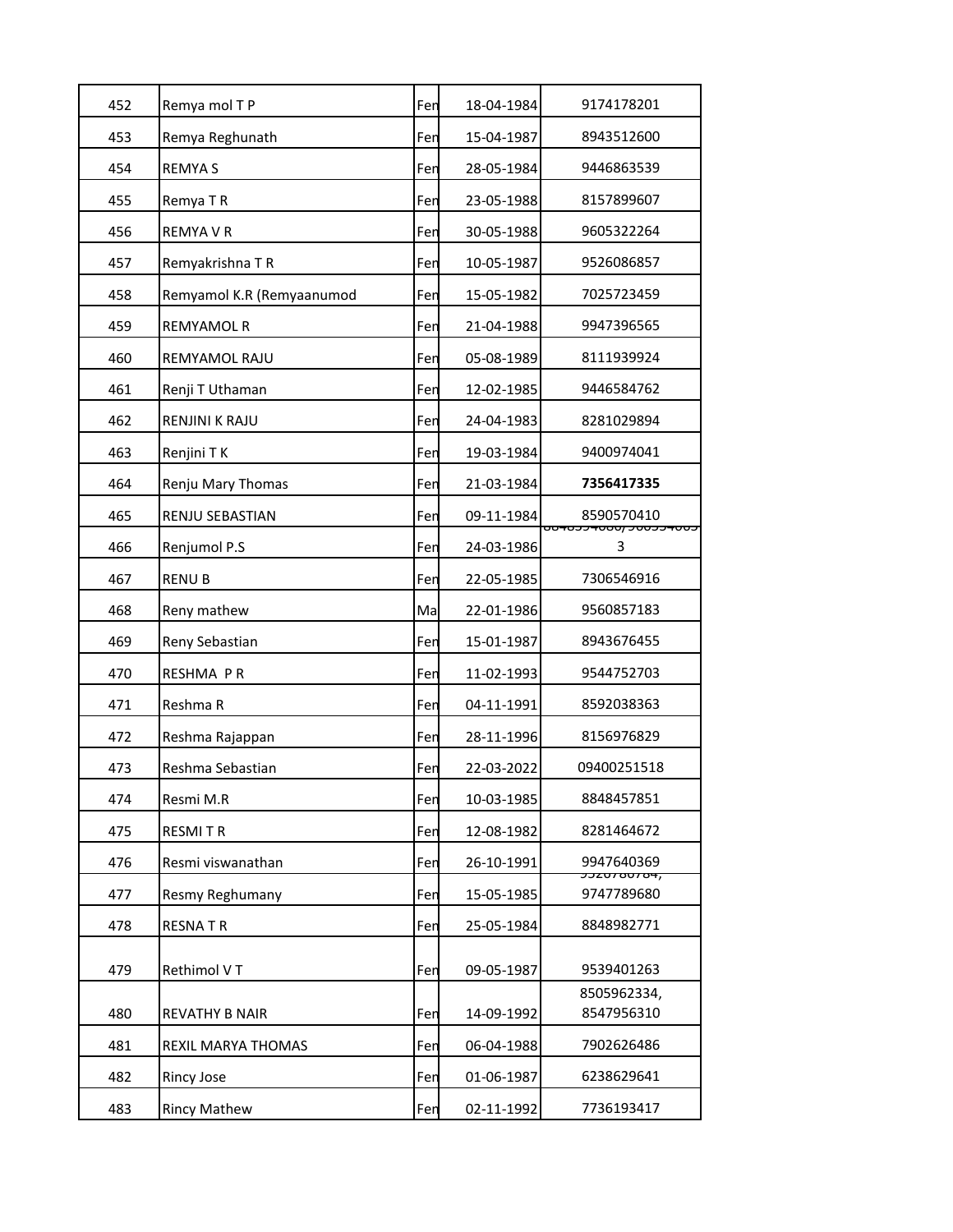| | | | | |
|---|---|---|---|---|
| 452 | Remya mol T P | Fen | 18-04-1984 | 9174178201 |
| 453 | Remya Reghunath | Fen | 15-04-1987 | 8943512600 |
| 454 | REMYA S | Fen | 28-05-1984 | 9446863539 |
| 455 | Remya T R | Fen | 23-05-1988 | 8157899607 |
| 456 | REMYA V R | Fen | 30-05-1988 | 9605322264 |
| 457 | Remyakrishna T R | Fen | 10-05-1987 | 9526086857 |
| 458 | Remyamol K.R (Remyaanumod | Fen | 15-05-1982 | 7025723459 |
| 459 | REMYAMOL R | Fen | 21-04-1988 | 9947396565 |
| 460 | REMYAMOL RAJU | Fen | 05-08-1989 | 8111939924 |
| 461 | Renji T Uthaman | Fen | 12-02-1985 | 9446584762 |
| 462 | RENJINI K RAJU | Fen | 24-04-1983 | 8281029894 |
| 463 | Renjini T K | Fen | 19-03-1984 | 9400974041 |
| 464 | Renju Mary Thomas | Fen | 21-03-1984 | **7356417335** |
| 465 | RENJU SEBASTIAN | Fen | 09-11-1984 | 8590570410 |
| 466 | Renjumol P.S | Fen | 24-03-1986 | 8848594080,906594005 3 |
| 467 | RENU B | Fen | 22-05-1985 | 7306546916 |
| 468 | Reny mathew | Ma | 22-01-1986 | 9560857183 |
| 469 | Reny Sebastian | Fen | 15-01-1987 | 8943676455 |
| 470 | RESHMA P R | Fen | 11-02-1993 | 9544752703 |
| 471 | Reshma R | Fen | 04-11-1991 | 8592038363 |
| 472 | Reshma Rajappan | Fen | 28-11-1996 | 8156976829 |
| 473 | Reshma Sebastian | Fen | 22-03-2022 | 09400251518 |
| 474 | Resmi M.R | Fen | 10-03-1985 | 8848457851 |
| 475 | RESMI T R | Fen | 12-08-1982 | 8281464672 |
| 476 | Resmi viswanathan | Fen | 26-10-1991 | 9947640369 |
| 477 | Resmy Reghumany | Fen | 15-05-1985 | 9526786784, 9747789680 |
| 478 | RESNA T R | Fen | 25-05-1984 | 8848982771 |
| 479 | Rethimol V T | Fen | 09-05-1987 | 9539401263 |
| 480 | REVATHY B NAIR | Fen | 14-09-1992 | 8505962334, 8547956310 |
| 481 | REXIL MARYA THOMAS | Fen | 06-04-1988 | 7902626486 |
| 482 | Rincy Jose | Fen | 01-06-1987 | 6238629641 |
| 483 | Rincy Mathew | Fen | 02-11-1992 | 7736193417 |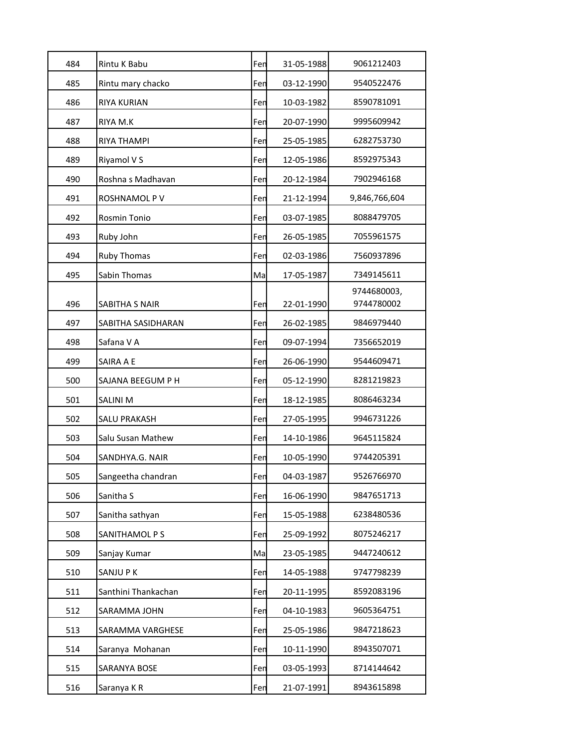| | | | | |
|---|---|---|---|---|
| 484 | Rintu K Babu | Fen | 31-05-1988 | 9061212403 |
| 485 | Rintu mary chacko | Fen | 03-12-1990 | 9540522476 |
| 486 | RIYA KURIAN | Fen | 10-03-1982 | 8590781091 |
| 487 | RIYA M.K | Fen | 20-07-1990 | 9995609942 |
| 488 | RIYA THAMPI | Fen | 25-05-1985 | 6282753730 |
| 489 | Riyamol V S | Fen | 12-05-1986 | 8592975343 |
| 490 | Roshna s Madhavan | Fen | 20-12-1984 | 7902946168 |
| 491 | ROSHNAMOL P V | Fen | 21-12-1994 | 9,846,766,604 |
| 492 | Rosmin Tonio | Fen | 03-07-1985 | 8088479705 |
| 493 | Ruby John | Fen | 26-05-1985 | 7055961575 |
| 494 | Ruby Thomas | Fen | 02-03-1986 | 7560937896 |
| 495 | Sabin Thomas | Ma | 17-05-1987 | 7349145611 |
| 496 | SABITHA S NAIR | Fen | 22-01-1990 | 9744680003, 9744780002 |
| 497 | SABITHA SASIDHARAN | Fen | 26-02-1985 | 9846979440 |
| 498 | Safana V A | Fen | 09-07-1994 | 7356652019 |
| 499 | SAIRA A E | Fen | 26-06-1990 | 9544609471 |
| 500 | SAJANA BEEGUM P H | Fen | 05-12-1990 | 8281219823 |
| 501 | SALINI M | Fen | 18-12-1985 | 8086463234 |
| 502 | SALU PRAKASH | Fen | 27-05-1995 | 9946731226 |
| 503 | Salu Susan Mathew | Fen | 14-10-1986 | 9645115824 |
| 504 | SANDHYA.G. NAIR | Fen | 10-05-1990 | 9744205391 |
| 505 | Sangeetha chandran | Fen | 04-03-1987 | 9526766970 |
| 506 | Sanitha S | Fen | 16-06-1990 | 9847651713 |
| 507 | Sanitha sathyan | Fen | 15-05-1988 | 6238480536 |
| 508 | SANITHAMOL P S | Fen | 25-09-1992 | 8075246217 |
| 509 | Sanjay Kumar | Ma | 23-05-1985 | 9447240612 |
| 510 | SANJU P K | Fen | 14-05-1988 | 9747798239 |
| 511 | Santhini Thankachan | Fen | 20-11-1995 | 8592083196 |
| 512 | SARAMMA JOHN | Fen | 04-10-1983 | 9605364751 |
| 513 | SARAMMA VARGHESE | Fen | 25-05-1986 | 9847218623 |
| 514 | Saranya Mohanan | Fen | 10-11-1990 | 8943507071 |
| 515 | SARANYA BOSE | Fen | 03-05-1993 | 8714144642 |
| 516 | Saranya K R | Fen | 21-07-1991 | 8943615898 |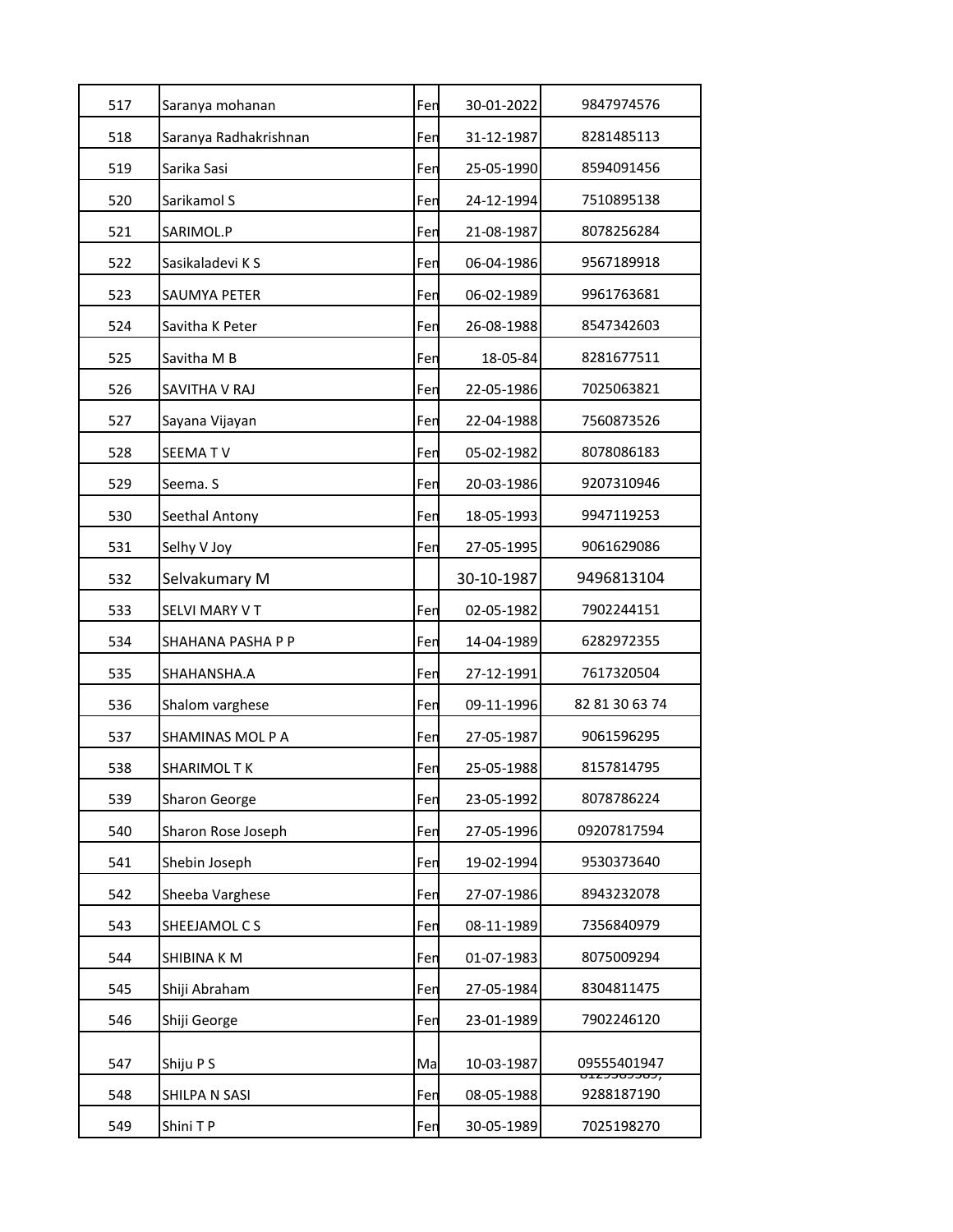| | | | | |
|---|---|---|---|---|
| 517 | Saranya mohanan | Fen | 30-01-2022 | 9847974576 |
| 518 | Saranya Radhakrishnan | Fen | 31-12-1987 | 8281485113 |
| 519 | Sarika Sasi | Fen | 25-05-1990 | 8594091456 |
| 520 | Sarikamol S | Fen | 24-12-1994 | 7510895138 |
| 521 | SARIMOL.P | Fen | 21-08-1987 | 8078256284 |
| 522 | Sasikaladevi K S | Fen | 06-04-1986 | 9567189918 |
| 523 | SAUMYA PETER | Fen | 06-02-1989 | 9961763681 |
| 524 | Savitha K Peter | Fen | 26-08-1988 | 8547342603 |
| 525 | Savitha M B | Fen | 18-05-84 | 8281677511 |
| 526 | SAVITHA V RAJ | Fen | 22-05-1986 | 7025063821 |
| 527 | Sayana Vijayan | Fen | 22-04-1988 | 7560873526 |
| 528 | SEEMA T V | Fen | 05-02-1982 | 8078086183 |
| 529 | Seema. S | Fen | 20-03-1986 | 9207310946 |
| 530 | Seethal Antony | Fen | 18-05-1993 | 9947119253 |
| 531 | Selhy V Joy | Fen | 27-05-1995 | 9061629086 |
| 532 | Selvakumary M | | 30-10-1987 | 9496813104 |
| 533 | SELVI MARY V T | Fen | 02-05-1982 | 7902244151 |
| 534 | SHAHANA PASHA P P | Fen | 14-04-1989 | 6282972355 |
| 535 | SHAHANSHA.A | Fen | 27-12-1991 | 7617320504 |
| 536 | Shalom varghese | Fen | 09-11-1996 | 82 81 30 63 74 |
| 537 | SHAMINAS MOL P A | Fen | 27-05-1987 | 9061596295 |
| 538 | SHARIMOL T K | Fen | 25-05-1988 | 8157814795 |
| 539 | Sharon George | Fen | 23-05-1992 | 8078786224 |
| 540 | Sharon Rose Joseph | Fen | 27-05-1996 | 09207817594 |
| 541 | Shebin Joseph | Fen | 19-02-1994 | 9530373640 |
| 542 | Sheeba Varghese | Fen | 27-07-1986 | 8943232078 |
| 543 | SHEEJAMOL C S | Fen | 08-11-1989 | 7356840979 |
| 544 | SHIBINA K M | Fen | 01-07-1983 | 8075009294 |
| 545 | Shiji Abraham | Fen | 27-05-1984 | 8304811475 |
| 546 | Shiji George | Fen | 23-01-1989 | 7902246120 |
| 547 | Shiju P S | Ma | 10-03-1987 | 09555401947 |
| 548 | SHILPA N SASI | Fen | 08-05-1988 | 8129389389, 9288187190 |
| 549 | Shini T P | Fen | 30-05-1989 | 7025198270 |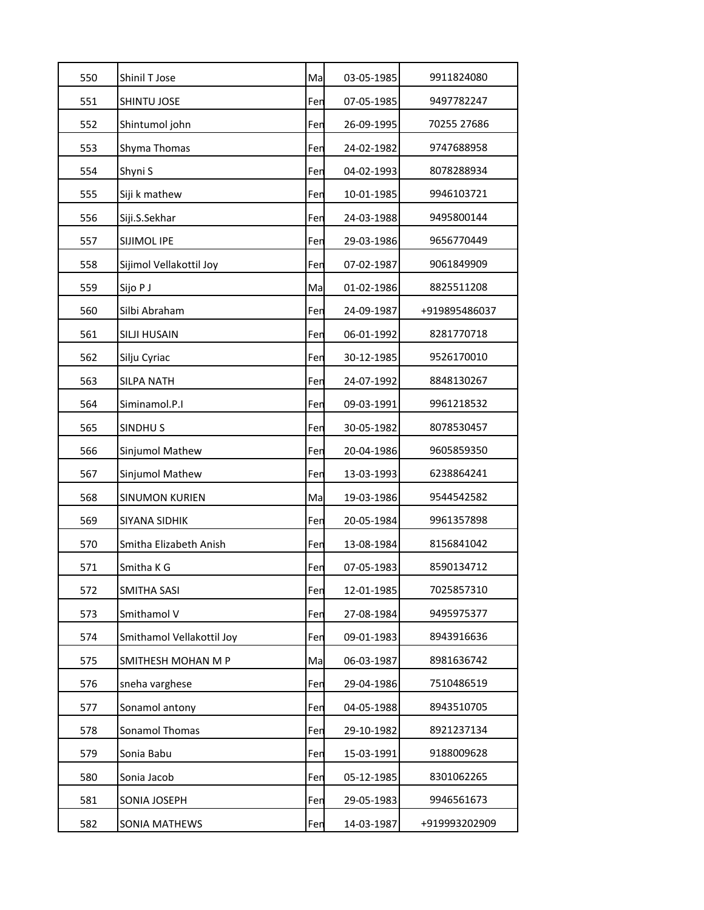| 550 | Shinil T Jose | Ma | 03-05-1985 | 9911824080 |
|---|---|---|---|---|
| 551 | SHINTU JOSE | Fen | 07-05-1985 | 9497782247 |
| 552 | Shintumol john | Fen | 26-09-1995 | 70255 27686 |
| 553 | Shyma Thomas | Fen | 24-02-1982 | 9747688958 |
| 554 | Shyni S | Fen | 04-02-1993 | 8078288934 |
| 555 | Siji k mathew | Fen | 10-01-1985 | 9946103721 |
| 556 | Siji.S.Sekhar | Fen | 24-03-1988 | 9495800144 |
| 557 | SIJIMOL IPE | Fen | 29-03-1986 | 9656770449 |
| 558 | Sijimol Vellakottil Joy | Fen | 07-02-1987 | 9061849909 |
| 559 | Sijo P J | Ma | 01-02-1986 | 8825511208 |
| 560 | Silbi Abraham | Fen | 24-09-1987 | +919895486037 |
| 561 | SILJI HUSAIN | Fen | 06-01-1992 | 8281770718 |
| 562 | Silju Cyriac | Fen | 30-12-1985 | 9526170010 |
| 563 | SILPA NATH | Fen | 24-07-1992 | 8848130267 |
| 564 | Siminamol.P.I | Fen | 09-03-1991 | 9961218532 |
| 565 | SINDHU S | Fen | 30-05-1982 | 8078530457 |
| 566 | Sinjumol Mathew | Fen | 20-04-1986 | 9605859350 |
| 567 | Sinjumol Mathew | Fen | 13-03-1993 | 6238864241 |
| 568 | SINUMON KURIEN | Ma | 19-03-1986 | 9544542582 |
| 569 | SIYANA SIDHIK | Fen | 20-05-1984 | 9961357898 |
| 570 | Smitha Elizabeth Anish | Fen | 13-08-1984 | 8156841042 |
| 571 | Smitha K G | Fen | 07-05-1983 | 8590134712 |
| 572 | SMITHA SASI | Fen | 12-01-1985 | 7025857310 |
| 573 | Smithamol V | Fen | 27-08-1984 | 9495975377 |
| 574 | Smithamol Vellakottil Joy | Fen | 09-01-1983 | 8943916636 |
| 575 | SMITHESH MOHAN M P | Ma | 06-03-1987 | 8981636742 |
| 576 | sneha varghese | Fen | 29-04-1986 | 7510486519 |
| 577 | Sonamol antony | Fen | 04-05-1988 | 8943510705 |
| 578 | Sonamol Thomas | Fen | 29-10-1982 | 8921237134 |
| 579 | Sonia Babu | Fen | 15-03-1991 | 9188009628 |
| 580 | Sonia Jacob | Fen | 05-12-1985 | 8301062265 |
| 581 | SONIA JOSEPH | Fen | 29-05-1983 | 9946561673 |
| 582 | SONIA MATHEWS | Fen | 14-03-1987 | +919993202909 |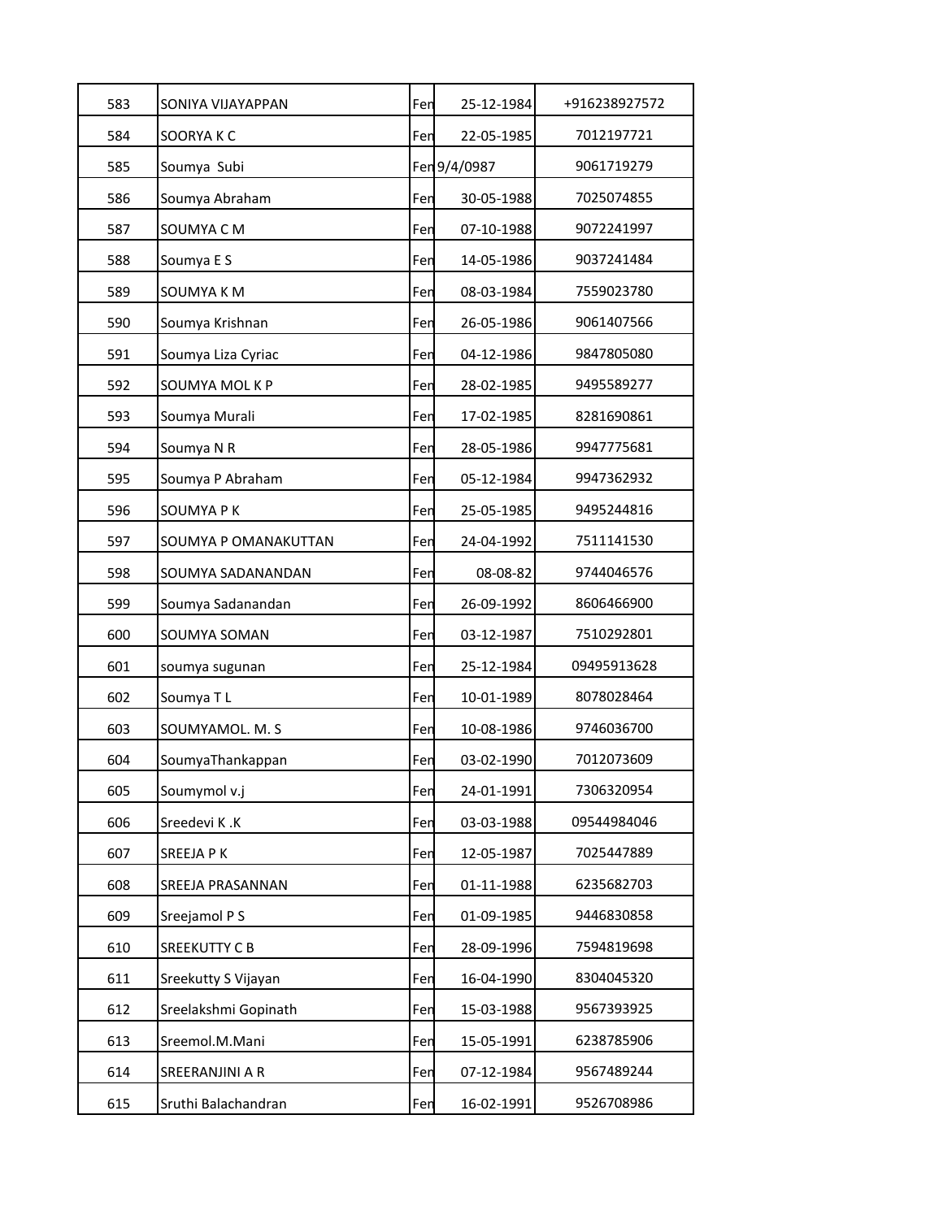| 583 | SONIYA VIJAYAPPAN | Fen | 25-12-1984 | +916238927572 |
|---|---|---|---|---|
| 584 | SOORYA K C | Fen | 22-05-1985 | 7012197721 |
| 585 | Soumya Subi | Fen | 9/4/0987 | 9061719279 |
| 586 | Soumya Abraham | Fen | 30-05-1988 | 7025074855 |
| 587 | SOUMYA C M | Fen | 07-10-1988 | 9072241997 |
| 588 | Soumya E S | Fen | 14-05-1986 | 9037241484 |
| 589 | SOUMYA K M | Fen | 08-03-1984 | 7559023780 |
| 590 | Soumya Krishnan | Fen | 26-05-1986 | 9061407566 |
| 591 | Soumya Liza Cyriac | Fen | 04-12-1986 | 9847805080 |
| 592 | SOUMYA MOL K P | Fen | 28-02-1985 | 9495589277 |
| 593 | Soumya Murali | Fen | 17-02-1985 | 8281690861 |
| 594 | Soumya N R | Fen | 28-05-1986 | 9947775681 |
| 595 | Soumya P Abraham | Fen | 05-12-1984 | 9947362932 |
| 596 | SOUMYA P K | Fen | 25-05-1985 | 9495244816 |
| 597 | SOUMYA P OMANAKUTTAN | Fen | 24-04-1992 | 7511141530 |
| 598 | SOUMYA SADANANDAN | Fen | 08-08-82 | 9744046576 |
| 599 | Soumya Sadanandan | Fen | 26-09-1992 | 8606466900 |
| 600 | SOUMYA SOMAN | Fen | 03-12-1987 | 7510292801 |
| 601 | soumya sugunan | Fen | 25-12-1984 | 09495913628 |
| 602 | Soumya T L | Fen | 10-01-1989 | 8078028464 |
| 603 | SOUMYAMOL. M. S | Fen | 10-08-1986 | 9746036700 |
| 604 | SoumyaThankappan | Fen | 03-02-1990 | 7012073609 |
| 605 | Soumymol v.j | Fen | 24-01-1991 | 7306320954 |
| 606 | Sreedevi K .K | Fen | 03-03-1988 | 09544984046 |
| 607 | SREEJA P K | Fen | 12-05-1987 | 7025447889 |
| 608 | SREEJA PRASANNAN | Fen | 01-11-1988 | 6235682703 |
| 609 | Sreejamol P S | Fen | 01-09-1985 | 9446830858 |
| 610 | SREEKUTTY C B | Fen | 28-09-1996 | 7594819698 |
| 611 | Sreekutty S Vijayan | Fen | 16-04-1990 | 8304045320 |
| 612 | Sreelakshmi Gopinath | Fen | 15-03-1988 | 9567393925 |
| 613 | Sreemol.M.Mani | Fen | 15-05-1991 | 6238785906 |
| 614 | SREERANJINI A R | Fen | 07-12-1984 | 9567489244 |
| 615 | Sruthi Balachandran | Fen | 16-02-1991 | 9526708986 |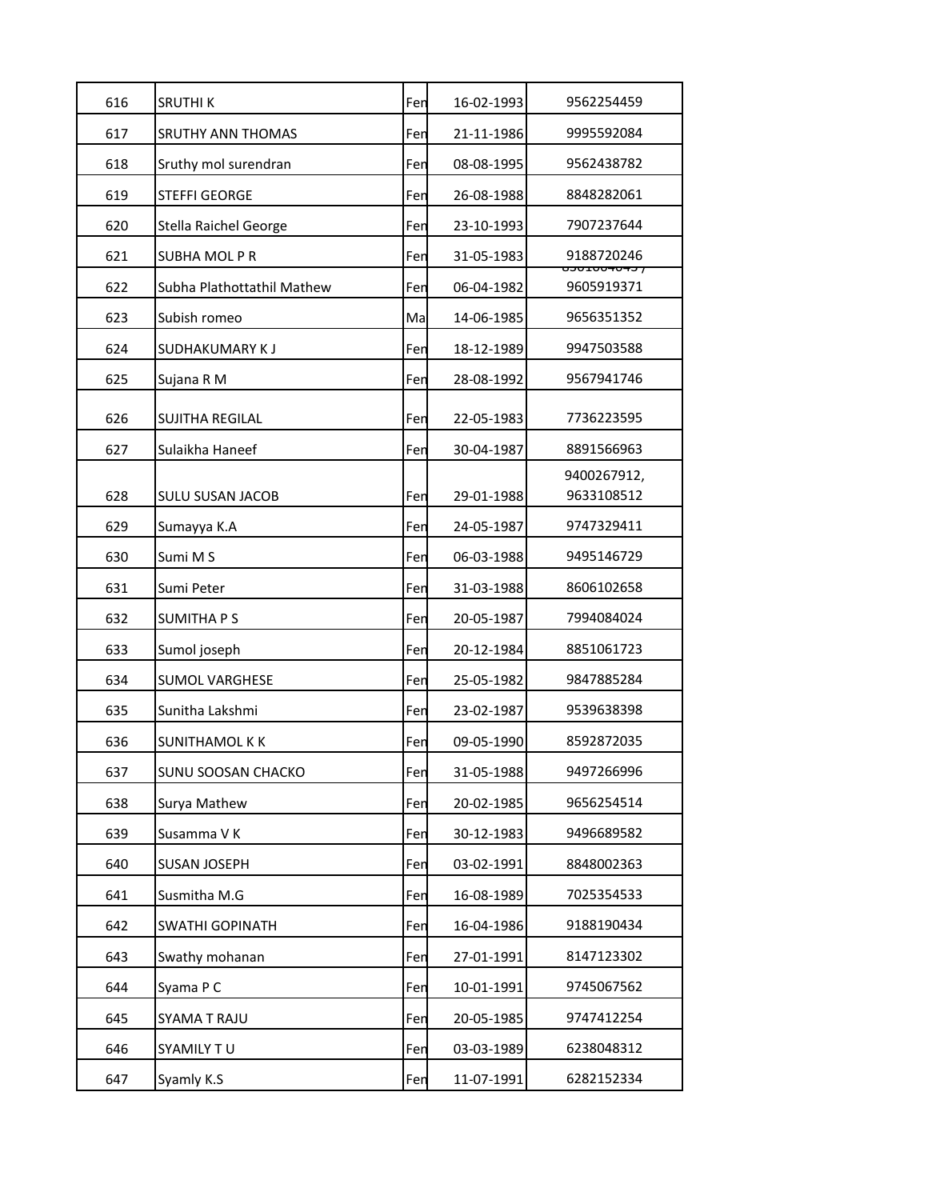| 616 | SRUTHI K | Fen | 16-02-1993 | 9562254459 |
|---|---|---|---|---|
| 617 | SRUTHY ANN THOMAS | Fen | 21-11-1986 | 9995592084 |
| 618 | Sruthy mol surendran | Fen | 08-08-1995 | 9562438782 |
| 619 | STEFFI GEORGE | Fen | 26-08-1988 | 8848282061 |
| 620 | Stella Raichel George | Fen | 23-10-1993 | 7907237644 |
| 621 | SUBHA MOL P R | Fen | 31-05-1983 | 9188720246 |
| 622 | Subha Plathottathil Mathew | Fen | 06-04-1982 | 8301004843 / 9605919371 |
| 623 | Subish romeo | Ma | 14-06-1985 | 9656351352 |
| 624 | SUDHAKUMARY K J | Fen | 18-12-1989 | 9947503588 |
| 625 | Sujana R M | Fen | 28-08-1992 | 9567941746 |
| 626 | SUJITHA REGILAL | Fen | 22-05-1983 | 7736223595 |
| 627 | Sulaikha Haneef | Fen | 30-04-1987 | 8891566963 |
| 628 | SULU SUSAN JACOB | Fen | 29-01-1988 | 9400267912, 9633108512 |
| 629 | Sumayya K.A | Fen | 24-05-1987 | 9747329411 |
| 630 | Sumi M S | Fen | 06-03-1988 | 9495146729 |
| 631 | Sumi Peter | Fen | 31-03-1988 | 8606102658 |
| 632 | SUMITHA P S | Fen | 20-05-1987 | 7994084024 |
| 633 | Sumol joseph | Fen | 20-12-1984 | 8851061723 |
| 634 | SUMOL VARGHESE | Fen | 25-05-1982 | 9847885284 |
| 635 | Sunitha Lakshmi | Fen | 23-02-1987 | 9539638398 |
| 636 | SUNITHAMOL K K | Fen | 09-05-1990 | 8592872035 |
| 637 | SUNU SOOSAN CHACKO | Fen | 31-05-1988 | 9497266996 |
| 638 | Surya Mathew | Fen | 20-02-1985 | 9656254514 |
| 639 | Susamma V K | Fen | 30-12-1983 | 9496689582 |
| 640 | SUSAN JOSEPH | Fen | 03-02-1991 | 8848002363 |
| 641 | Susmitha M.G | Fen | 16-08-1989 | 7025354533 |
| 642 | SWATHI GOPINATH | Fen | 16-04-1986 | 9188190434 |
| 643 | Swathy mohanan | Fen | 27-01-1991 | 8147123302 |
| 644 | Syama P C | Fen | 10-01-1991 | 9745067562 |
| 645 | SYAMA T RAJU | Fen | 20-05-1985 | 9747412254 |
| 646 | SYAMILY T U | Fen | 03-03-1989 | 6238048312 |
| 647 | Syamly K.S | Fen | 11-07-1991 | 6282152334 |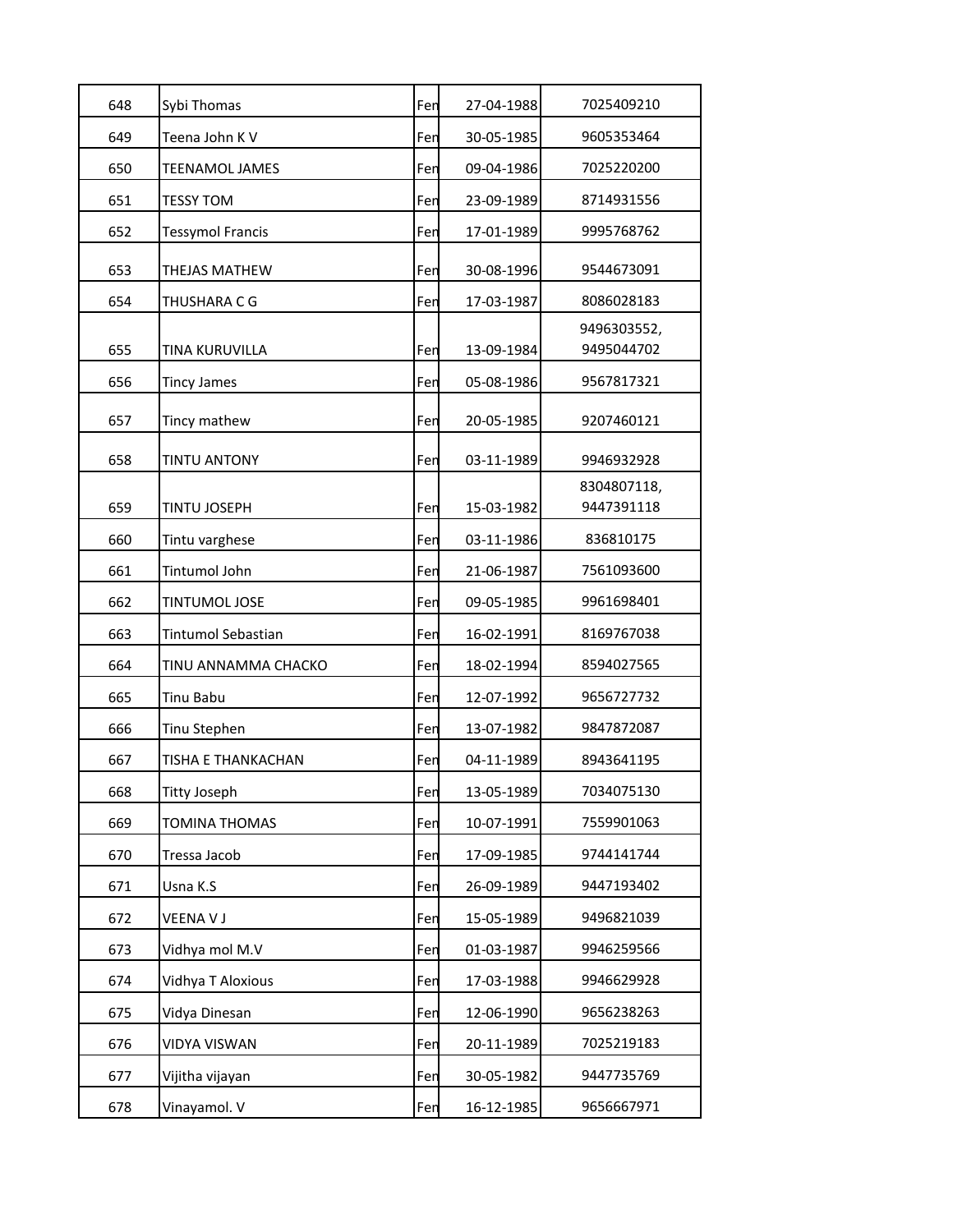| 648 | Sybi Thomas | Fen | 27-04-1988 | 7025409210 |
|---|---|---|---|---|
| 649 | Teena John K V | Fen | 30-05-1985 | 9605353464 |
| 650 | TEENAMOL JAMES | Fen | 09-04-1986 | 7025220200 |
| 651 | TESSY TOM | Fen | 23-09-1989 | 8714931556 |
| 652 | Tessymol Francis | Fen | 17-01-1989 | 9995768762 |
| 653 | THEJAS MATHEW | Fen | 30-08-1996 | 9544673091 |
| 654 | THUSHARA C G | Fen | 17-03-1987 | 8086028183 |
| 655 | TINA KURUVILLA | Fen | 13-09-1984 | 9496303552, 9495044702 |
| 656 | Tincy James | Fen | 05-08-1986 | 9567817321 |
| 657 | Tincy mathew | Fen | 20-05-1985 | 9207460121 |
| 658 | TINTU ANTONY | Fen | 03-11-1989 | 9946932928 |
| 659 | TINTU JOSEPH | Fen | 15-03-1982 | 8304807118, 9447391118 |
| 660 | Tintu varghese | Fen | 03-11-1986 | 836810175 |
| 661 | Tintumol John | Fen | 21-06-1987 | 7561093600 |
| 662 | TINTUMOL JOSE | Fen | 09-05-1985 | 9961698401 |
| 663 | Tintumol Sebastian | Fen | 16-02-1991 | 8169767038 |
| 664 | TINU ANNAMMA CHACKO | Fen | 18-02-1994 | 8594027565 |
| 665 | Tinu Babu | Fen | 12-07-1992 | 9656727732 |
| 666 | Tinu Stephen | Fen | 13-07-1982 | 9847872087 |
| 667 | TISHA E THANKACHAN | Fen | 04-11-1989 | 8943641195 |
| 668 | Titty Joseph | Fen | 13-05-1989 | 7034075130 |
| 669 | TOMINA THOMAS | Fen | 10-07-1991 | 7559901063 |
| 670 | Tressa Jacob | Fen | 17-09-1985 | 9744141744 |
| 671 | Usna K.S | Fen | 26-09-1989 | 9447193402 |
| 672 | VEENA V J | Fen | 15-05-1989 | 9496821039 |
| 673 | Vidhya mol M.V | Fen | 01-03-1987 | 9946259566 |
| 674 | Vidhya T Aloxious | Fen | 17-03-1988 | 9946629928 |
| 675 | Vidya Dinesan | Fen | 12-06-1990 | 9656238263 |
| 676 | VIDYA VISWAN | Fen | 20-11-1989 | 7025219183 |
| 677 | Vijitha vijayan | Fen | 30-05-1982 | 9447735769 |
| 678 | Vinayamol. V | Fen | 16-12-1985 | 9656667971 |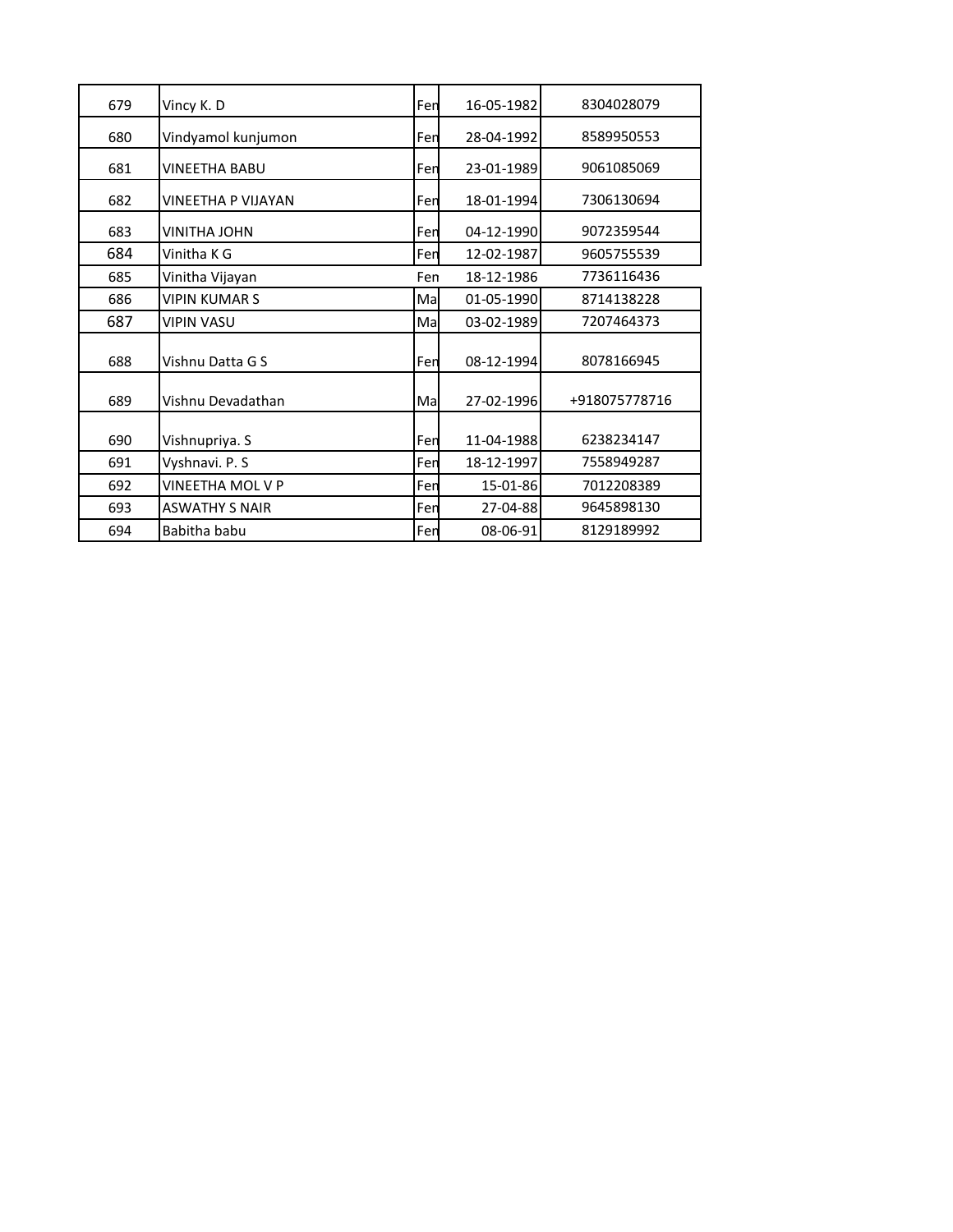| | | | | |
|---|---|---|---|---|
| 679 | Vincy K. D | Fen | 16-05-1982 | 8304028079 |
| 680 | Vindyamol kunjumon | Fen | 28-04-1992 | 8589950553 |
| 681 | VINEETHA BABU | Fen | 23-01-1989 | 9061085069 |
| 682 | VINEETHA P VIJAYAN | Fen | 18-01-1994 | 7306130694 |
| 683 | VINITHA JOHN | Fen | 04-12-1990 | 9072359544 |
| 684 | Vinitha K G | Fen | 12-02-1987 | 9605755539 |
| 685 | Vinitha Vijayan | Fen | 18-12-1986 | 7736116436 |
| 686 | VIPIN KUMAR S | Ma | 01-05-1990 | 8714138228 |
| 687 | VIPIN VASU | Ma | 03-02-1989 | 7207464373 |
| 688 | Vishnu Datta G S | Fen | 08-12-1994 | 8078166945 |
| 689 | Vishnu Devadathan | Ma | 27-02-1996 | +918075778716 |
| 690 | Vishnupriya. S | Fen | 11-04-1988 | 6238234147 |
| 691 | Vyshnavi. P. S | Fen | 18-12-1997 | 7558949287 |
| 692 | VINEETHA MOL V P | Fen | 15-01-86 | 7012208389 |
| 693 | ASWATHY S NAIR | Fen | 27-04-88 | 9645898130 |
| 694 | Babitha babu | Fen | 08-06-91 | 8129189992 |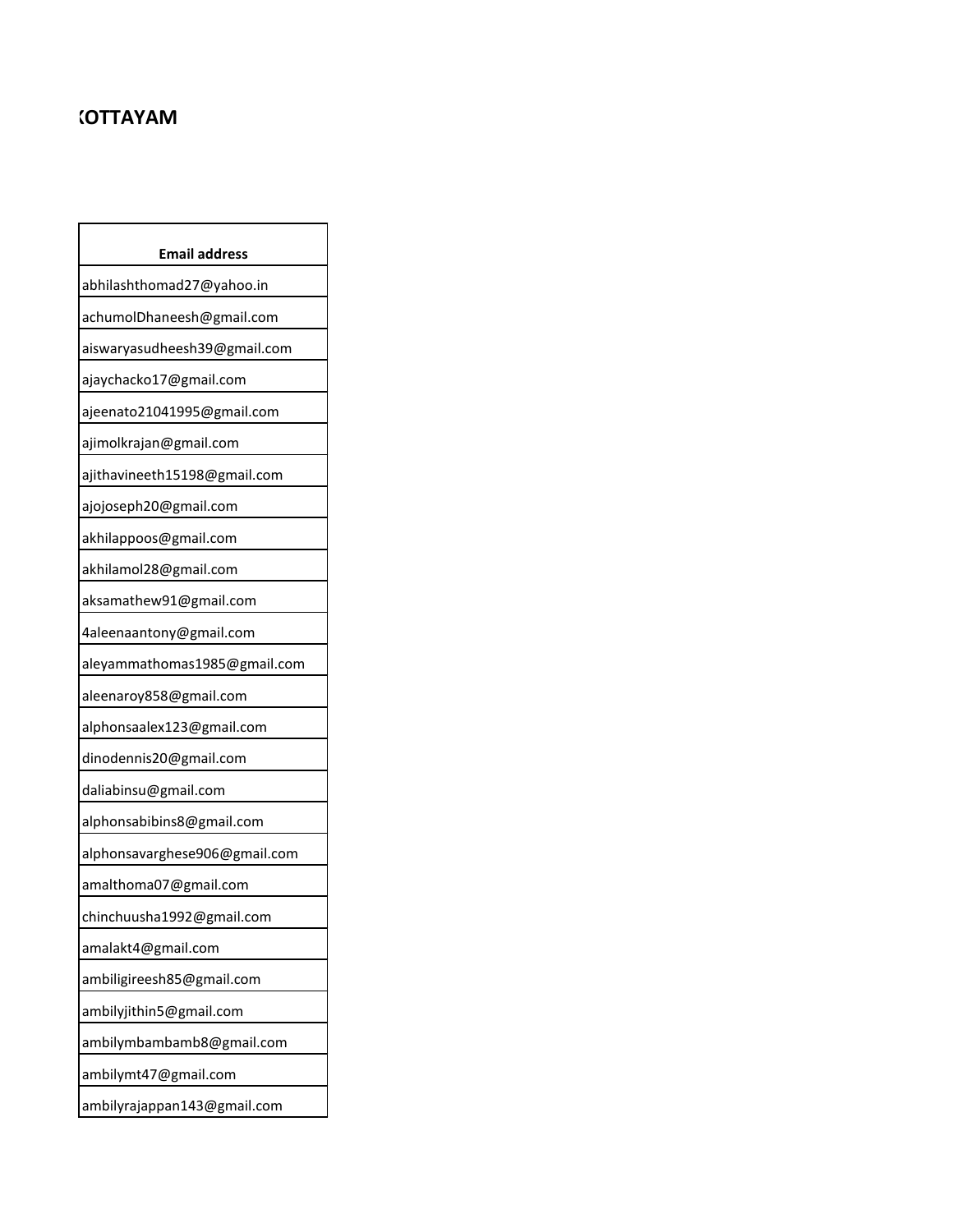# KOTTAYAM

| Email address |
|---|
| abhilashthomad27@yahoo.in |
| achumolDhaneesh@gmail.com |
| aiswaryasudheesh39@gmail.com |
| ajaychacko17@gmail.com |
| ajeenato21041995@gmail.com |
| ajimolkrajan@gmail.com |
| ajithavineeth15198@gmail.com |
| ajojoseph20@gmail.com |
| akhilappoos@gmail.com |
| akhilamol28@gmail.com |
| aksamathew91@gmail.com |
| 4aleenaantony@gmail.com |
| aleyammathomas1985@gmail.com |
| aleenaroy858@gmail.com |
| alphonsaalex123@gmail.com |
| dinodennis20@gmail.com |
| daliabinsu@gmail.com |
| alphonsabibins8@gmail.com |
| alphonsavarghese906@gmail.com |
| amalthoma07@gmail.com |
| chinchuusha1992@gmail.com |
| amalakt4@gmail.com |
| ambiligireesh85@gmail.com |
| ambilyjithin5@gmail.com |
| ambilymbambamb8@gmail.com |
| ambilymt47@gmail.com |
| ambilyrajappan143@gmail.com |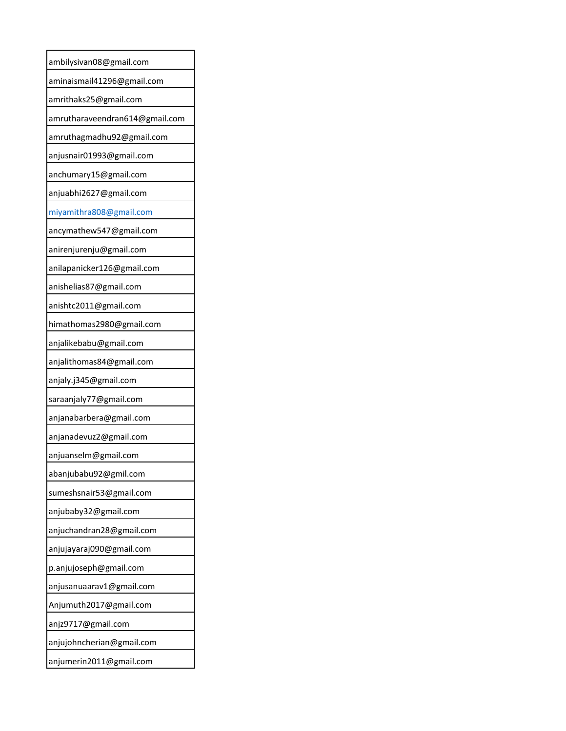| ambilysivan08@gmail.com |
|---|
| aminaismail41296@gmail.com |
| amrithaks25@gmail.com |
| amrutharaveendran614@gmail.com |
| amruthagmadhu92@gmail.com |
| anjusnair01993@gmail.com |
| anchumary15@gmail.com |
| anjuabhi2627@gmail.com |
| miyamithra808@gmail.com |
| ancymathew547@gmail.com |
| anirenjurenju@gmail.com |
| anilapanicker126@gmail.com |
| anishelias87@gmail.com |
| anishtc2011@gmail.com |
| himathomas2980@gmail.com |
| anjalikebabu@gmail.com |
| anjalithomas84@gmail.com |
| anjaly.j345@gmail.com |
| saraanjaly77@gmail.com |
| anjanabarbera@gmail.com |
| anjanadevuz2@gmail.com |
| anjuanselm@gmail.com |
| abanjubabu92@gmil.com |
| sumeshsnair53@gmail.com |
| anjubaby32@gmail.com |
| anjuchandran28@gmail.com |
| anjujayaraj090@gmail.com |
| p.anjujoseph@gmail.com |
| anjusanuaarav1@gmail.com |
| Anjumuth2017@gmail.com |
| anjz9717@gmail.com |
| anjujohncherian@gmail.com |
| anjumerin2011@gmail.com |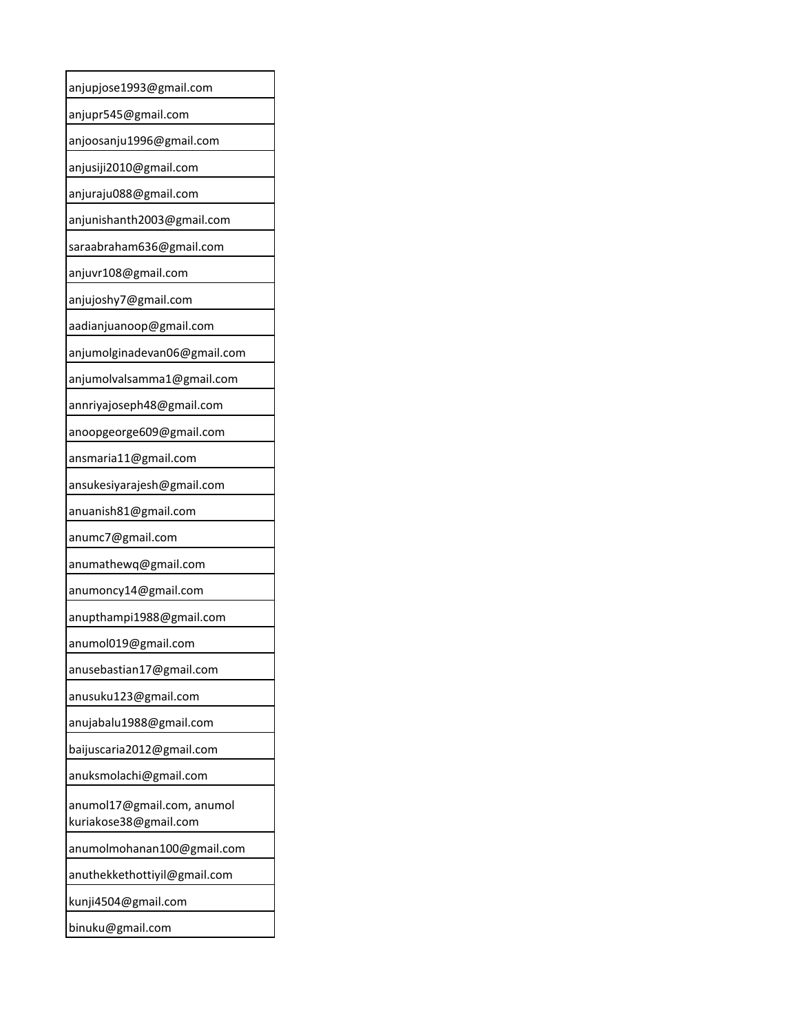| anjupjose1993@gmail.com |
|---|
| anjupr545@gmail.com |
| anjoosanju1996@gmail.com |
| anjusiji2010@gmail.com |
| anjuraju088@gmail.com |
| anjunishanth2003@gmail.com |
| saraabraham636@gmail.com |
| anjuvr108@gmail.com |
| anjujoshy7@gmail.com |
| aadianjuanoop@gmail.com |
| anjumolginadevan06@gmail.com |
| anjumolvalsamma1@gmail.com |
| annriyajoseph48@gmail.com |
| anoopgeorge609@gmail.com |
| ansmaria11@gmail.com |
| ansukesiyarajesh@gmail.com |
| anuanish81@gmail.com |
| anumc7@gmail.com |
| anumathewq@gmail.com |
| anumoncy14@gmail.com |
| anupthampi1988@gmail.com |
| anumol019@gmail.com |
| anusebastian17@gmail.com |
| anusuku123@gmail.com |
| anujabalu1988@gmail.com |
| baijuscaria2012@gmail.com |
| anuksmolachi@gmail.com |
| anumol17@gmail.com, anumol kuriakose38@gmail.com |
| anumolmohanan100@gmail.com |
| anuthekkethottiyil@gmail.com |
| kunji4504@gmail.com |
| binuku@gmail.com |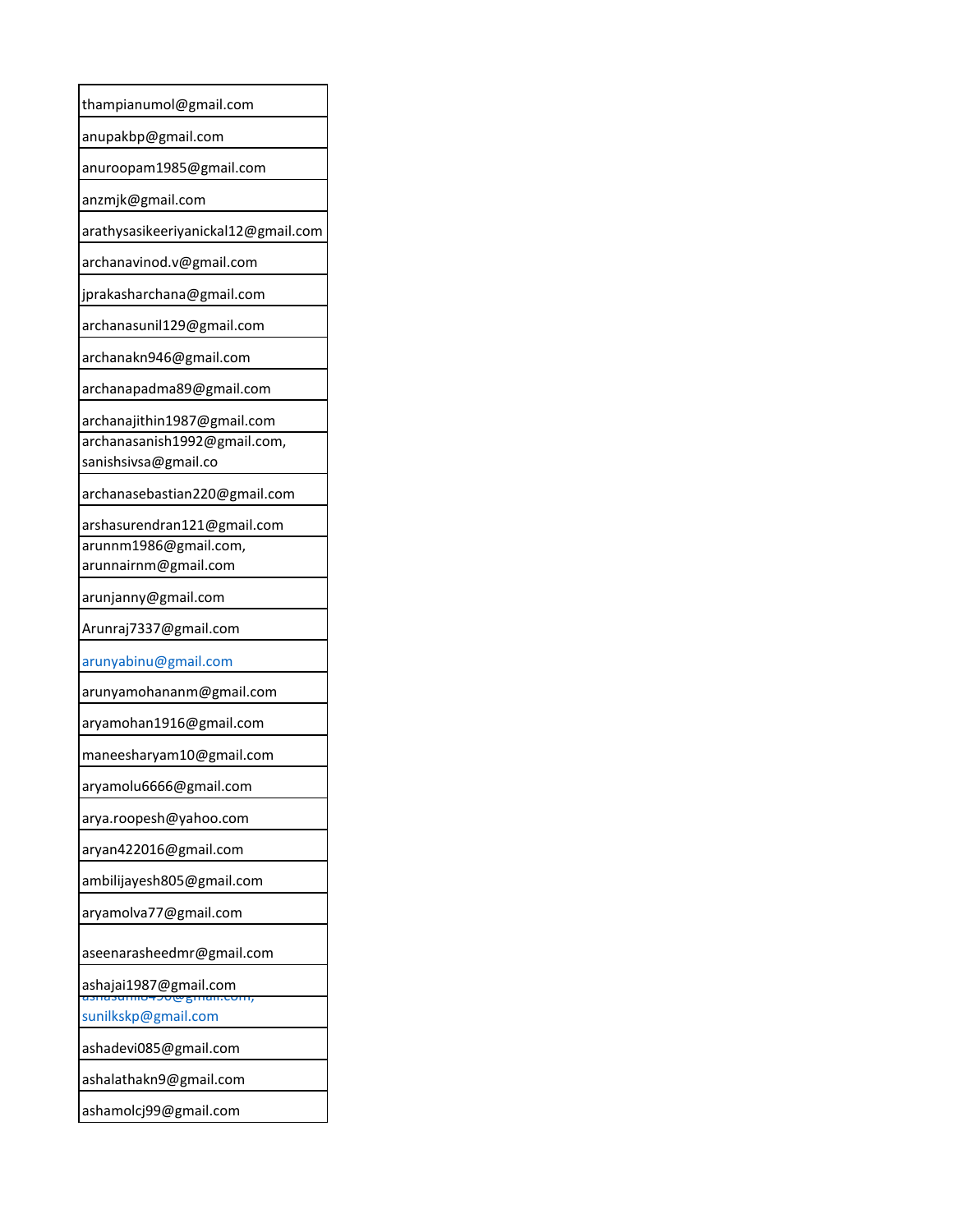| thampianumol@gmail.com |
|---|
| anupakbp@gmail.com |
| anuroopam1985@gmail.com |
| anzmjk@gmail.com |
| arathysasikeeriyanickal12@gmail.com |
| archanavinod.v@gmail.com |
| jprakasharchana@gmail.com |
| archanasunil129@gmail.com |
| archanakn946@gmail.com |
| archanapadma89@gmail.com |
| archanajithin1987@gmail.com |
| archanasanish1992@gmail.com, sanishsivsa@gmail.co |
| archanasebastian220@gmail.com |
| arshasurendran121@gmail.com |
| arunnm1986@gmail.com, arunnairnm@gmail.com |
| arunjanny@gmail.com |
| Arunraj7337@gmail.com |
| arunyabinu@gmail.com |
| arunyamohananm@gmail.com |
| aryamohan1916@gmail.com |
| maneesharyam10@gmail.com |
| aryamolu6666@gmail.com |
| arya.roopesh@yahoo.com |
| aryan422016@gmail.com |
| ambilijayesh805@gmail.com |
| aryamolva77@gmail.com |
| aseenarasheedmr@gmail.com |
| ashajai1987@gmail.com |
| ashasunil8490@gmail.com, sunilkskp@gmail.com |
| ashadevi085@gmail.com |
| ashalathakn9@gmail.com |
| ashamolcj99@gmail.com |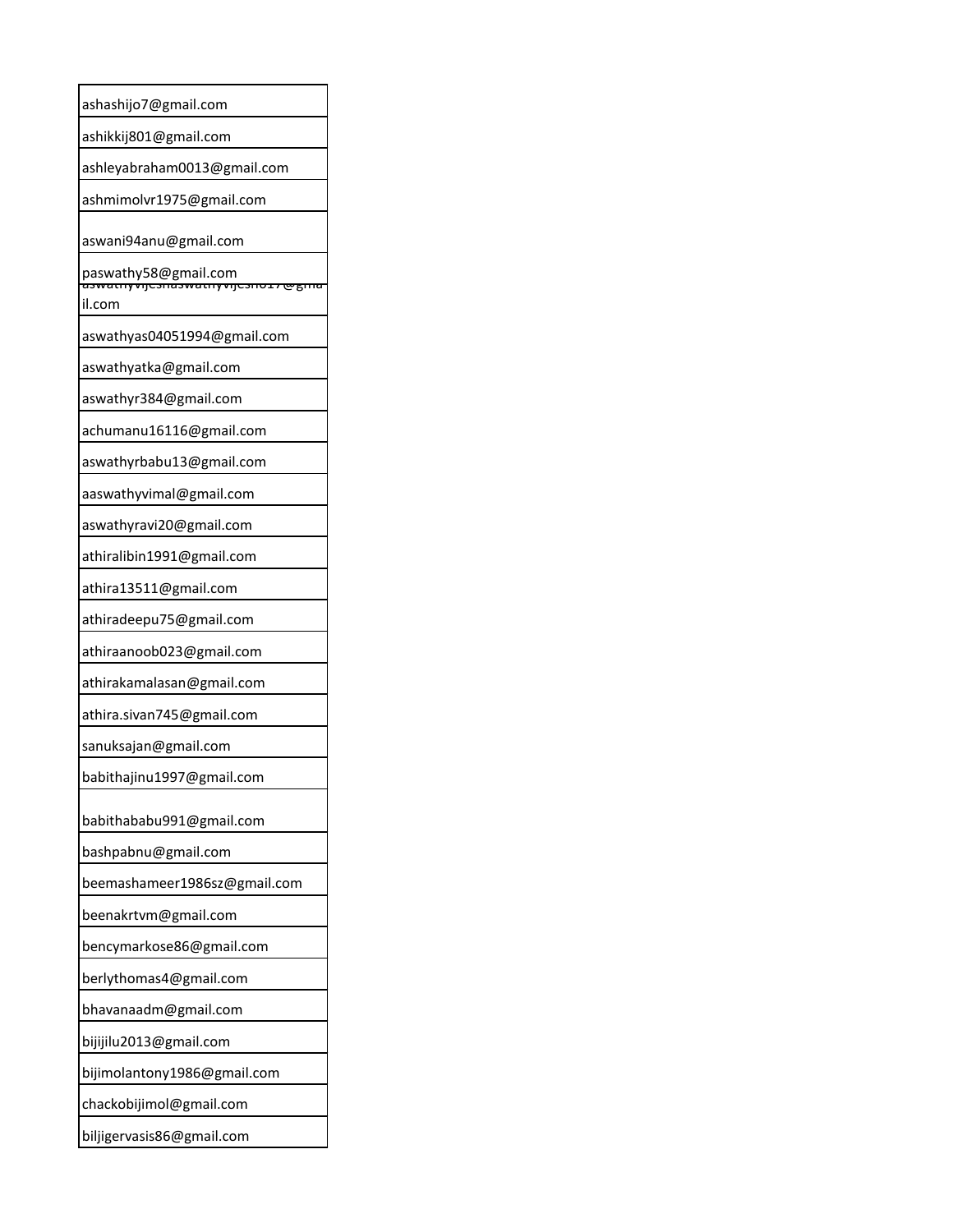| |
|---|
| ashashijo7@gmail.com |
| ashikkij801@gmail.com |
| ashleyabraham0013@gmail.com |
| ashmimolvr1975@gmail.com |
| aswani94anu@gmail.com |
| paswathy58@gmail.com |
| aswathyvijeshaswathyvijesh017@gmail.com |
| aswathyas04051994@gmail.com |
| aswathyatka@gmail.com |
| aswathyr384@gmail.com |
| achumanu16116@gmail.com |
| aswathyrbabu13@gmail.com |
| aaswathyvimal@gmail.com |
| aswathyravi20@gmail.com |
| athiralibin1991@gmail.com |
| athira13511@gmail.com |
| athiradeepu75@gmail.com |
| athiraanoob023@gmail.com |
| athirakamalasan@gmail.com |
| athira.sivan745@gmail.com |
| sanuksajan@gmail.com |
| babithajinu1997@gmail.com |
| babithababu991@gmail.com |
| bashpabnu@gmail.com |
| beemashameer1986sz@gmail.com |
| beenakrtvm@gmail.com |
| bencymarkose86@gmail.com |
| berlythomas4@gmail.com |
| bhavanaadm@gmail.com |
| bijijilu2013@gmail.com |
| bijimolantony1986@gmail.com |
| chackobijimol@gmail.com |
| biljigervasis86@gmail.com |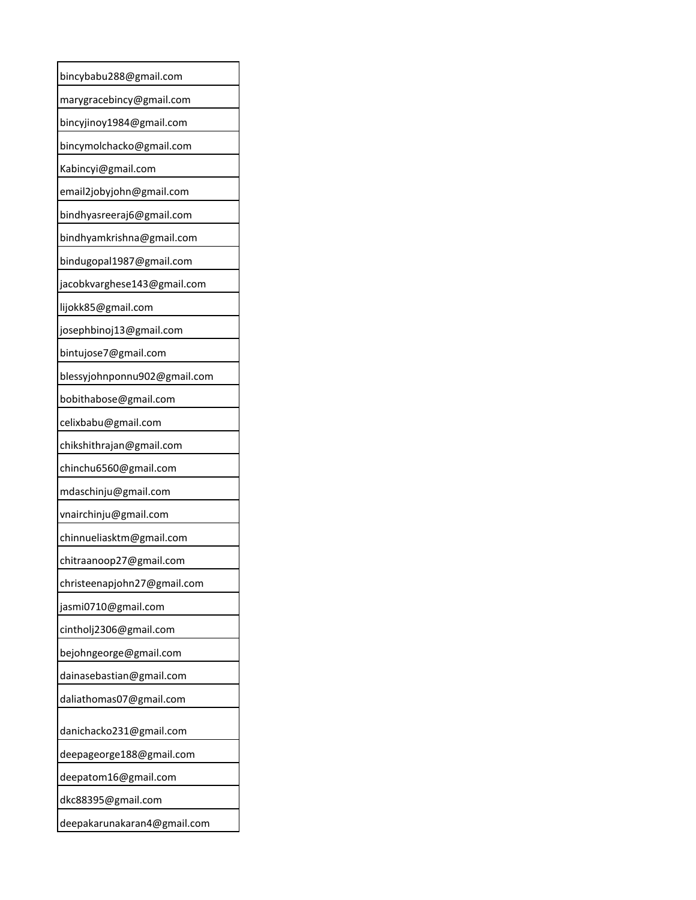| bincybabu288@gmail.com |
|---|
| marygracebincy@gmail.com |
| bincyjinoy1984@gmail.com |
| bincymolchacko@gmail.com |
| Kabincyi@gmail.com |
| email2jobyjohn@gmail.com |
| bindhyasreeraj6@gmail.com |
| bindhyamkrishna@gmail.com |
| bindugopal1987@gmail.com |
| jacobkvarghese143@gmail.com |
| lijokk85@gmail.com |
| josephbinoj13@gmail.com |
| bintujose7@gmail.com |
| blessyjohnponnu902@gmail.com |
| bobithabose@gmail.com |
| celixbabu@gmail.com |
| chikshithrajan@gmail.com |
| chinchu6560@gmail.com |
| mdaschinju@gmail.com |
| vnairchinju@gmail.com |
| chinnueliasktm@gmail.com |
| chitraanoop27@gmail.com |
| christeenapjohn27@gmail.com |
| jasmi0710@gmail.com |
| cintholj2306@gmail.com |
| bejohngeorge@gmail.com |
| dainasebastian@gmail.com |
| daliathomas07@gmail.com |
| danichacko231@gmail.com |
| deepageorge188@gmail.com |
| deepatom16@gmail.com |
| dkc88395@gmail.com |
| deepakarunakaran4@gmail.com |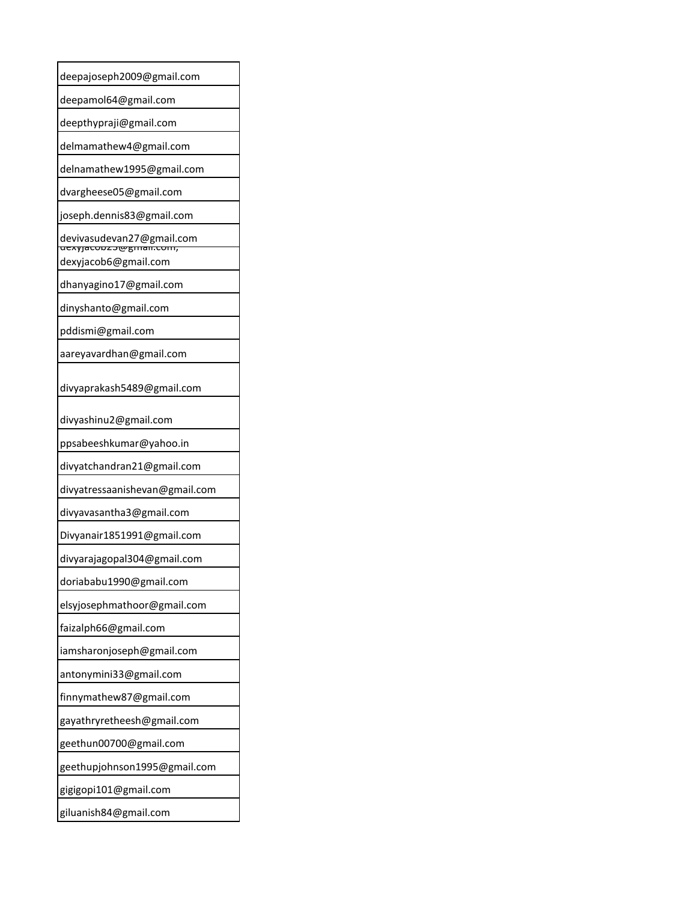| deepajoseph2009@gmail.com |
|---|
| deepamol64@gmail.com |
| deepthypraji@gmail.com |
| delmamathew4@gmail.com |
| delnamathew1995@gmail.com |
| dvargheese05@gmail.com |
| joseph.dennis83@gmail.com |
| devivasudevan27@gmail.com |
| dexyjacob23@gmail.com, dexyjacob6@gmail.com |
| dhanyagino17@gmail.com |
| dinyshanto@gmail.com |
| pddismi@gmail.com |
| aareyavardhan@gmail.com |
| divyaprakash5489@gmail.com |
| divyashinu2@gmail.com |
| ppsabeeshkumar@yahoo.in |
| divyatchandran21@gmail.com |
| divyatressaanishevan@gmail.com |
| divyavasantha3@gmail.com |
| Divyanair1851991@gmail.com |
| divyarajagopal304@gmail.com |
| doriababu1990@gmail.com |
| elsyjosephmathoor@gmail.com |
| faizalph66@gmail.com |
| iamsharonjoseph@gmail.com |
| antonymini33@gmail.com |
| finnymathew87@gmail.com |
| gayathryretheesh@gmail.com |
| geethun00700@gmail.com |
| geethupjohnson1995@gmail.com |
| gigigopi101@gmail.com |
| giluanish84@gmail.com |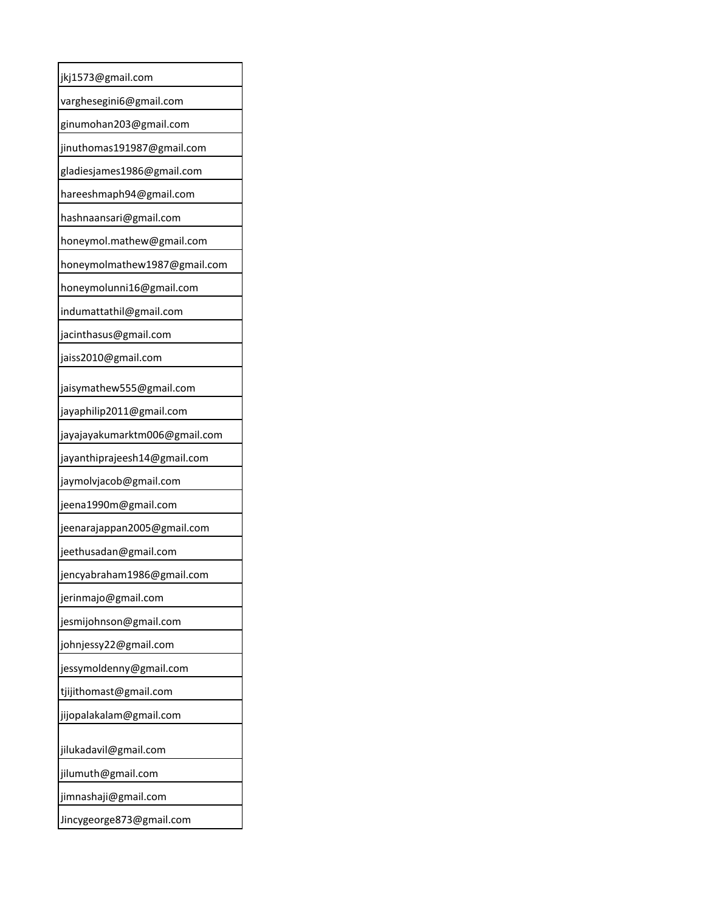| jkj1573@gmail.com |
|---|
| varghesegini6@gmail.com |
| ginumohan203@gmail.com |
| jinuthomas191987@gmail.com |
| gladiesjames1986@gmail.com |
| hareeshmaph94@gmail.com |
| hashnaansari@gmail.com |
| honeymol.mathew@gmail.com |
| honeymolmathew1987@gmail.com |
| honeymolunni16@gmail.com |
| indumattathil@gmail.com |
| jacinthasus@gmail.com |
| jaiss2010@gmail.com |
| jaisymathew555@gmail.com |
| jayaphilip2011@gmail.com |
| jayajayakumarktm006@gmail.com |
| jayanthiprajeesh14@gmail.com |
| jaymolvjacob@gmail.com |
| jeena1990m@gmail.com |
| jeenarajappan2005@gmail.com |
| jeethusadan@gmail.com |
| jencyabraham1986@gmail.com |
| jerinmajo@gmail.com |
| jesmijohnson@gmail.com |
| johnjessy22@gmail.com |
| jessymoldenny@gmail.com |
| tjijithomast@gmail.com |
| jijopalakalam@gmail.com |
| jilukadavil@gmail.com |
| jilumuth@gmail.com |
| jimnashaji@gmail.com |
| Jincygeorge873@gmail.com |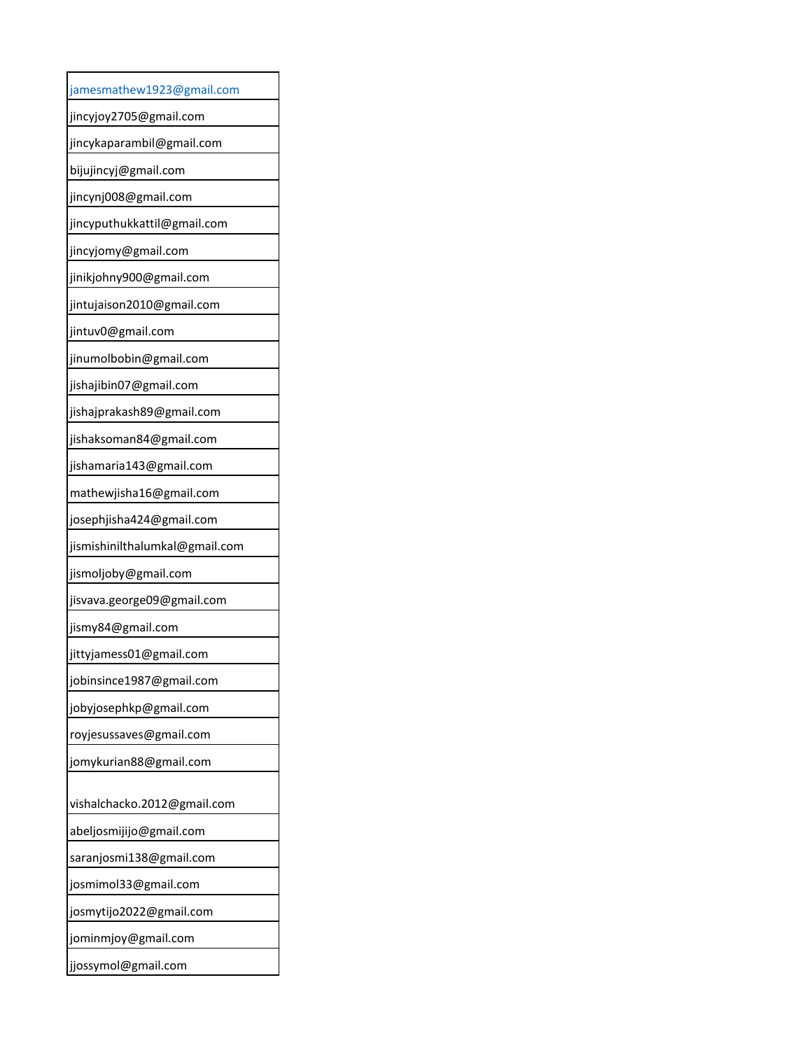| |
|---|
| jamesmathew1923@gmail.com |
| jincyjoy2705@gmail.com |
| jincykaparambil@gmail.com |
| bijujincyj@gmail.com |
| jincynj008@gmail.com |
| jincyputhukkattil@gmail.com |
| jincyjomy@gmail.com |
| jinikjohny900@gmail.com |
| jintujaison2010@gmail.com |
| jintuv0@gmail.com |
| jinumolbobin@gmail.com |
| jishajibin07@gmail.com |
| jishajprakash89@gmail.com |
| jishaksoman84@gmail.com |
| jishamaria143@gmail.com |
| mathewjisha16@gmail.com |
| josephjisha424@gmail.com |
| jismishinilthalumkal@gmail.com |
| jismoljoby@gmail.com |
| jisvava.george09@gmail.com |
| jismy84@gmail.com |
| jittyjamess01@gmail.com |
| jobinsince1987@gmail.com |
| jobyjosephkp@gmail.com |
| royjesussaves@gmail.com |
| jomykurian88@gmail.com |
| vishalchacko.2012@gmail.com |
| abeljosmijijo@gmail.com |
| saranjosmi138@gmail.com |
| josmimol33@gmail.com |
| josmytijo2022@gmail.com |
| jominmjoy@gmail.com |
| jjossymol@gmail.com |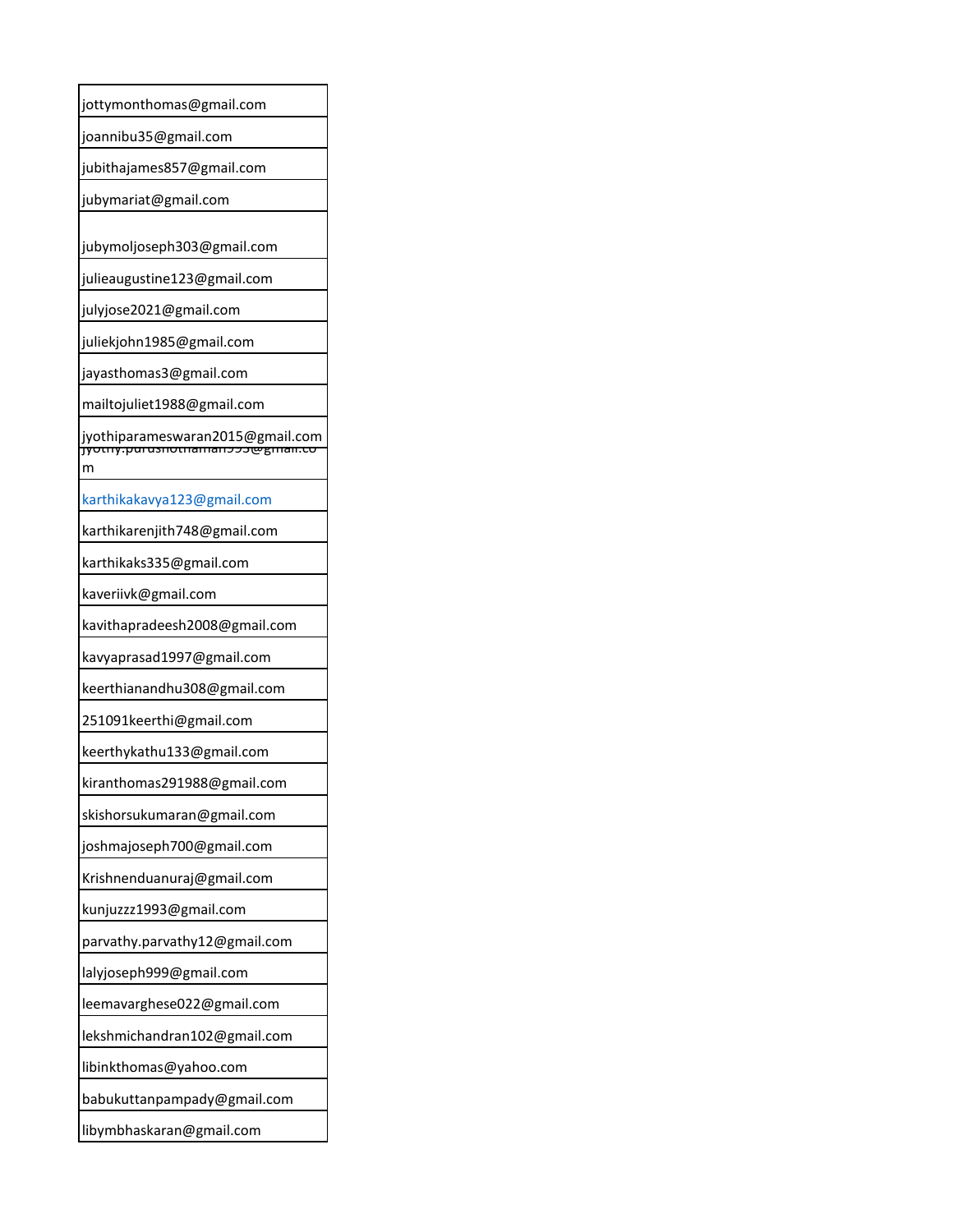| jottymonthomas@gmail.com |
|---|
| joannibu35@gmail.com |
| jubithajames857@gmail.com |
| jubymariat@gmail.com |
| jubymoljoseph303@gmail.com |
| julieaugustine123@gmail.com |
| julyjose2021@gmail.com |
| juliekjohn1985@gmail.com |
| jayasthomas3@gmail.com |
| mailtojuliet1988@gmail.com |
| jyothiparameswaran2015@gmail.com |
| jyothy.purushothaman993@gmail.com |
| karthikakavya123@gmail.com |
| karthikarenjith748@gmail.com |
| karthikaks335@gmail.com |
| kaveriivk@gmail.com |
| kavithapradeesh2008@gmail.com |
| kavyaprasad1997@gmail.com |
| keerthianandhu308@gmail.com |
| 251091keerthi@gmail.com |
| keerthykathu133@gmail.com |
| kiranthomas291988@gmail.com |
| skishorsukumaran@gmail.com |
| joshmajoseph700@gmail.com |
| Krishnenduanuraj@gmail.com |
| kunjuzzz1993@gmail.com |
| parvathy.parvathy12@gmail.com |
| lalyjoseph999@gmail.com |
| leemavarghese022@gmail.com |
| lekshmichandran102@gmail.com |
| libinkthomas@yahoo.com |
| babukuttanpampady@gmail.com |
| libymbhaskaran@gmail.com |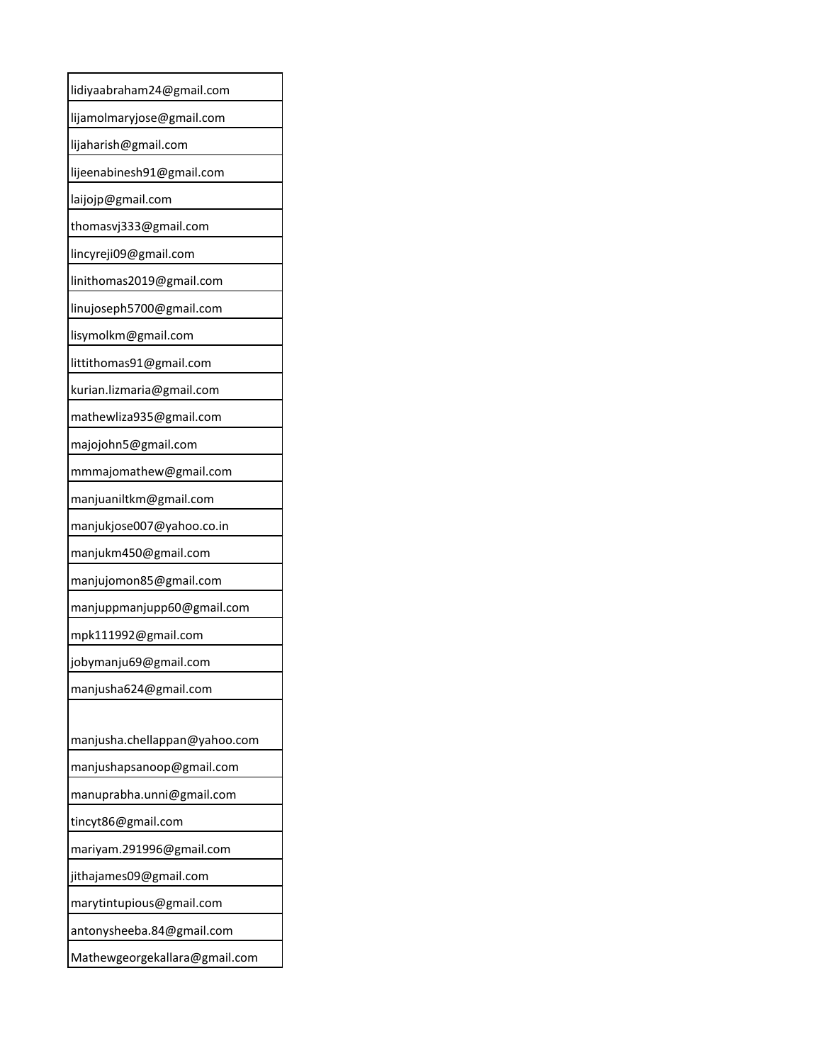| lidiyaabraham24@gmail.com |
|---|
| lijamolmaryjose@gmail.com |
| lijaharish@gmail.com |
| lijeenabinesh91@gmail.com |
| laijojp@gmail.com |
| thomasvj333@gmail.com |
| lincyreji09@gmail.com |
| linithomas2019@gmail.com |
| linujoseph5700@gmail.com |
| lisymolkm@gmail.com |
| littithomas91@gmail.com |
| kurian.lizmaria@gmail.com |
| mathewliza935@gmail.com |
| majojohn5@gmail.com |
| mmmajomathew@gmail.com |
| manjuaniltkm@gmail.com |
| manjukjose007@yahoo.co.in |
| manjukm450@gmail.com |
| manjujomon85@gmail.com |
| manjuppmanjupp60@gmail.com |
| mpk111992@gmail.com |
| jobymanju69@gmail.com |
| manjusha624@gmail.com |
| manjusha.chellappan@yahoo.com |
| manjushapsanoop@gmail.com |
| manuprabha.unni@gmail.com |
| tincyt86@gmail.com |
| mariyam.291996@gmail.com |
| jithajames09@gmail.com |
| marytintupious@gmail.com |
| antonysheeba.84@gmail.com |
| Mathewgeorgekallara@gmail.com |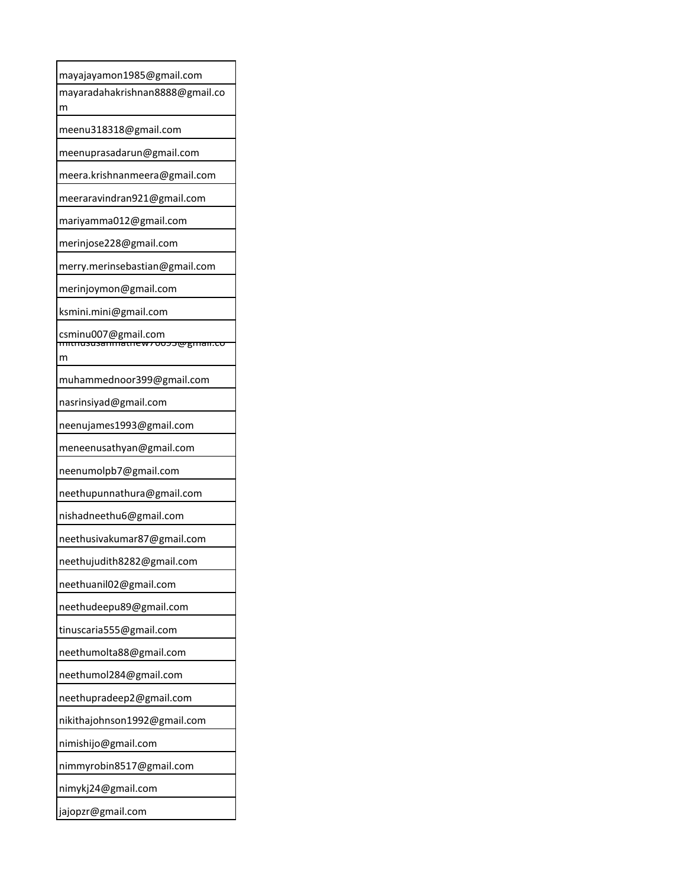| |
|---|
| mayajayamon1985@gmail.com |
| mayaradahakrishnan8888@gmail.com |
| meenu318318@gmail.com |
| meenuprasadarun@gmail.com |
| meera.krishnanmeera@gmail.com |
| meeraravindran921@gmail.com |
| mariyamma012@gmail.com |
| merinjose228@gmail.com |
| merry.merinsebastian@gmail.com |
| merinjoymon@gmail.com |
| ksmini.mini@gmail.com |
| csminu007@gmail.com |
| mithususanmathew76693@gmail.com |
| muhammednoor399@gmail.com |
| nasrinsiyad@gmail.com |
| neenujames1993@gmail.com |
| meneenusathyan@gmail.com |
| neenumolpb7@gmail.com |
| neethupunnathura@gmail.com |
| nishadneethu6@gmail.com |
| neethusivakumar87@gmail.com |
| neethujudith8282@gmail.com |
| neethuanil02@gmail.com |
| neethudeepu89@gmail.com |
| tinuscaria555@gmail.com |
| neethumolta88@gmail.com |
| neethumol284@gmail.com |
| neethupradeep2@gmail.com |
| nikithajohnson1992@gmail.com |
| nimishijo@gmail.com |
| nimmyrobin8517@gmail.com |
| nimykj24@gmail.com |
| jajopzr@gmail.com |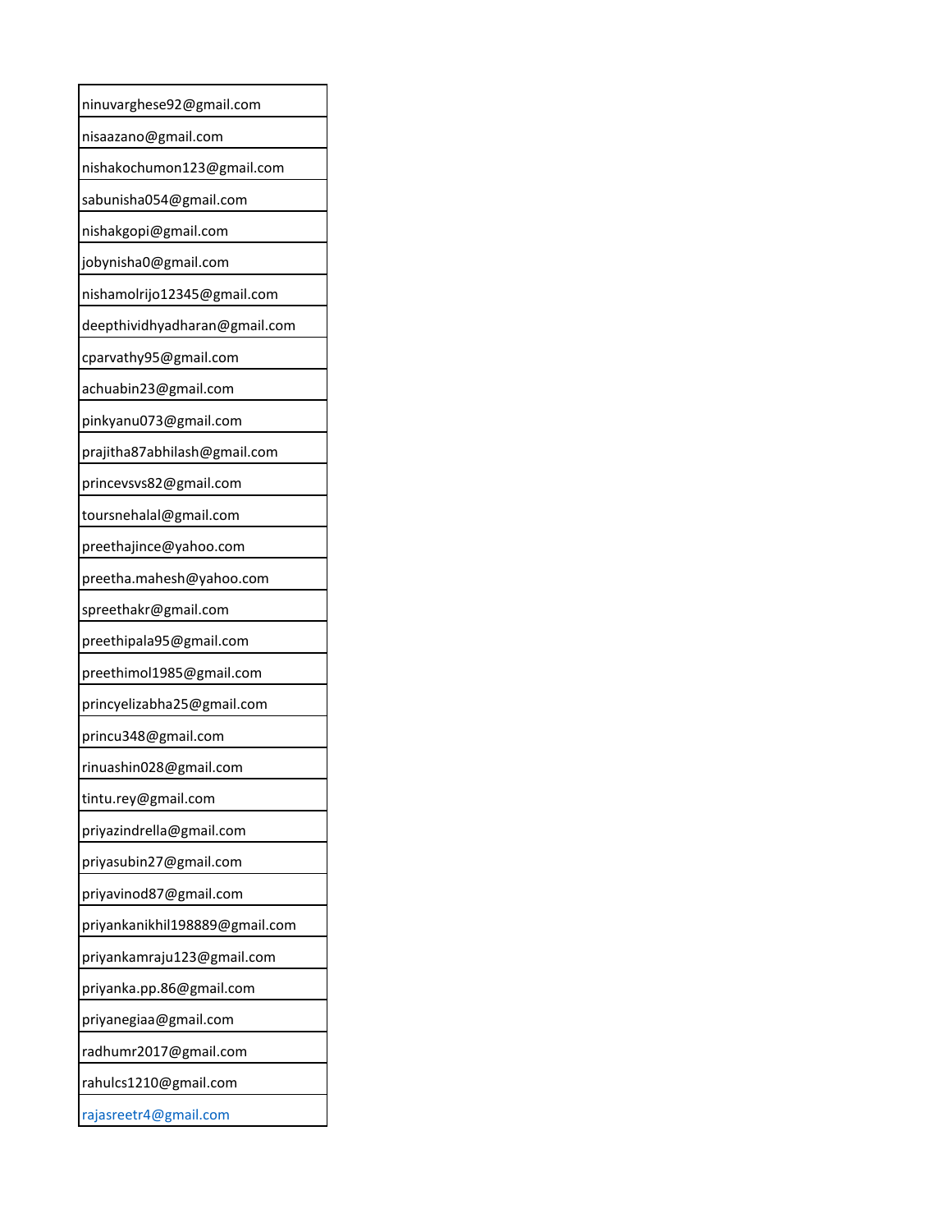| ninuvarghese92@gmail.com |
| --- |
| nisaazano@gmail.com |
| nishakochumon123@gmail.com |
| sabunisha054@gmail.com |
| nishakgopi@gmail.com |
| jobynisha0@gmail.com |
| nishamolrijo12345@gmail.com |
| deepthividhyadharan@gmail.com |
| cparvathy95@gmail.com |
| achuabin23@gmail.com |
| pinkyanu073@gmail.com |
| prajitha87abhilash@gmail.com |
| princevsvs82@gmail.com |
| toursnehalal@gmail.com |
| preethajince@yahoo.com |
| preetha.mahesh@yahoo.com |
| spreethakr@gmail.com |
| preethipala95@gmail.com |
| preethimol1985@gmail.com |
| princyelizabha25@gmail.com |
| princu348@gmail.com |
| rinuashin028@gmail.com |
| tintu.rey@gmail.com |
| priyazindrella@gmail.com |
| priyasubin27@gmail.com |
| priyavinod87@gmail.com |
| priyankanikhil198889@gmail.com |
| priyankamraju123@gmail.com |
| priyanka.pp.86@gmail.com |
| priyanegiaa@gmail.com |
| radhumr2017@gmail.com |
| rahulcs1210@gmail.com |
| rajasreetr4@gmail.com |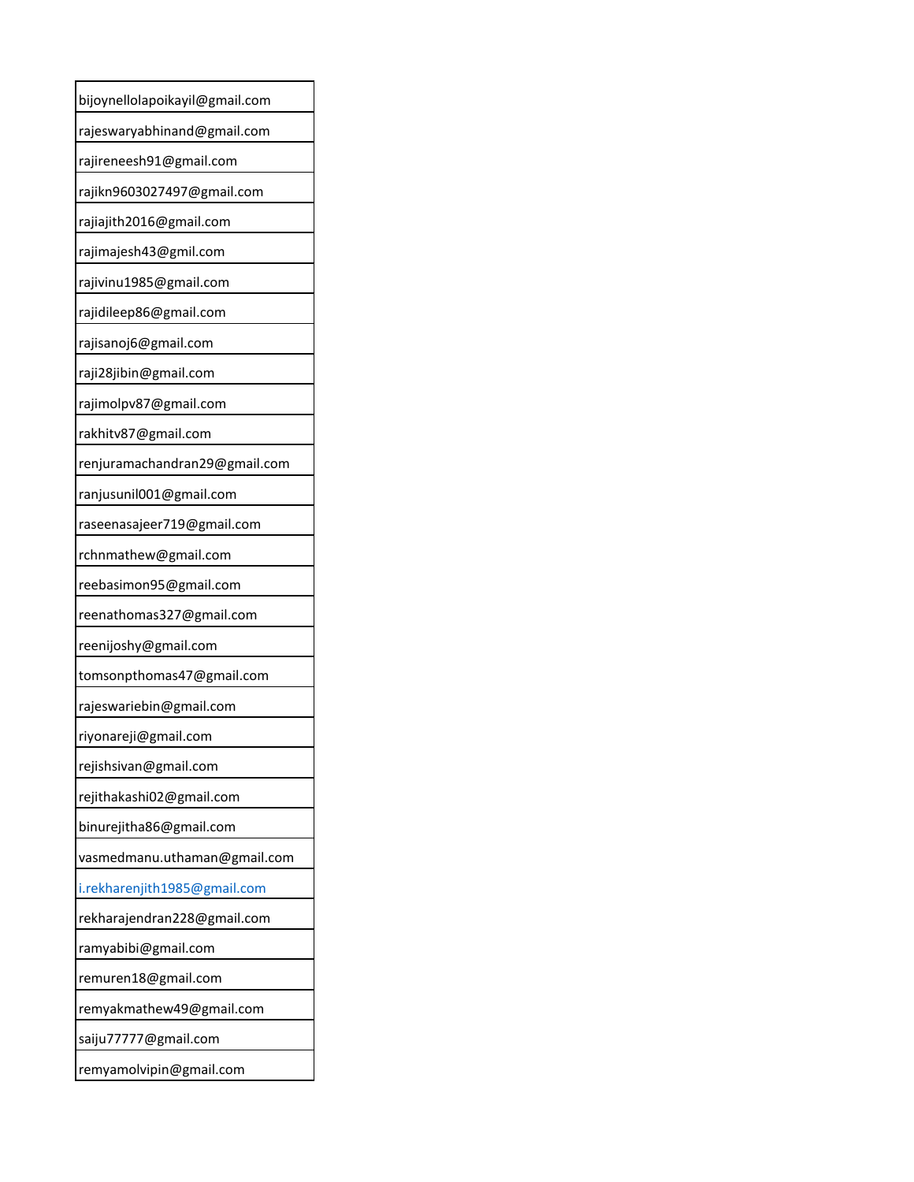| |
|---|
| bijoynellolapoikayil@gmail.com |
| rajeswaryabhinand@gmail.com |
| rajireneesh91@gmail.com |
| rajikn9603027497@gmail.com |
| rajiajith2016@gmail.com |
| rajimajesh43@gmil.com |
| rajivinu1985@gmail.com |
| rajidileep86@gmail.com |
| rajisanoj6@gmail.com |
| raji28jibin@gmail.com |
| rajimolpv87@gmail.com |
| rakhitv87@gmail.com |
| renjuramachandran29@gmail.com |
| ranjusunil001@gmail.com |
| raseenasajeer719@gmail.com |
| rchnmathew@gmail.com |
| reebasimon95@gmail.com |
| reenathomas327@gmail.com |
| reenijoshy@gmail.com |
| tomsonpthomas47@gmail.com |
| rajeswariebin@gmail.com |
| riyonareji@gmail.com |
| rejishsivan@gmail.com |
| rejithakashi02@gmail.com |
| binurejitha86@gmail.com |
| vasmedmanu.uthaman@gmail.com |
| i.rekharenjith1985@gmail.com |
| rekharajendran228@gmail.com |
| ramyabibi@gmail.com |
| remuren18@gmail.com |
| remyakmathew49@gmail.com |
| saiju77777@gmail.com |
| remyamolvipin@gmail.com |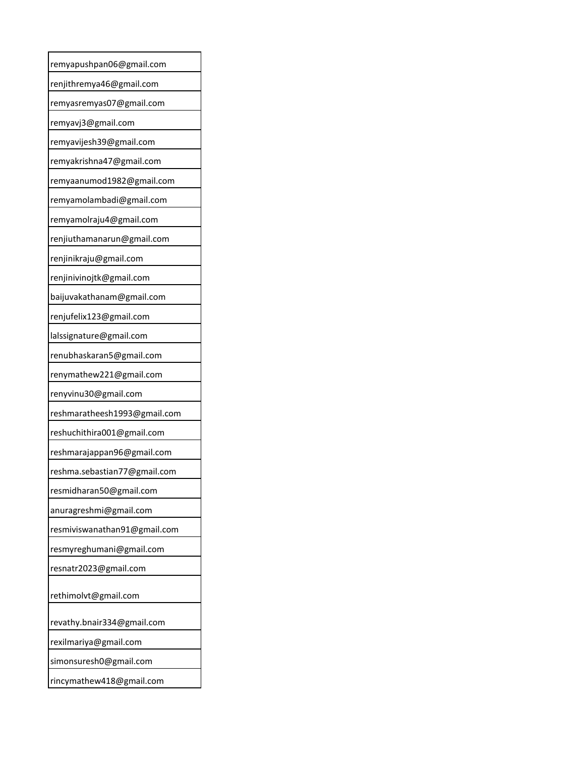| |
|---|
| remyapushpan06@gmail.com |
| renjithremya46@gmail.com |
| remyasremyas07@gmail.com |
| remyavj3@gmail.com |
| remyavijesh39@gmail.com |
| remyakrishna47@gmail.com |
| remyaanumod1982@gmail.com |
| remyamolambadi@gmail.com |
| remyamolraju4@gmail.com |
| renjiuthamanarun@gmail.com |
| renjinikraju@gmail.com |
| renjinivinojtk@gmail.com |
| baijuvakathanam@gmail.com |
| renjufelix123@gmail.com |
| lalssignature@gmail.com |
| renubhaskaran5@gmail.com |
| renymathew221@gmail.com |
| renyvinu30@gmail.com |
| reshmaratheesh1993@gmail.com |
| reshuchithira001@gmail.com |
| reshmarajappan96@gmail.com |
| reshma.sebastian77@gmail.com |
| resmidharan50@gmail.com |
| anuragreshmi@gmail.com |
| resmiviswanathan91@gmail.com |
| resmyreghumani@gmail.com |
| resnatr2023@gmail.com |
| rethimolvt@gmail.com |
| revathy.bnair334@gmail.com |
| rexilmariya@gmail.com |
| simonsuresh0@gmail.com |
| rincymathew418@gmail.com |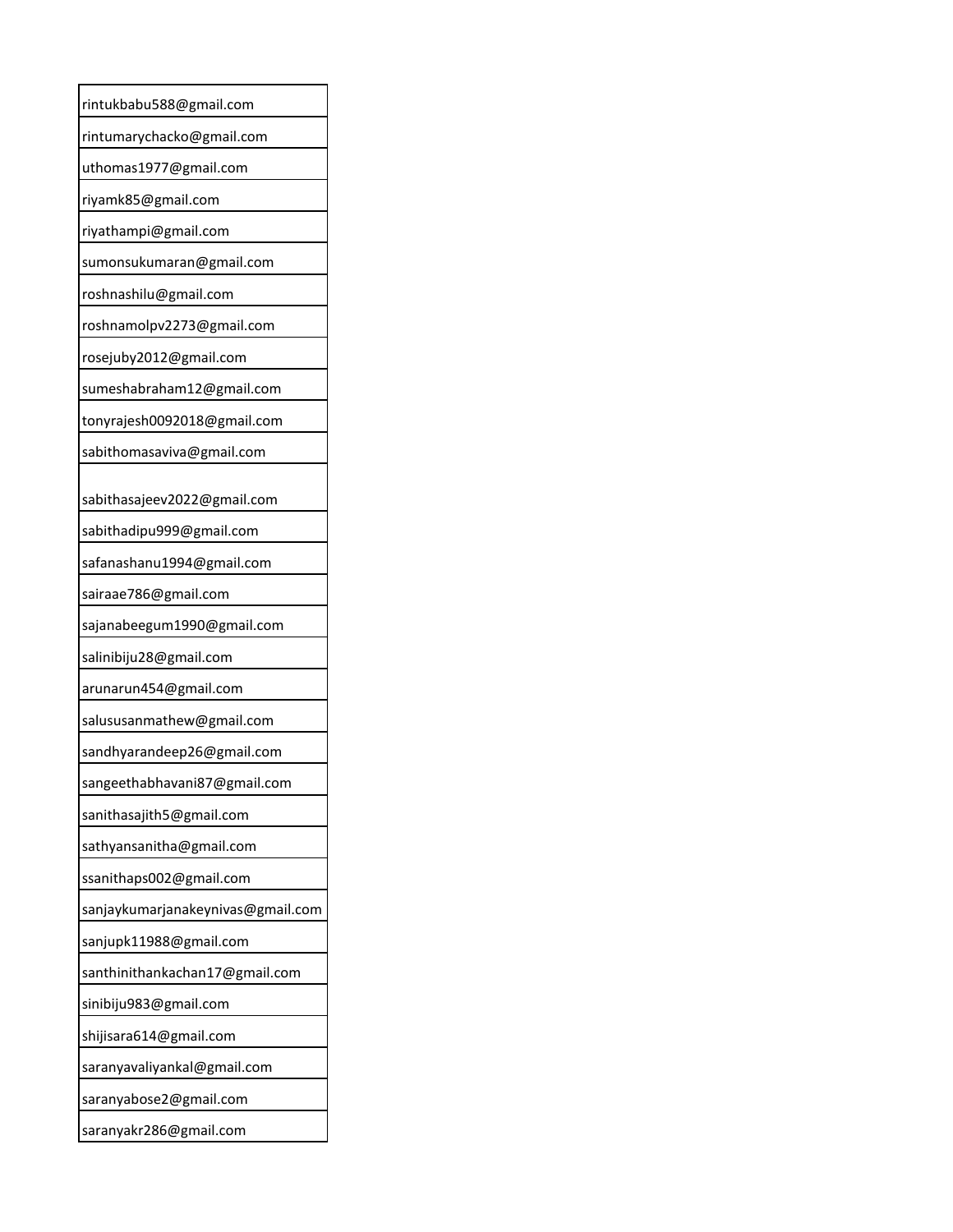| |
|---|
| rintukbabu588@gmail.com |
| rintumarychacko@gmail.com |
| uthomas1977@gmail.com |
| riyamk85@gmail.com |
| riyathampi@gmail.com |
| sumonsukumaran@gmail.com |
| roshnashilu@gmail.com |
| roshnamolpv2273@gmail.com |
| rosejuby2012@gmail.com |
| sumeshabraham12@gmail.com |
| tonyrajesh0092018@gmail.com |
| sabithomasaviva@gmail.com |
| sabithasajeev2022@gmail.com |
| sabithadipu999@gmail.com |
| safanashanu1994@gmail.com |
| sairaae786@gmail.com |
| sajanabeegum1990@gmail.com |
| salinibiju28@gmail.com |
| arunarun454@gmail.com |
| salususanmathew@gmail.com |
| sandhyarandeep26@gmail.com |
| sangeethabhavani87@gmail.com |
| sanithasajith5@gmail.com |
| sathyansanitha@gmail.com |
| ssanithaps002@gmail.com |
| sanjaykumarjanakeynivas@gmail.com |
| sanjupk11988@gmail.com |
| santhinithankachan17@gmail.com |
| sinibiju983@gmail.com |
| shijisara614@gmail.com |
| saranyavaliyankal@gmail.com |
| saranyabose2@gmail.com |
| saranyakr286@gmail.com |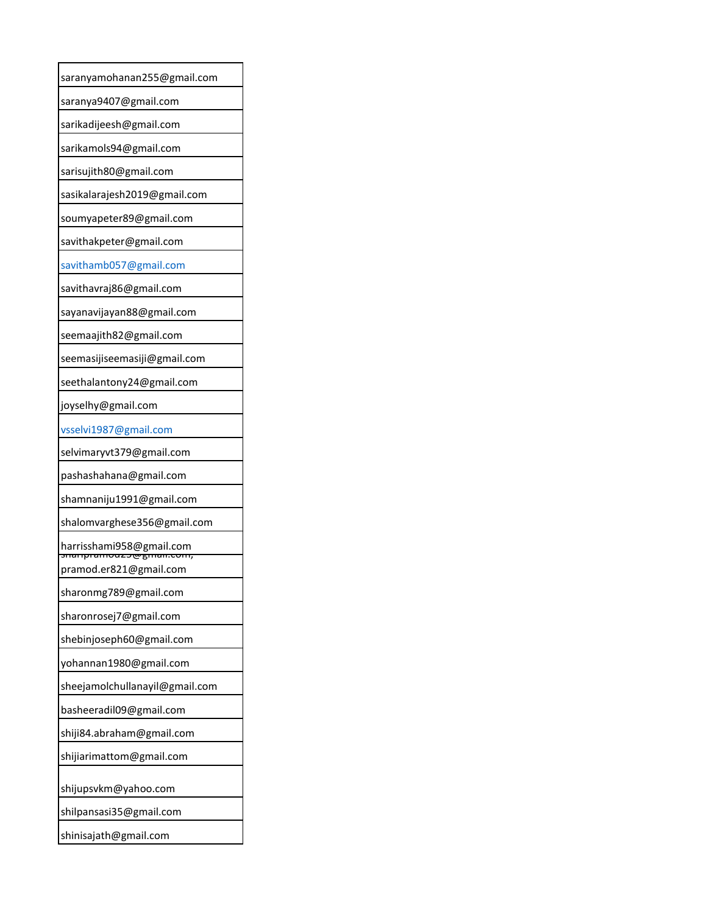| saranyamohanan255@gmail.com |
|---|
| saranya9407@gmail.com |
| sarikadijeesh@gmail.com |
| sarikamols94@gmail.com |
| sarisujith80@gmail.com |
| sasikalarajesh2019@gmail.com |
| soumyapeter89@gmail.com |
| savithakpeter@gmail.com |
| savithamb057@gmail.com |
| savithavraj86@gmail.com |
| sayanavijayan88@gmail.com |
| seemaajith82@gmail.com |
| seemasijiseemasiji@gmail.com |
| seethalantony24@gmail.com |
| joyselhy@gmail.com |
| vsselvi1987@gmail.com |
| selvimaryvt379@gmail.com |
| pashashahana@gmail.com |
| shamnaniju1991@gmail.com |
| shalomvarghese356@gmail.com |
| harrisshami958@gmail.com |
| sharipramod25@gmail.com; pramod.er821@gmail.com |
| sharonmg789@gmail.com |
| sharonrosej7@gmail.com |
| shebinjoseph60@gmail.com |
| yohannan1980@gmail.com |
| sheejamolchullanayil@gmail.com |
| basheeradil09@gmail.com |
| shiji84.abraham@gmail.com |
| shijiarimattom@gmail.com |
| shijupsvkm@yahoo.com |
| shilpansasi35@gmail.com |
| shinisajath@gmail.com |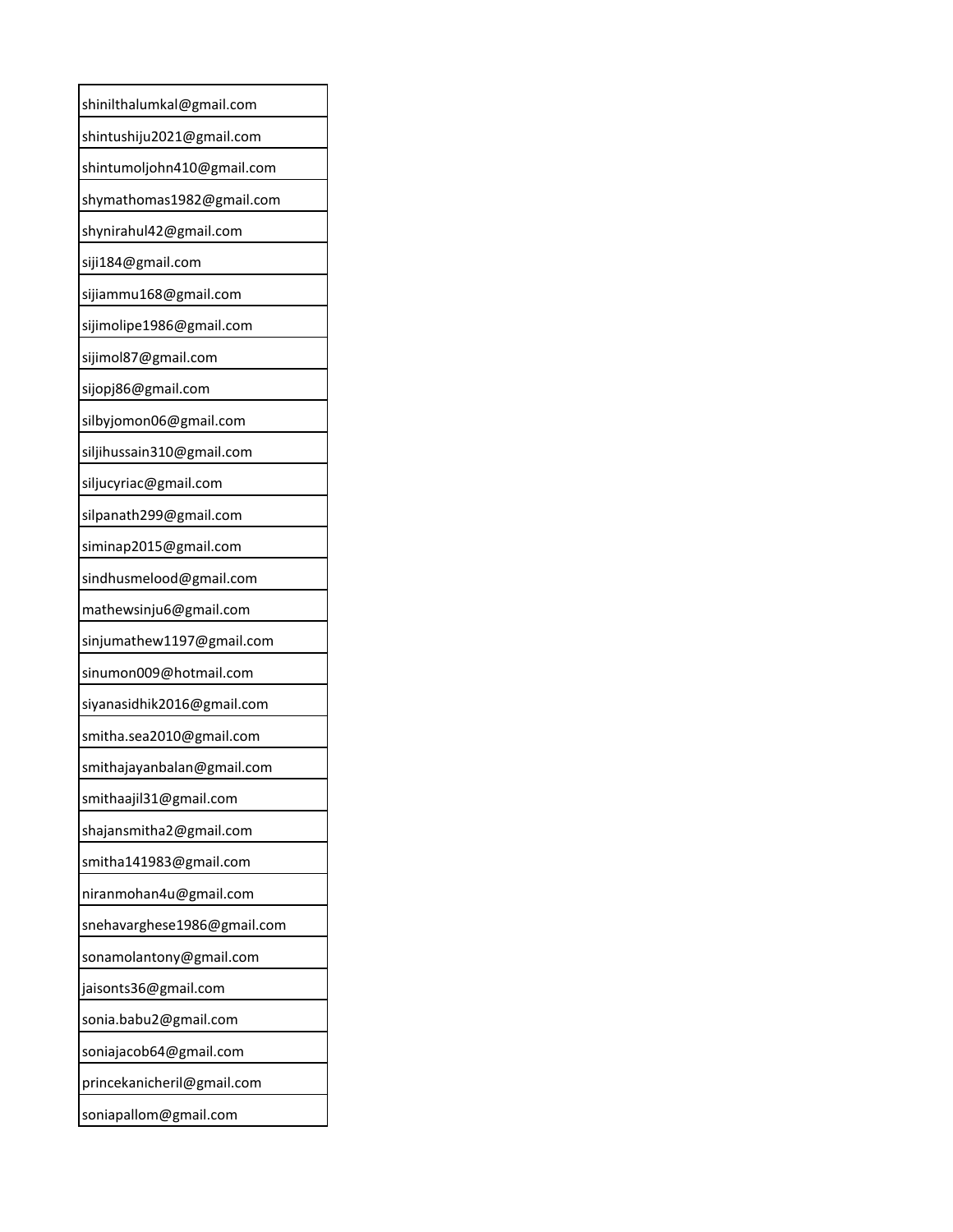| shinilthalumkal@gmail.com |
| --- |
| shintushiju2021@gmail.com |
| shintumoljohn410@gmail.com |
| shymathomas1982@gmail.com |
| shynirahul42@gmail.com |
| siji184@gmail.com |
| sijiammu168@gmail.com |
| sijimolipe1986@gmail.com |
| sijimol87@gmail.com |
| sijopj86@gmail.com |
| silbyjomon06@gmail.com |
| siljihussain310@gmail.com |
| siljucyriac@gmail.com |
| silpanath299@gmail.com |
| siminap2015@gmail.com |
| sindhusmelood@gmail.com |
| mathewsinju6@gmail.com |
| sinjumathew1197@gmail.com |
| sinumon009@hotmail.com |
| siyanasidhik2016@gmail.com |
| smitha.sea2010@gmail.com |
| smithajayanbalan@gmail.com |
| smithaajil31@gmail.com |
| shajansmitha2@gmail.com |
| smitha141983@gmail.com |
| niranmohan4u@gmail.com |
| snehavarghese1986@gmail.com |
| sonamolantony@gmail.com |
| jaisonts36@gmail.com |
| sonia.babu2@gmail.com |
| soniajacob64@gmail.com |
| princekanicheril@gmail.com |
| soniapallom@gmail.com |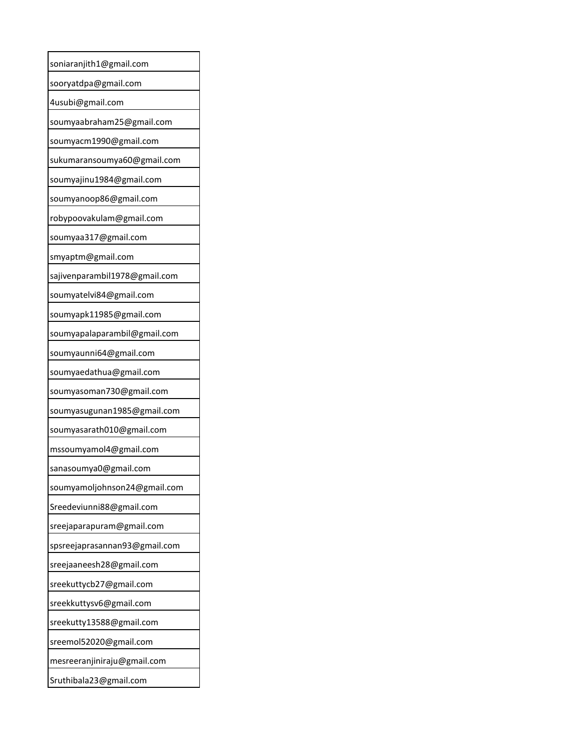| soniaranjith1@gmail.com |
| --- |
| sooryatdpa@gmail.com |
| 4usubi@gmail.com |
| soumyaabraham25@gmail.com |
| soumyacm1990@gmail.com |
| sukumaransoumya60@gmail.com |
| soumyajinu1984@gmail.com |
| soumyanoop86@gmail.com |
| robypoovakulam@gmail.com |
| soumyaa317@gmail.com |
| smyaptm@gmail.com |
| sajivenparambil1978@gmail.com |
| soumyatelvi84@gmail.com |
| soumyapk11985@gmail.com |
| soumyapalaparambil@gmail.com |
| soumyaunni64@gmail.com |
| soumyaedathua@gmail.com |
| soumyasoman730@gmail.com |
| soumyasugunan1985@gmail.com |
| soumyasarath010@gmail.com |
| mssoumyamol4@gmail.com |
| sanasoumya0@gmail.com |
| soumyamoljohnson24@gmail.com |
| Sreedeviunni88@gmail.com |
| sreejaparapuram@gmail.com |
| spsreejaprasannan93@gmail.com |
| sreejaaneesh28@gmail.com |
| sreekuttycb27@gmail.com |
| sreekkuttysv6@gmail.com |
| sreekutty13588@gmail.com |
| sreemol52020@gmail.com |
| mesreeranjiniraju@gmail.com |
| Sruthibala23@gmail.com |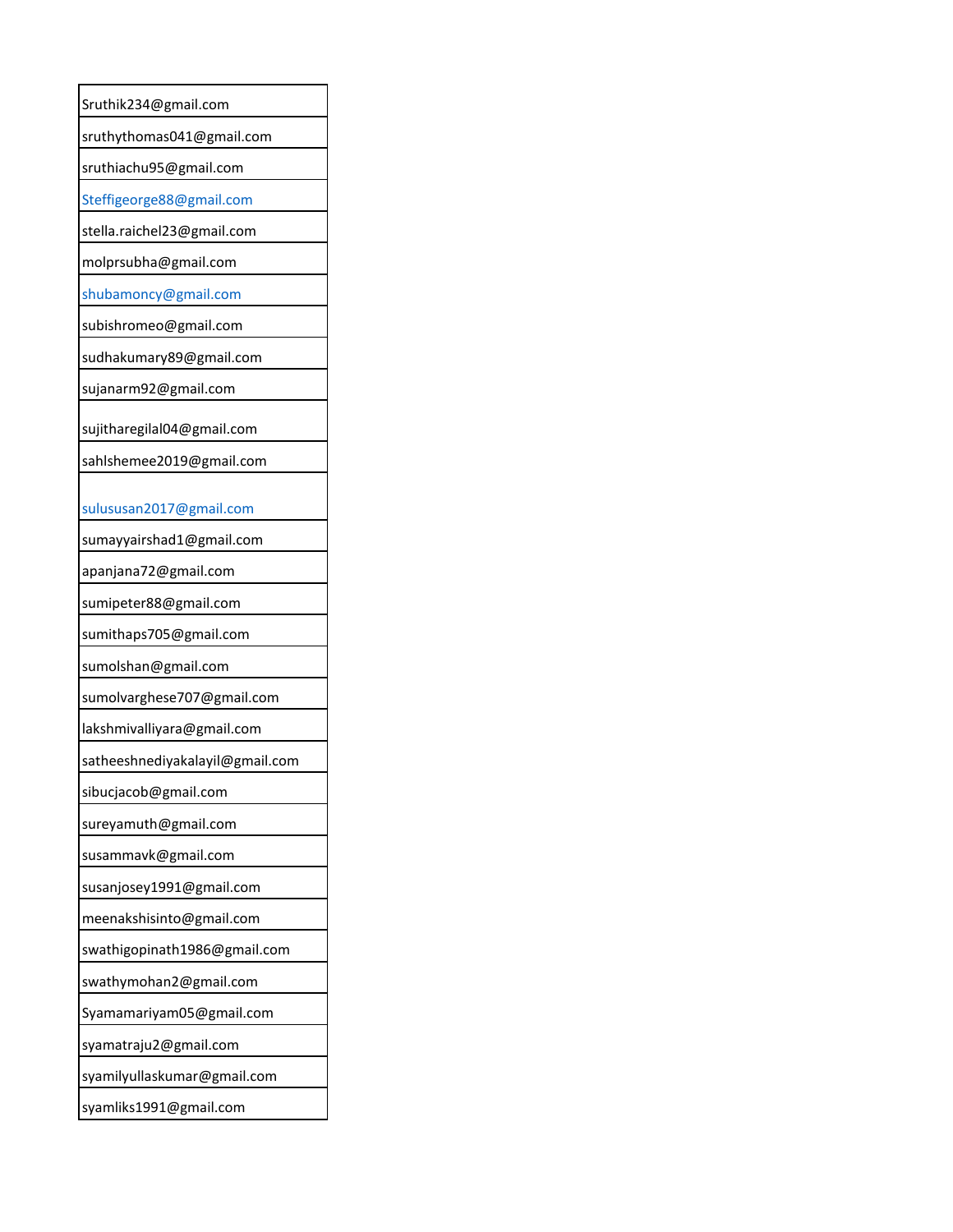| Sruthik234@gmail.com |
|---|
| sruthythomas041@gmail.com |
| sruthiachu95@gmail.com |
| Steffigeorge88@gmail.com |
| stella.raichel23@gmail.com |
| molprsubha@gmail.com |
| shubamoncy@gmail.com |
| subishromeo@gmail.com |
| sudhakumary89@gmail.com |
| sujanarm92@gmail.com |
| sujitharegilal04@gmail.com |
| sahlshemee2019@gmail.com |
| sulususan2017@gmail.com |
| sumayyairshad1@gmail.com |
| apanjana72@gmail.com |
| sumipeter88@gmail.com |
| sumithaps705@gmail.com |
| sumolshan@gmail.com |
| sumolvarghese707@gmail.com |
| lakshmivalliyara@gmail.com |
| satheeshnediyakalayil@gmail.com |
| sibucjacob@gmail.com |
| sureyamuth@gmail.com |
| susammavk@gmail.com |
| susanjosey1991@gmail.com |
| meenakshisinto@gmail.com |
| swathigopinath1986@gmail.com |
| swathymohan2@gmail.com |
| Syamamariyam05@gmail.com |
| syamatraju2@gmail.com |
| syamilyullaskumar@gmail.com |
| syamliks1991@gmail.com |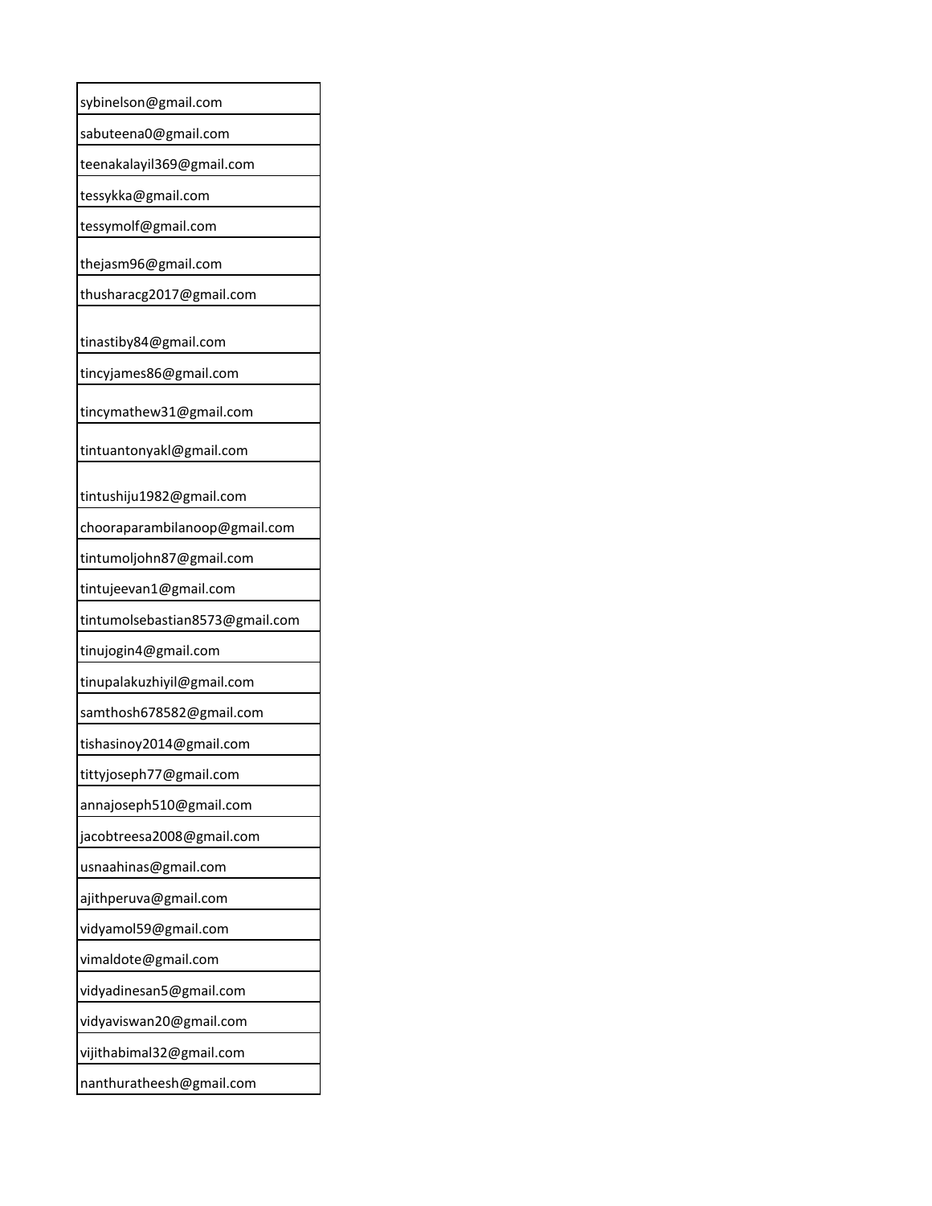sybinelson@gmail.com

sabuteena0@gmail.com

teenakalayil369@gmail.com

tessykka@gmail.com

tessymolf@gmail.com

thejasm96@gmail.com

thusharacg2017@gmail.com

tinastiby84@gmail.com

tincyjames86@gmail.com

tincymathew31@gmail.com

tintuantonyakl@gmail.com

tintushiju1982@gmail.com

chooraparambilanoop@gmail.com

tintumoljohn87@gmail.com

tintujeevan1@gmail.com

tintumolsebastian8573@gmail.com

tinujogin4@gmail.com

tinupalakuzhiyil@gmail.com

samthosh678582@gmail.com

tishasinoy2014@gmail.com

tittyjoseph77@gmail.com

annajoseph510@gmail.com

jacobtreesa2008@gmail.com

usnaahinas@gmail.com

ajithperuva@gmail.com

vidyamol59@gmail.com

vimaldote@gmail.com

vidyadinesan5@gmail.com

vidyaviswan20@gmail.com

vijithabimal32@gmail.com

nanthuratheesh@gmail.com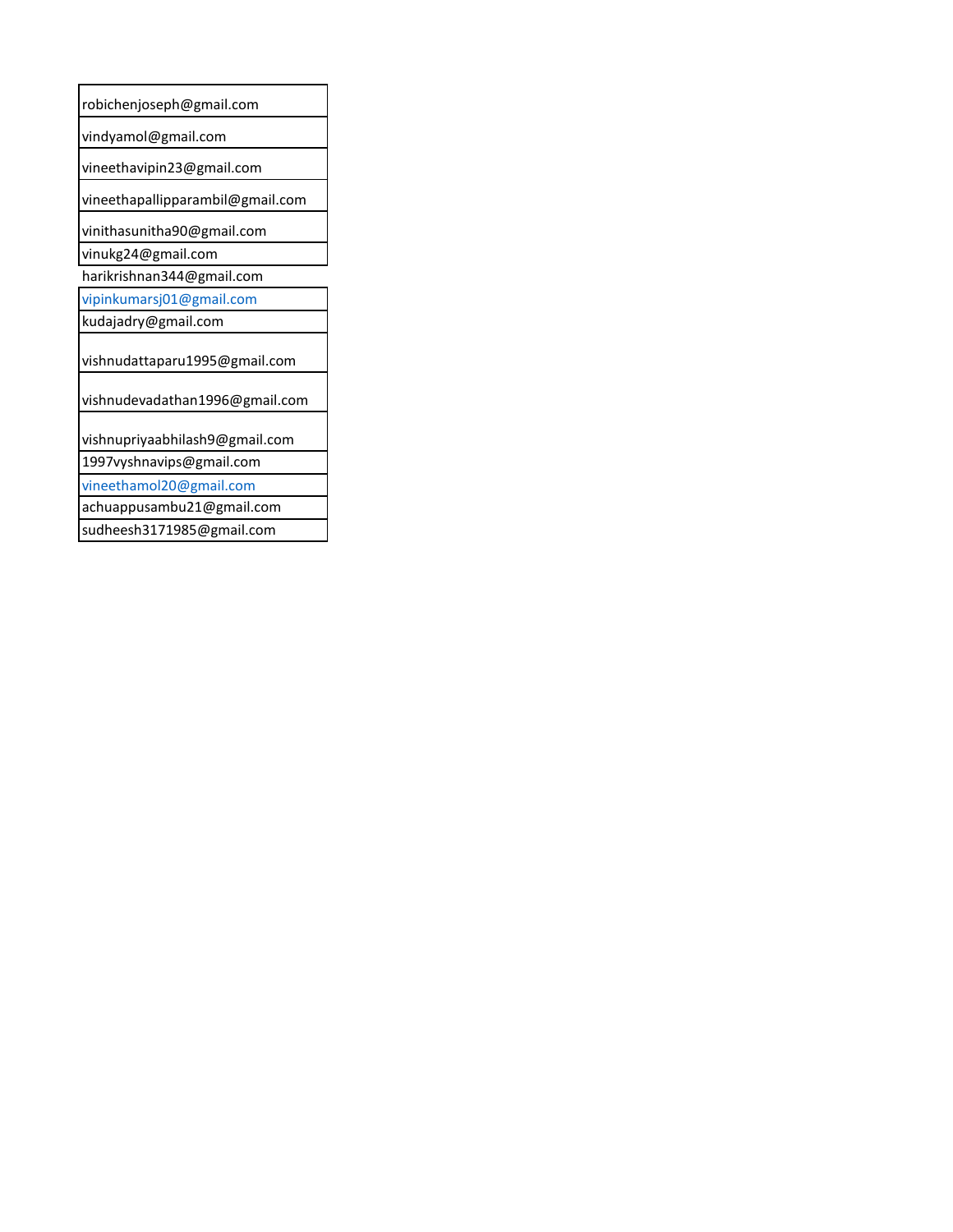| |
|---|
| robichenjoseph@gmail.com |
| vindyamol@gmail.com |
| vineethavipin23@gmail.com |
| vineethapallipparambil@gmail.com |
| vinithasunitha90@gmail.com |
| vinukg24@gmail.com |
| harikrishnan344@gmail.com |
| vipinkumarsj01@gmail.com |
| kudajadry@gmail.com |
| vishnudattaparu1995@gmail.com |
| vishnudevadathan1996@gmail.com |
| vishnupriyaabhilash9@gmail.com |
| 1997vyshnavips@gmail.com |
| vineethamol20@gmail.com |
| achuappusambu21@gmail.com |
| sudheesh3171985@gmail.com |